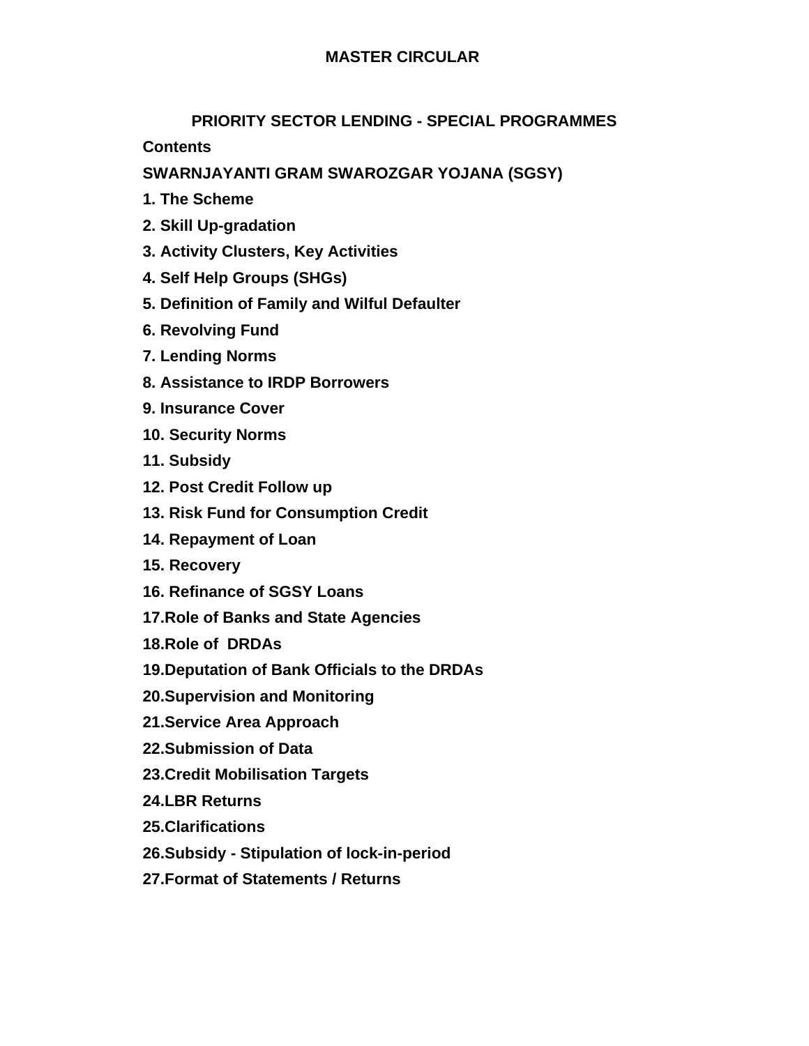# MASTER CIRCULAR

## PRIORITY SECTOR LENDING - SPECIAL PROGRAMMES

**Contents**

**SWARNJAYANTI GRAM SWAROZGAR YOJANA (SGSY)**

**1. The Scheme**

**2. Skill Up-gradation**

**3. Activity Clusters, Key Activities**

**4. Self Help Groups (SHGs)**

**5. Definition of Family and Wilful Defaulter**

**6. Revolving Fund**

**7. Lending Norms**

**8. Assistance to IRDP Borrowers**

**9. Insurance Cover**

**10. Security Norms**

**11. Subsidy**

**12. Post Credit Follow up**

**13. Risk Fund for Consumption Credit**

**14. Repayment of Loan**

**15. Recovery**

**16. Refinance of SGSY Loans**

**17.Role of Banks and State Agencies**

**18.Role of DRDAs**

**19.Deputation of Bank Officials to the DRDAs**

**20.Supervision and Monitoring**

**21.Service Area Approach**

**22.Submission of Data**

**23.Credit Mobilisation Targets**

**24.LBR Returns**

**25.Clarifications**

**26.Subsidy - Stipulation of lock-in-period**

**27.Format of Statements / Returns**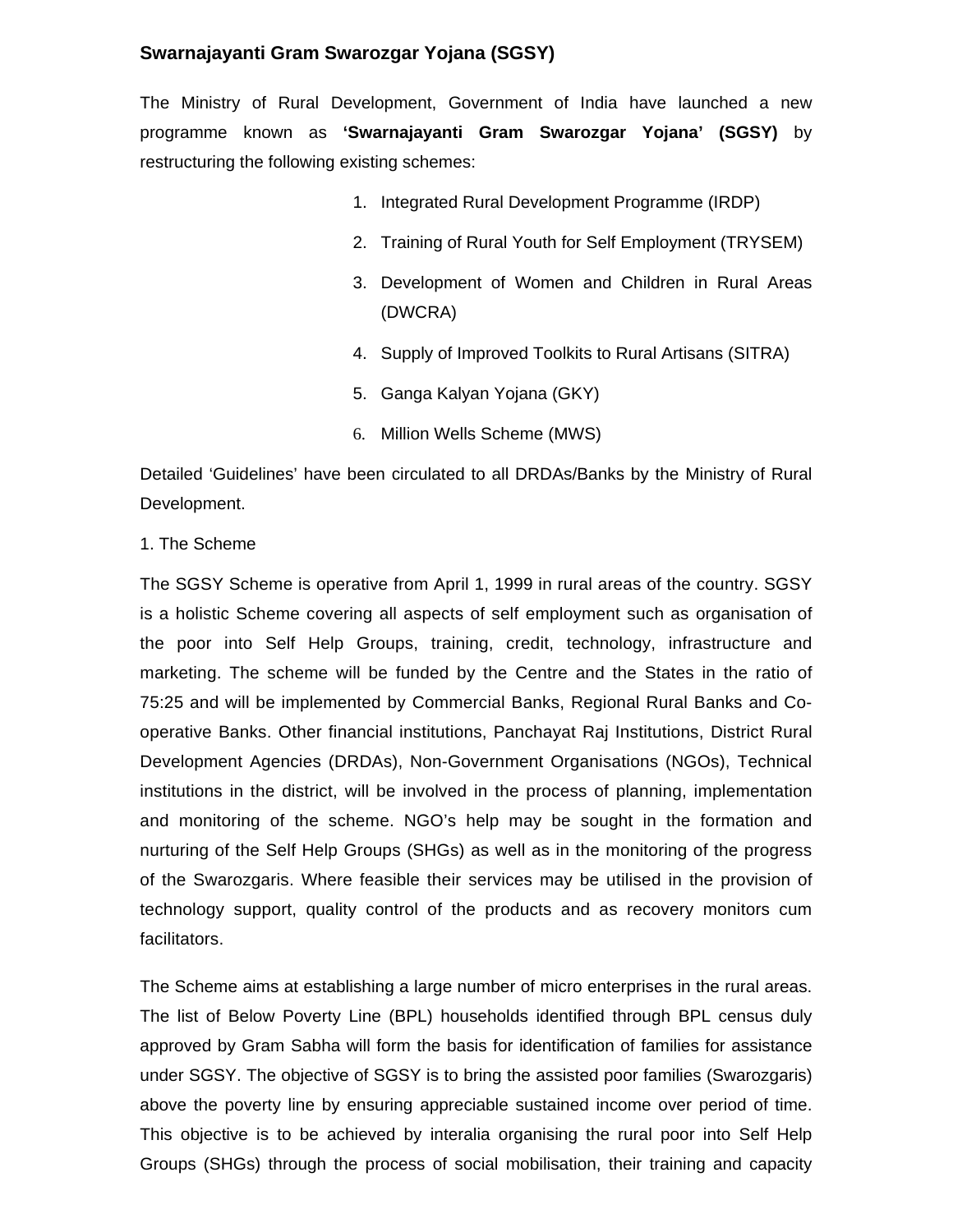## Swarnajayanti Gram Swarozgar Yojana (SGSY)

The Ministry of Rural Development, Government of India have launched a new programme known as **'Swarnajayanti Gram Swarozgar Yojana' (SGSY)** by restructuring the following existing schemes:

1. Integrated Rural Development Programme (IRDP)
2. Training of Rural Youth for Self Employment (TRYSEM)
3. Development of Women and Children in Rural Areas (DWCRA)
4. Supply of Improved Toolkits to Rural Artisans (SITRA)
5. Ganga Kalyan Yojana (GKY)
6. Million Wells Scheme (MWS)

Detailed 'Guidelines' have been circulated to all DRDAs/Banks by the Ministry of Rural Development.

1. The Scheme

The SGSY Scheme is operative from April 1, 1999 in rural areas of the country. SGSY is a holistic Scheme covering all aspects of self employment such as organisation of the poor into Self Help Groups, training, credit, technology, infrastructure and marketing. The scheme will be funded by the Centre and the States in the ratio of 75:25 and will be implemented by Commercial Banks, Regional Rural Banks and Co-operative Banks. Other financial institutions, Panchayat Raj Institutions, District Rural Development Agencies (DRDAs), Non-Government Organisations (NGOs), Technical institutions in the district, will be involved in the process of planning, implementation and monitoring of the scheme. NGO's help may be sought in the formation and nurturing of the Self Help Groups (SHGs) as well as in the monitoring of the progress of the Swarozgaris. Where feasible their services may be utilised in the provision of technology support, quality control of the products and as recovery monitors cum facilitators.

The Scheme aims at establishing a large number of micro enterprises in the rural areas. The list of Below Poverty Line (BPL) households identified through BPL census duly approved by Gram Sabha will form the basis for identification of families for assistance under SGSY. The objective of SGSY is to bring the assisted poor families (Swarozgaris) above the poverty line by ensuring appreciable sustained income over period of time. This objective is to be achieved by interalia organising the rural poor into Self Help Groups (SHGs) through the process of social mobilisation, their training and capacity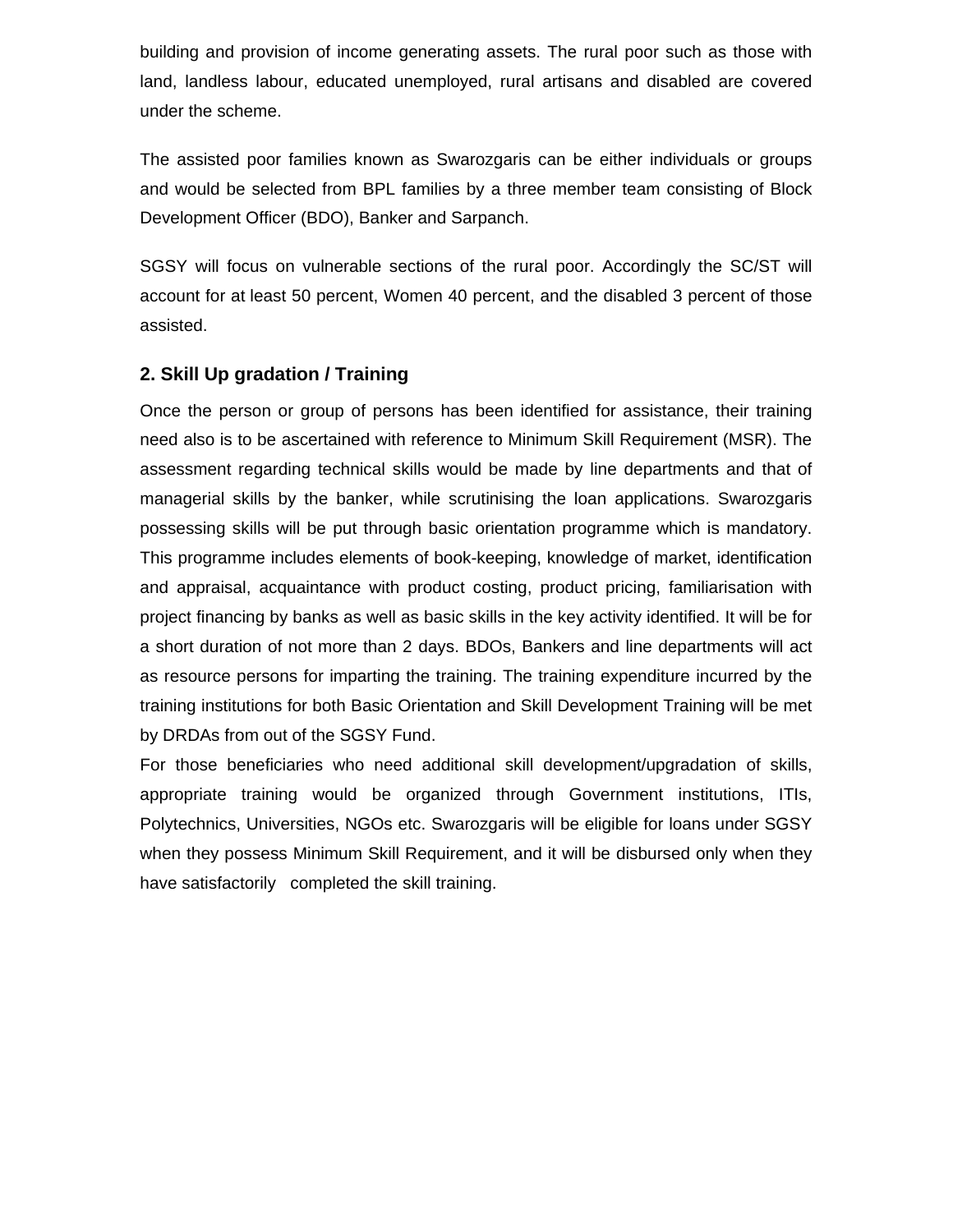building and provision of income generating assets. The rural poor such as those with land, landless labour, educated unemployed, rural artisans and disabled are covered under the scheme.

The assisted poor families known as Swarozgaris can be either individuals or groups and would be selected from BPL families by a three member team consisting of Block Development Officer (BDO), Banker and Sarpanch.

SGSY will focus on vulnerable sections of the rural poor. Accordingly the SC/ST will account for at least 50 percent, Women 40 percent, and the disabled 3 percent of those assisted.

### 2. Skill Up gradation / Training

Once the person or group of persons has been identified for assistance, their training need also is to be ascertained with reference to Minimum Skill Requirement (MSR). The assessment regarding technical skills would be made by line departments and that of managerial skills by the banker, while scrutinising the loan applications. Swarozgaris possessing skills will be put through basic orientation programme which is mandatory. This programme includes elements of book-keeping, knowledge of market, identification and appraisal, acquaintance with product costing, product pricing, familiarisation with project financing by banks as well as basic skills in the key activity identified. It will be for a short duration of not more than 2 days. BDOs, Bankers and line departments will act as resource persons for imparting the training. The training expenditure incurred by the training institutions for both Basic Orientation and Skill Development Training will be met by DRDAs from out of the SGSY Fund.

For those beneficiaries who need additional skill development/upgradation of skills, appropriate training would be organized through Government institutions, ITIs, Polytechnics, Universities, NGOs etc. Swarozgaris will be eligible for loans under SGSY when they possess Minimum Skill Requirement, and it will be disbursed only when they have satisfactorily completed the skill training.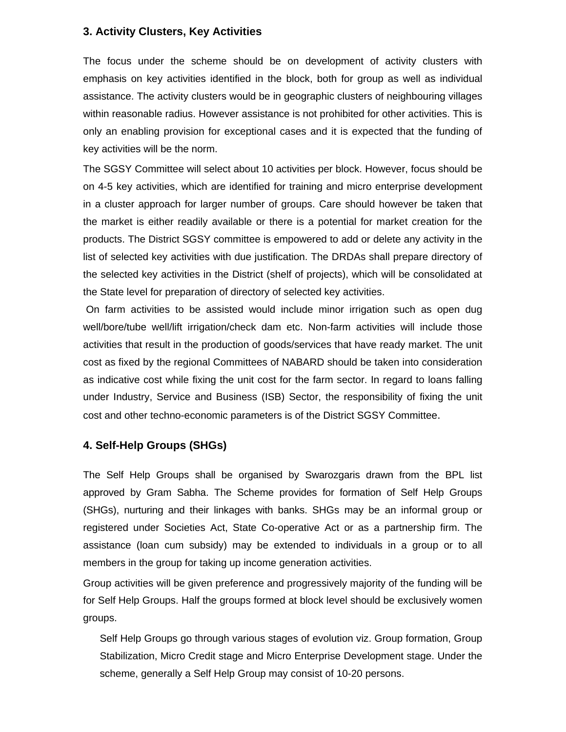## 3. Activity Clusters, Key Activities

The focus under the scheme should be on development of activity clusters with emphasis on key activities identified in the block, both for group as well as individual assistance. The activity clusters would be in geographic clusters of neighbouring villages within reasonable radius. However assistance is not prohibited for other activities. This is only an enabling provision for exceptional cases and it is expected that the funding of key activities will be the norm.

The SGSY Committee will select about 10 activities per block. However, focus should be on 4-5 key activities, which are identified for training and micro enterprise development in a cluster approach for larger number of groups. Care should however be taken that the market is either readily available or there is a potential for market creation for the products. The District SGSY committee is empowered to add or delete any activity in the list of selected key activities with due justification. The DRDAs shall prepare directory of the selected key activities in the District (shelf of projects), which will be consolidated at the State level for preparation of directory of selected key activities.

On farm activities to be assisted would include minor irrigation such as open dug well/bore/tube well/lift irrigation/check dam etc. Non-farm activities will include those activities that result in the production of goods/services that have ready market. The unit cost as fixed by the regional Committees of NABARD should be taken into consideration as indicative cost while fixing the unit cost for the farm sector. In regard to loans falling under Industry, Service and Business (ISB) Sector, the responsibility of fixing the unit cost and other techno-economic parameters is of the District SGSY Committee.

## 4. Self-Help Groups (SHGs)

The Self Help Groups shall be organised by Swarozgaris drawn from the BPL list approved by Gram Sabha. The Scheme provides for formation of Self Help Groups (SHGs), nurturing and their linkages with banks. SHGs may be an informal group or registered under Societies Act, State Co-operative Act or as a partnership firm. The assistance (loan cum subsidy) may be extended to individuals in a group or to all members in the group for taking up income generation activities.

Group activities will be given preference and progressively majority of the funding will be for Self Help Groups. Half the groups formed at block level should be exclusively women groups.

Self Help Groups go through various stages of evolution viz. Group formation, Group Stabilization, Micro Credit stage and Micro Enterprise Development stage. Under the scheme, generally a Self Help Group may consist of 10-20 persons.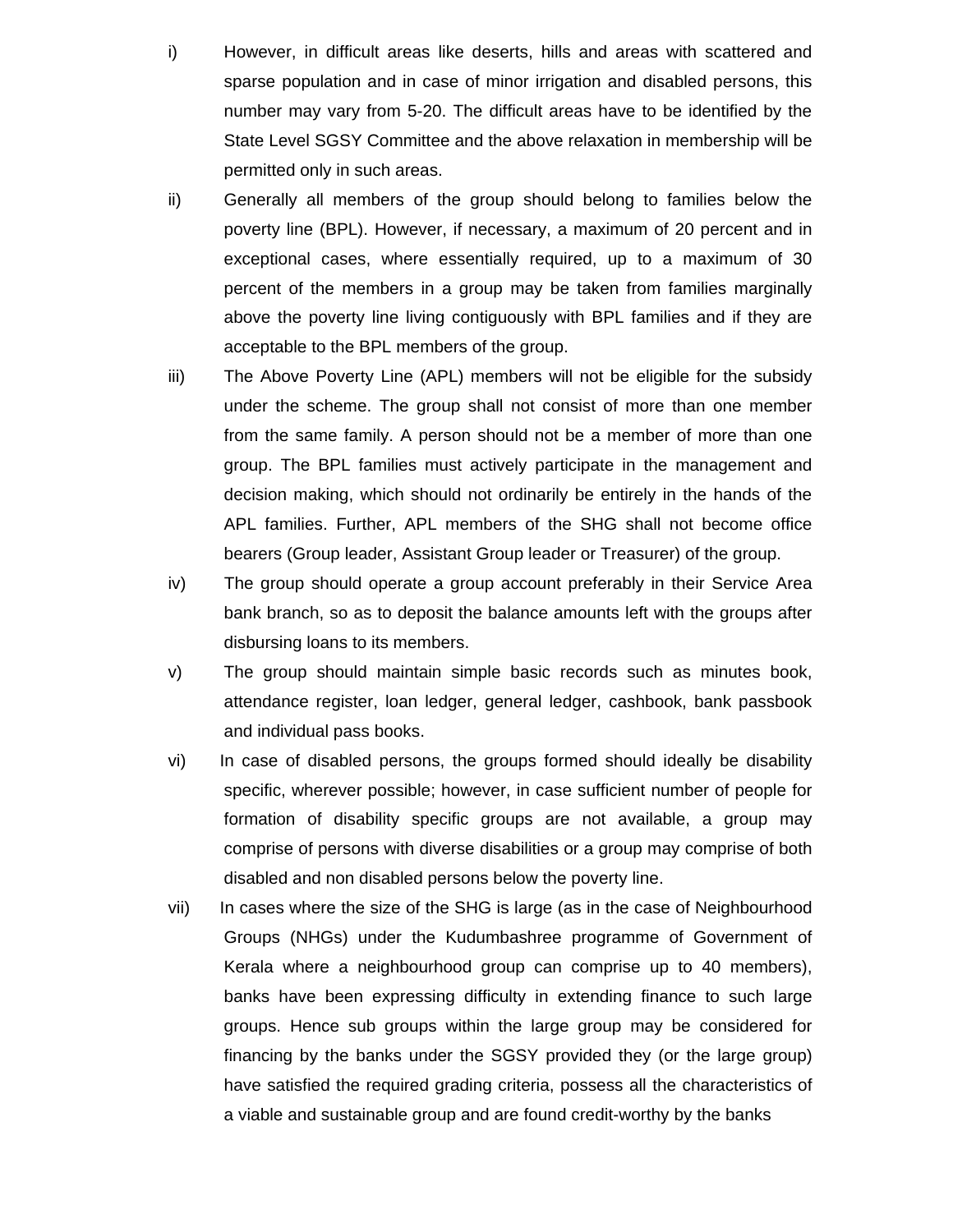i) However, in difficult areas like deserts, hills and areas with scattered and sparse population and in case of minor irrigation and disabled persons, this number may vary from 5-20. The difficult areas have to be identified by the State Level SGSY Committee and the above relaxation in membership will be permitted only in such areas.

ii) Generally all members of the group should belong to families below the poverty line (BPL). However, if necessary, a maximum of 20 percent and in exceptional cases, where essentially required, up to a maximum of 30 percent of the members in a group may be taken from families marginally above the poverty line living contiguously with BPL families and if they are acceptable to the BPL members of the group.

iii) The Above Poverty Line (APL) members will not be eligible for the subsidy under the scheme. The group shall not consist of more than one member from the same family. A person should not be a member of more than one group. The BPL families must actively participate in the management and decision making, which should not ordinarily be entirely in the hands of the APL families. Further, APL members of the SHG shall not become office bearers (Group leader, Assistant Group leader or Treasurer) of the group.

iv) The group should operate a group account preferably in their Service Area bank branch, so as to deposit the balance amounts left with the groups after disbursing loans to its members.

v) The group should maintain simple basic records such as minutes book, attendance register, loan ledger, general ledger, cashbook, bank passbook and individual pass books.

vi) In case of disabled persons, the groups formed should ideally be disability specific, wherever possible; however, in case sufficient number of people for formation of disability specific groups are not available, a group may comprise of persons with diverse disabilities or a group may comprise of both disabled and non disabled persons below the poverty line.

vii) In cases where the size of the SHG is large (as in the case of Neighbourhood Groups (NHGs) under the Kudumbashree programme of Government of Kerala where a neighbourhood group can comprise up to 40 members), banks have been expressing difficulty in extending finance to such large groups. Hence sub groups within the large group may be considered for financing by the banks under the SGSY provided they (or the large group) have satisfied the required grading criteria, possess all the characteristics of a viable and sustainable group and are found credit-worthy by the banks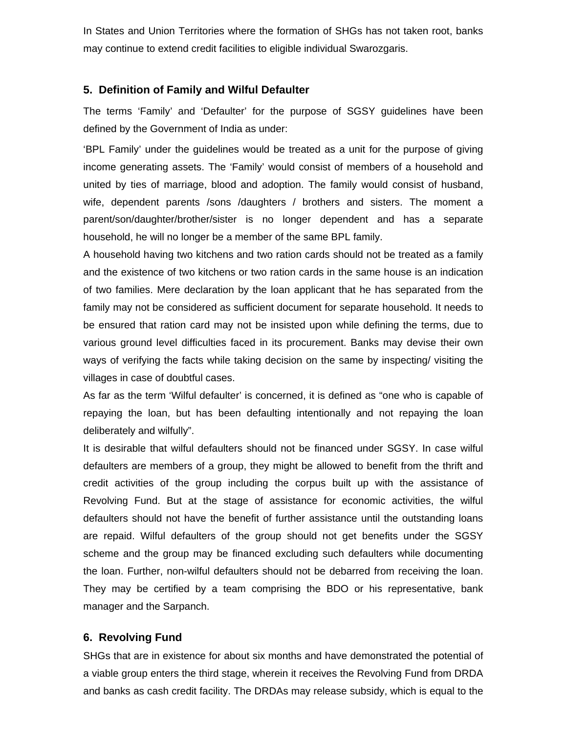In States and Union Territories where the formation of SHGs has not taken root, banks may continue to extend credit facilities to eligible individual Swarozgaris.

## 5. Definition of Family and Wilful Defaulter

The terms 'Family' and 'Defaulter' for the purpose of SGSY guidelines have been defined by the Government of India as under:

'BPL Family' under the guidelines would be treated as a unit for the purpose of giving income generating assets. The 'Family' would consist of members of a household and united by ties of marriage, blood and adoption. The family would consist of husband, wife, dependent parents /sons /daughters / brothers and sisters. The moment a parent/son/daughter/brother/sister is no longer dependent and has a separate household, he will no longer be a member of the same BPL family.

A household having two kitchens and two ration cards should not be treated as a family and the existence of two kitchens or two ration cards in the same house is an indication of two families. Mere declaration by the loan applicant that he has separated from the family may not be considered as sufficient document for separate household. It needs to be ensured that ration card may not be insisted upon while defining the terms, due to various ground level difficulties faced in its procurement. Banks may devise their own ways of verifying the facts while taking decision on the same by inspecting/ visiting the villages in case of doubtful cases.

As far as the term 'Wilful defaulter' is concerned, it is defined as "one who is capable of repaying the loan, but has been defaulting intentionally and not repaying the loan deliberately and wilfully".

It is desirable that wilful defaulters should not be financed under SGSY. In case wilful defaulters are members of a group, they might be allowed to benefit from the thrift and credit activities of the group including the corpus built up with the assistance of Revolving Fund. But at the stage of assistance for economic activities, the wilful defaulters should not have the benefit of further assistance until the outstanding loans are repaid. Wilful defaulters of the group should not get benefits under the SGSY scheme and the group may be financed excluding such defaulters while documenting the loan. Further, non-wilful defaulters should not be debarred from receiving the loan. They may be certified by a team comprising the BDO or his representative, bank manager and the Sarpanch.

## 6. Revolving Fund

SHGs that are in existence for about six months and have demonstrated the potential of a viable group enters the third stage, wherein it receives the Revolving Fund from DRDA and banks as cash credit facility. The DRDAs may release subsidy, which is equal to the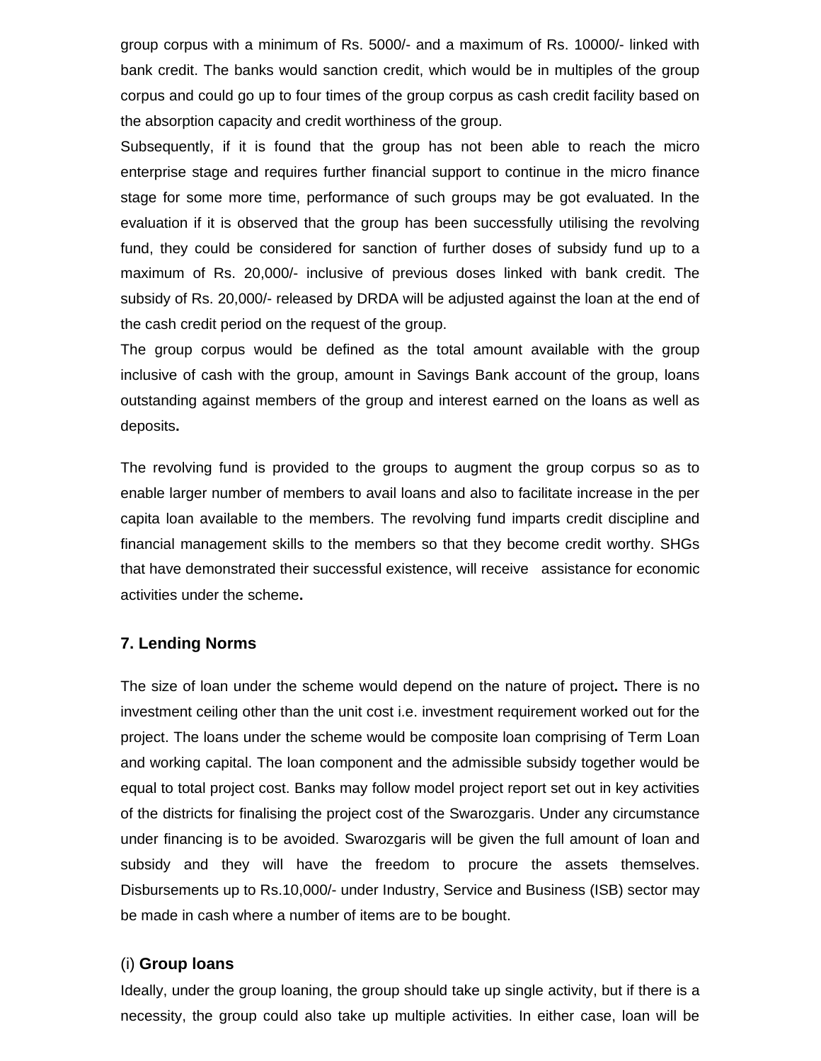group corpus with a minimum of Rs. 5000/- and a maximum of Rs. 10000/- linked with bank credit. The banks would sanction credit, which would be in multiples of the group corpus and could go up to four times of the group corpus as cash credit facility based on the absorption capacity and credit worthiness of the group.

Subsequently, if it is found that the group has not been able to reach the micro enterprise stage and requires further financial support to continue in the micro finance stage for some more time, performance of such groups may be got evaluated. In the evaluation if it is observed that the group has been successfully utilising the revolving fund, they could be considered for sanction of further doses of subsidy fund up to a maximum of Rs. 20,000/- inclusive of previous doses linked with bank credit. The subsidy of Rs. 20,000/- released by DRDA will be adjusted against the loan at the end of the cash credit period on the request of the group.

The group corpus would be defined as the total amount available with the group inclusive of cash with the group, amount in Savings Bank account of the group, loans outstanding against members of the group and interest earned on the loans as well as deposits.

The revolving fund is provided to the groups to augment the group corpus so as to enable larger number of members to avail loans and also to facilitate increase in the per capita loan available to the members. The revolving fund imparts credit discipline and financial management skills to the members so that they become credit worthy. SHGs that have demonstrated their successful existence, will receive assistance for economic activities under the scheme.

### 7. Lending Norms

The size of loan under the scheme would depend on the nature of project. There is no investment ceiling other than the unit cost i.e. investment requirement worked out for the project. The loans under the scheme would be composite loan comprising of Term Loan and working capital. The loan component and the admissible subsidy together would be equal to total project cost. Banks may follow model project report set out in key activities of the districts for finalising the project cost of the Swarozgaris. Under any circumstance under financing is to be avoided. Swarozgaris will be given the full amount of loan and subsidy and they will have the freedom to procure the assets themselves. Disbursements up to Rs.10,000/- under Industry, Service and Business (ISB) sector may be made in cash where a number of items are to be bought.

#### (i) **Group loans**

Ideally, under the group loaning, the group should take up single activity, but if there is a necessity, the group could also take up multiple activities. In either case, loan will be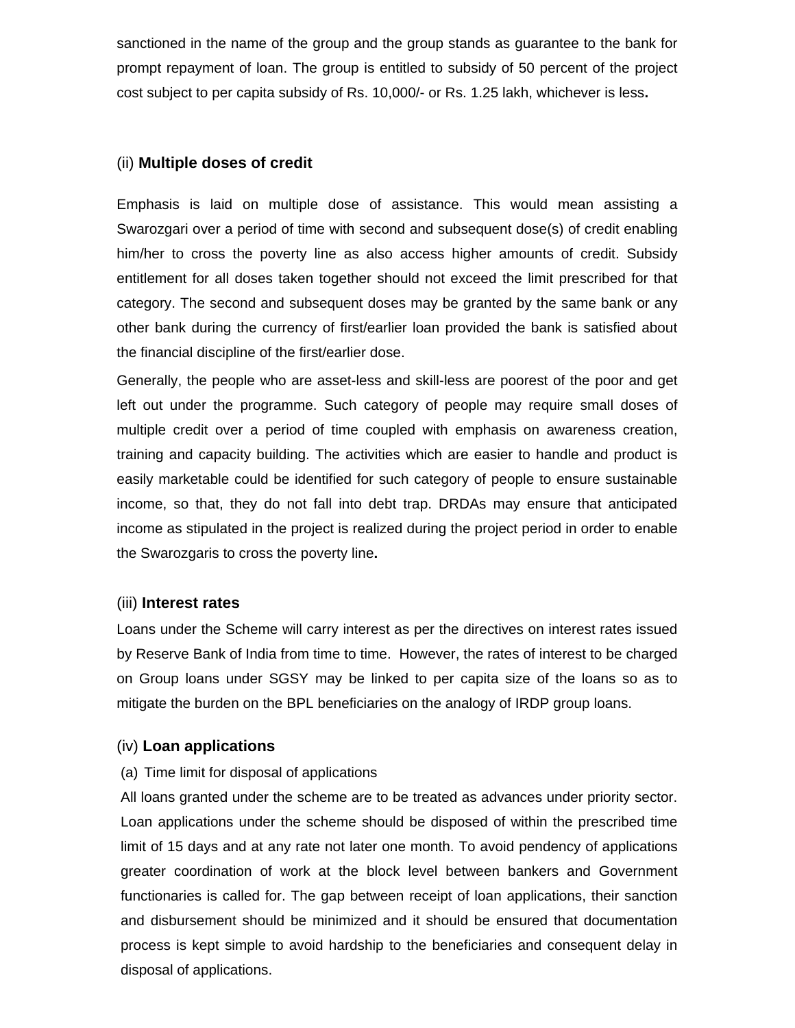sanctioned in the name of the group and the group stands as guarantee to the bank for prompt repayment of loan. The group is entitled to subsidy of 50 percent of the project cost subject to per capita subsidy of Rs. 10,000/- or Rs. 1.25 lakh, whichever is less**.**

### (ii) **Multiple doses of credit**

Emphasis is laid on multiple dose of assistance. This would mean assisting a Swarozgari over a period of time with second and subsequent dose(s) of credit enabling him/her to cross the poverty line as also access higher amounts of credit. Subsidy entitlement for all doses taken together should not exceed the limit prescribed for that category. The second and subsequent doses may be granted by the same bank or any other bank during the currency of first/earlier loan provided the bank is satisfied about the financial discipline of the first/earlier dose.

Generally, the people who are asset-less and skill-less are poorest of the poor and get left out under the programme. Such category of people may require small doses of multiple credit over a period of time coupled with emphasis on awareness creation, training and capacity building. The activities which are easier to handle and product is easily marketable could be identified for such category of people to ensure sustainable income, so that, they do not fall into debt trap. DRDAs may ensure that anticipated income as stipulated in the project is realized during the project period in order to enable the Swarozgaris to cross the poverty line**.**

### (iii) **Interest rates**

Loans under the Scheme will carry interest as per the directives on interest rates issued by Reserve Bank of India from time to time. However, the rates of interest to be charged on Group loans under SGSY may be linked to per capita size of the loans so as to mitigate the burden on the BPL beneficiaries on the analogy of IRDP group loans.

### (iv) **Loan applications**

(a) Time limit for disposal of applications

All loans granted under the scheme are to be treated as advances under priority sector. Loan applications under the scheme should be disposed of within the prescribed time limit of 15 days and at any rate not later one month. To avoid pendency of applications greater coordination of work at the block level between bankers and Government functionaries is called for. The gap between receipt of loan applications, their sanction and disbursement should be minimized and it should be ensured that documentation process is kept simple to avoid hardship to the beneficiaries and consequent delay in disposal of applications.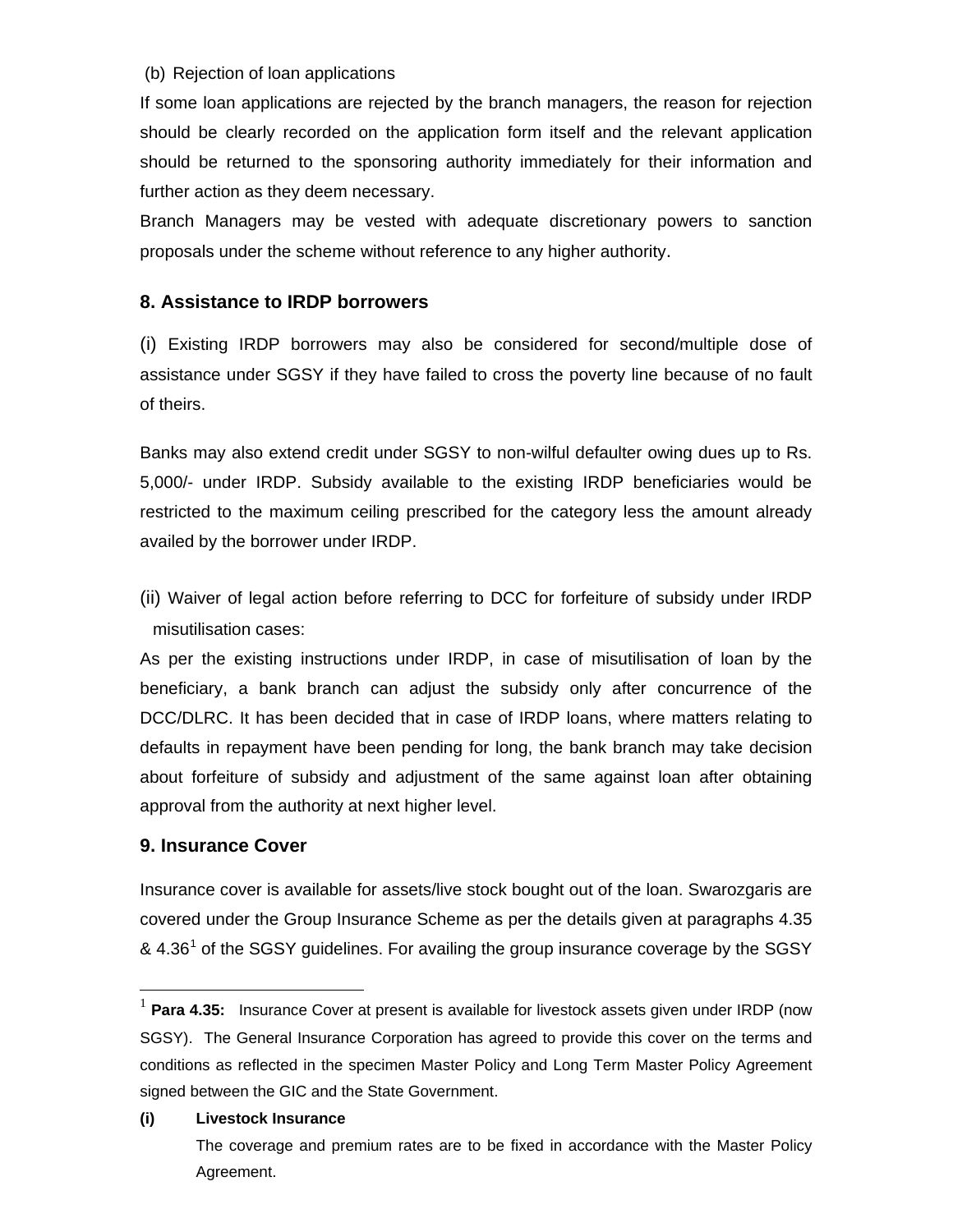(b) Rejection of loan applications

If some loan applications are rejected by the branch managers, the reason for rejection should be clearly recorded on the application form itself and the relevant application should be returned to the sponsoring authority immediately for their information and further action as they deem necessary.

Branch Managers may be vested with adequate discretionary powers to sanction proposals under the scheme without reference to any higher authority.

## 8. Assistance to IRDP borrowers

(i) Existing IRDP borrowers may also be considered for second/multiple dose of assistance under SGSY if they have failed to cross the poverty line because of no fault of theirs.

Banks may also extend credit under SGSY to non-wilful defaulter owing dues up to Rs. 5,000/- under IRDP. Subsidy available to the existing IRDP beneficiaries would be restricted to the maximum ceiling prescribed for the category less the amount already availed by the borrower under IRDP.

(ii) Waiver of legal action before referring to DCC for forfeiture of subsidy under IRDP misutilisation cases:

As per the existing instructions under IRDP, in case of misutilisation of loan by the beneficiary, a bank branch can adjust the subsidy only after concurrence of the DCC/DLRC. It has been decided that in case of IRDP loans, where matters relating to defaults in repayment have been pending for long, the bank branch may take decision about forfeiture of subsidy and adjustment of the same against loan after obtaining approval from the authority at next higher level.

## 9. Insurance Cover

Insurance cover is available for assets/live stock bought out of the loan. Swarozgaris are covered under the Group Insurance Scheme as per the details given at paragraphs 4.35 & 4.36[1] of the SGSY guidelines. For availing the group insurance coverage by the SGSY

---

[1] **Para 4.35:** Insurance Cover at present is available for livestock assets given under IRDP (now SGSY). The General Insurance Corporation has agreed to provide this cover on the terms and conditions as reflected in the specimen Master Policy and Long Term Master Policy Agreement signed between the GIC and the State Government.

**(i) Livestock Insurance**

The coverage and premium rates are to be fixed in accordance with the Master Policy Agreement.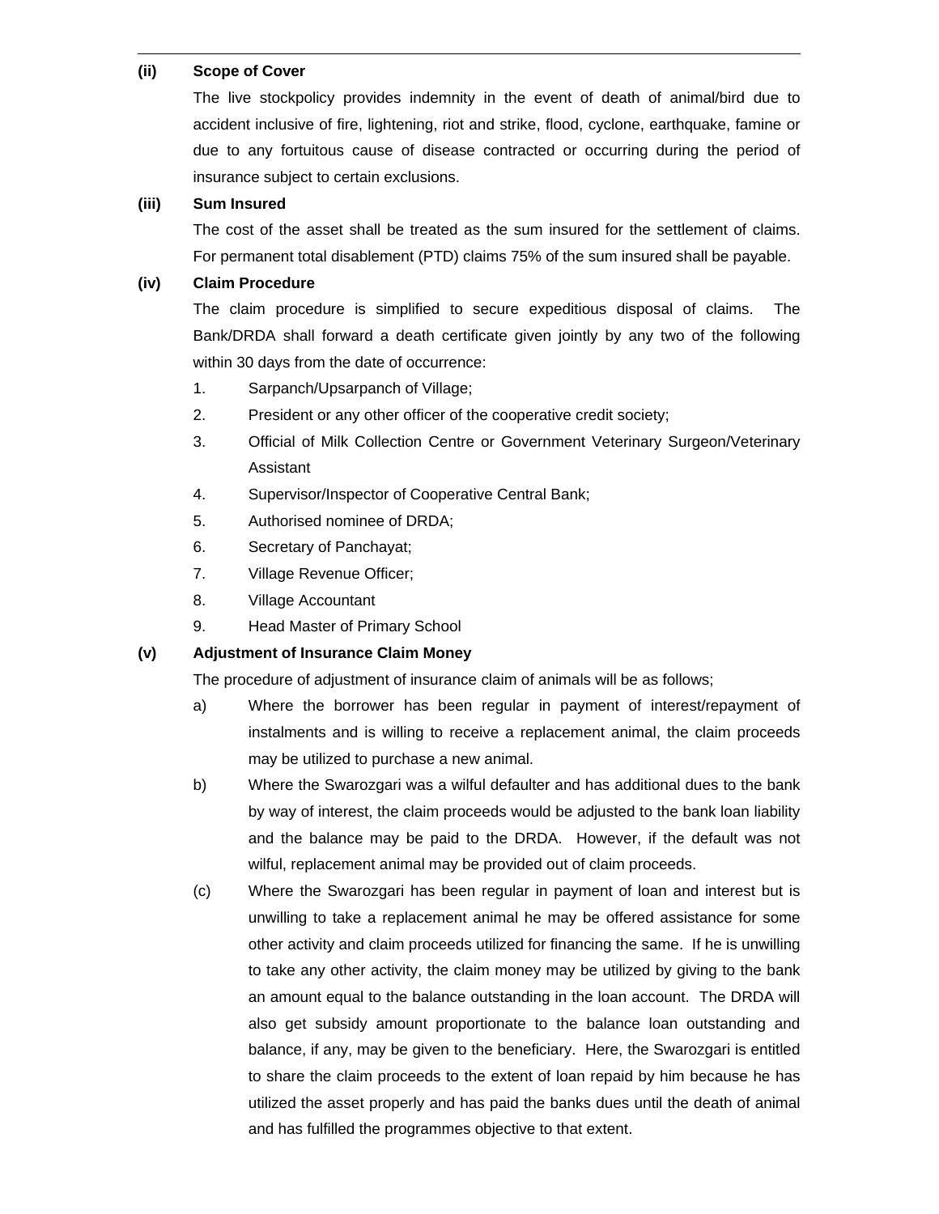**(ii) Scope of Cover**

The live stockpolicy provides indemnity in the event of death of animal/bird due to accident inclusive of fire, lightening, riot and strike, flood, cyclone, earthquake, famine or due to any fortuitous cause of disease contracted or occurring during the period of insurance subject to certain exclusions.

**(iii) Sum Insured**

The cost of the asset shall be treated as the sum insured for the settlement of claims. For permanent total disablement (PTD) claims 75% of the sum insured shall be payable.

**(iv) Claim Procedure**

The claim procedure is simplified to secure expeditious disposal of claims. The Bank/DRDA shall forward a death certificate given jointly by any two of the following within 30 days from the date of occurrence:

1. Sarpanch/Upsarpanch of Village;
2. President or any other officer of the cooperative credit society;
3. Official of Milk Collection Centre or Government Veterinary Surgeon/Veterinary Assistant
4. Supervisor/Inspector of Cooperative Central Bank;
5. Authorised nominee of DRDA;
6. Secretary of Panchayat;
7. Village Revenue Officer;
8. Village Accountant
9. Head Master of Primary School

**(v) Adjustment of Insurance Claim Money**

The procedure of adjustment of insurance claim of animals will be as follows;

a) Where the borrower has been regular in payment of interest/repayment of instalments and is willing to receive a replacement animal, the claim proceeds may be utilized to purchase a new animal.

b) Where the Swarozgari was a wilful defaulter and has additional dues to the bank by way of interest, the claim proceeds would be adjusted to the bank loan liability and the balance may be paid to the DRDA. However, if the default was not wilful, replacement animal may be provided out of claim proceeds.

(c) Where the Swarozgari has been regular in payment of loan and interest but is unwilling to take a replacement animal he may be offered assistance for some other activity and claim proceeds utilized for financing the same. If he is unwilling to take any other activity, the claim money may be utilized by giving to the bank an amount equal to the balance outstanding in the loan account. The DRDA will also get subsidy amount proportionate to the balance loan outstanding and balance, if any, may be given to the beneficiary. Here, the Swarozgari is entitled to share the claim proceeds to the extent of loan repaid by him because he has utilized the asset properly and has paid the banks dues until the death of animal and has fulfilled the programmes objective to that extent.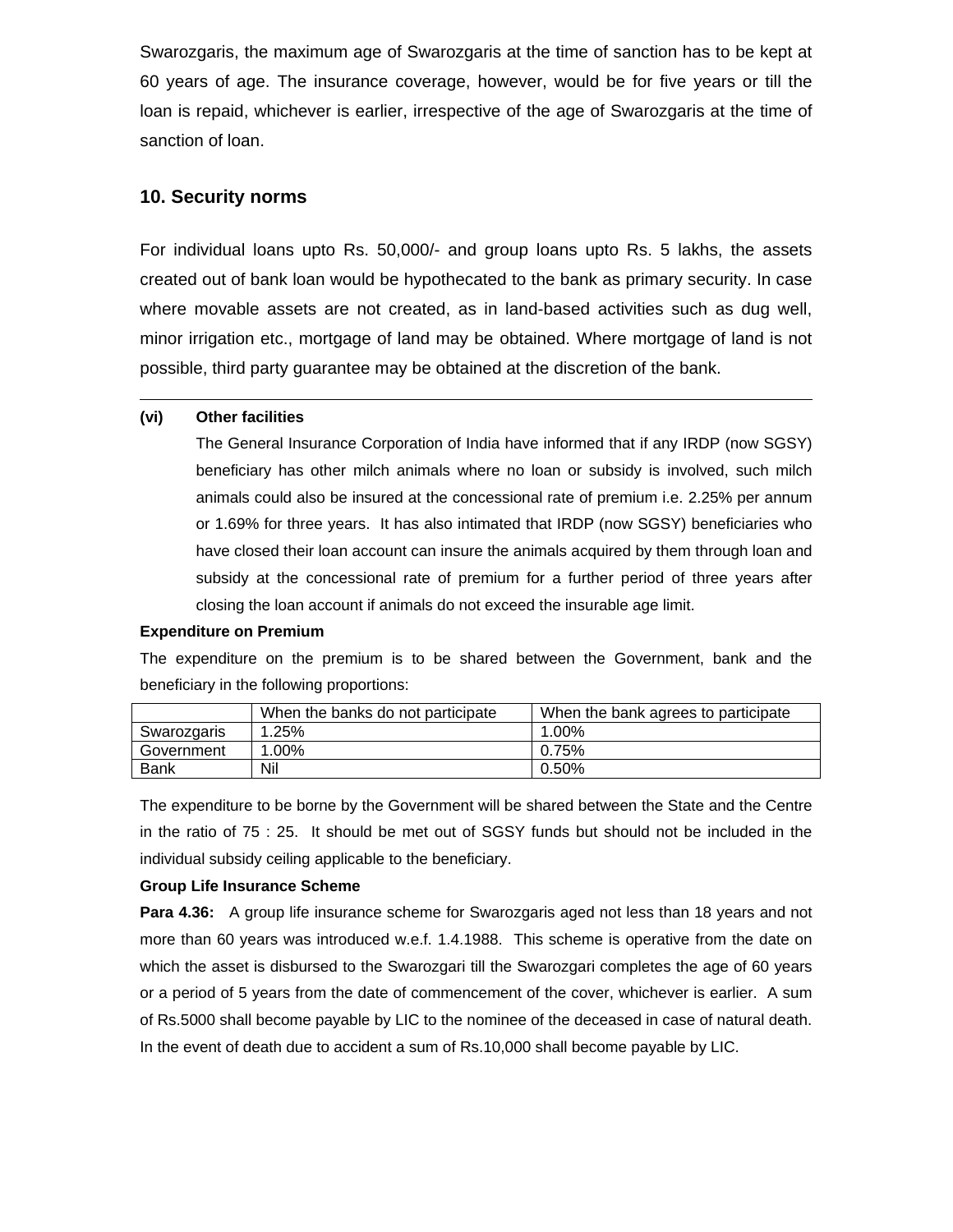Swarozgaris, the maximum age of Swarozgaris at the time of sanction has to be kept at 60 years of age. The insurance coverage, however, would be for five years or till the loan is repaid, whichever is earlier, irrespective of the age of Swarozgaris at the time of sanction of loan.

## 10. Security norms

For individual loans upto Rs. 50,000/- and group loans upto Rs. 5 lakhs, the assets created out of bank loan would be hypothecated to the bank as primary security. In case where movable assets are not created, as in land-based activities such as dug well, minor irrigation etc., mortgage of land may be obtained. Where mortgage of land is not possible, third party guarantee may be obtained at the discretion of the bank.

---

**(vi) Other facilities**

The General Insurance Corporation of India have informed that if any IRDP (now SGSY) beneficiary has other milch animals where no loan or subsidy is involved, such milch animals could also be insured at the concessional rate of premium i.e. 2.25% per annum or 1.69% for three years. It has also intimated that IRDP (now SGSY) beneficiaries who have closed their loan account can insure the animals acquired by them through loan and subsidy at the concessional rate of premium for a further period of three years after closing the loan account if animals do not exceed the insurable age limit.

**Expenditure on Premium**

The expenditure on the premium is to be shared between the Government, bank and the beneficiary in the following proportions:

| | When the banks do not participate | When the bank agrees to participate |
|---|---|---|
| Swarozgaris | 1.25% | 1.00% |
| Government | 1.00% | 0.75% |
| Bank | Nil | 0.50% |

The expenditure to be borne by the Government will be shared between the State and the Centre in the ratio of 75 : 25. It should be met out of SGSY funds but should not be included in the individual subsidy ceiling applicable to the beneficiary.

**Group Life Insurance Scheme**

**Para 4.36:** A group life insurance scheme for Swarozgaris aged not less than 18 years and not more than 60 years was introduced w.e.f. 1.4.1988. This scheme is operative from the date on which the asset is disbursed to the Swarozgari till the Swarozgari completes the age of 60 years or a period of 5 years from the date of commencement of the cover, whichever is earlier. A sum of Rs.5000 shall become payable by LIC to the nominee of the deceased in case of natural death. In the event of death due to accident a sum of Rs.10,000 shall become payable by LIC.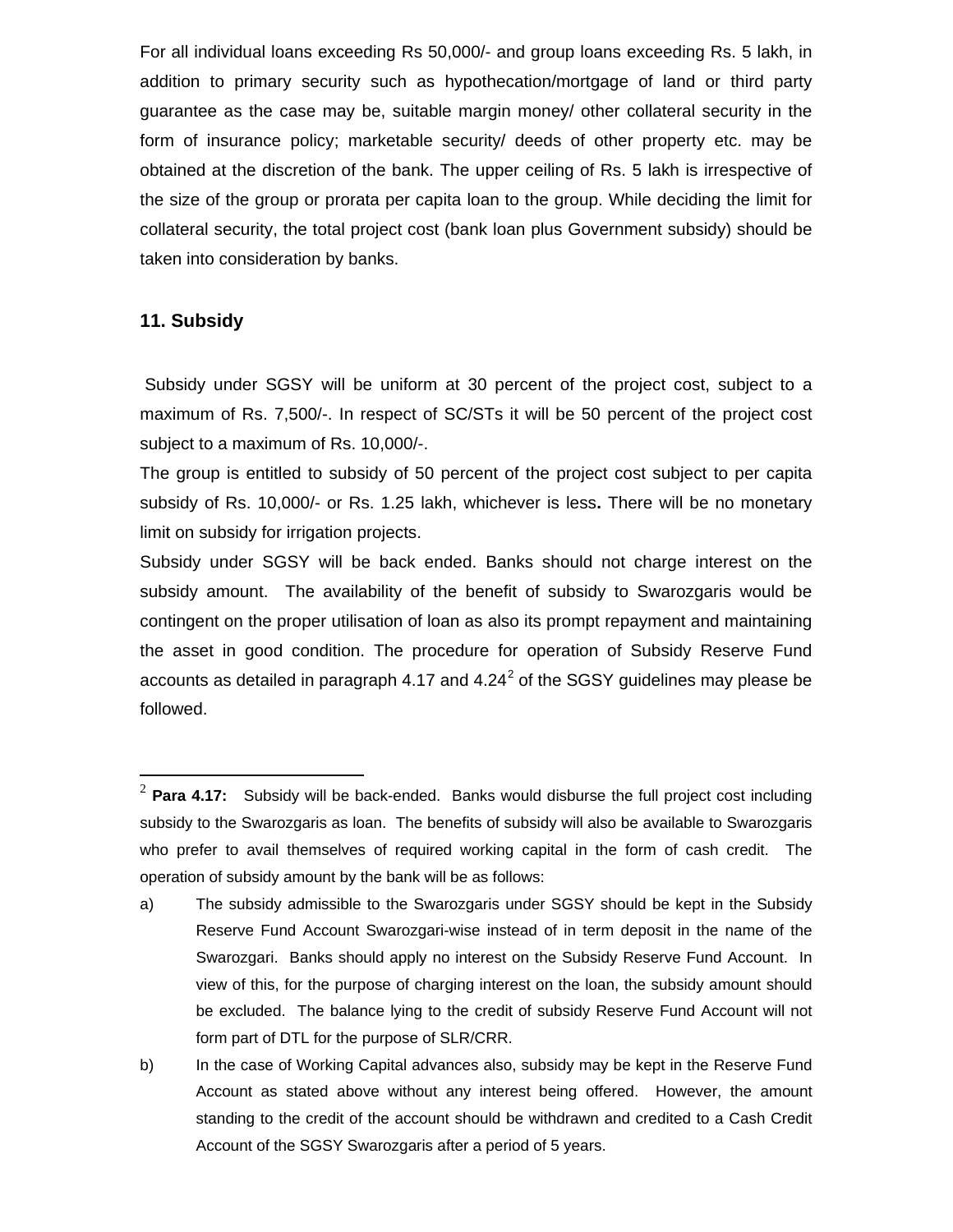For all individual loans exceeding Rs 50,000/- and group loans exceeding Rs. 5 lakh, in addition to primary security such as hypothecation/mortgage of land or third party guarantee as the case may be, suitable margin money/ other collateral security in the form of insurance policy; marketable security/ deeds of other property etc. may be obtained at the discretion of the bank. The upper ceiling of Rs. 5 lakh is irrespective of the size of the group or prorata per capita loan to the group. While deciding the limit for collateral security, the total project cost (bank loan plus Government subsidy) should be taken into consideration by banks.

## 11. Subsidy

Subsidy under SGSY will be uniform at 30 percent of the project cost, subject to a maximum of Rs. 7,500/-. In respect of SC/STs it will be 50 percent of the project cost subject to a maximum of Rs. 10,000/-.

The group is entitled to subsidy of 50 percent of the project cost subject to per capita subsidy of Rs. 10,000/- or Rs. 1.25 lakh, whichever is less**.** There will be no monetary limit on subsidy for irrigation projects.

Subsidy under SGSY will be back ended. Banks should not charge interest on the subsidy amount. The availability of the benefit of subsidy to Swarozgaris would be contingent on the proper utilisation of loan as also its prompt repayment and maintaining the asset in good condition. The procedure for operation of Subsidy Reserve Fund accounts as detailed in paragraph 4.17 and 4.24[2] of the SGSY guidelines may please be followed.

---

[2] **Para 4.17:** Subsidy will be back-ended. Banks would disburse the full project cost including subsidy to the Swarozgaris as loan. The benefits of subsidy will also be available to Swarozgaris who prefer to avail themselves of required working capital in the form of cash credit. The operation of subsidy amount by the bank will be as follows:

a) The subsidy admissible to the Swarozgaris under SGSY should be kept in the Subsidy Reserve Fund Account Swarozgari-wise instead of in term deposit in the name of the Swarozgari. Banks should apply no interest on the Subsidy Reserve Fund Account. In view of this, for the purpose of charging interest on the loan, the subsidy amount should be excluded. The balance lying to the credit of subsidy Reserve Fund Account will not form part of DTL for the purpose of SLR/CRR.

b) In the case of Working Capital advances also, subsidy may be kept in the Reserve Fund Account as stated above without any interest being offered. However, the amount standing to the credit of the account should be withdrawn and credited to a Cash Credit Account of the SGSY Swarozgaris after a period of 5 years.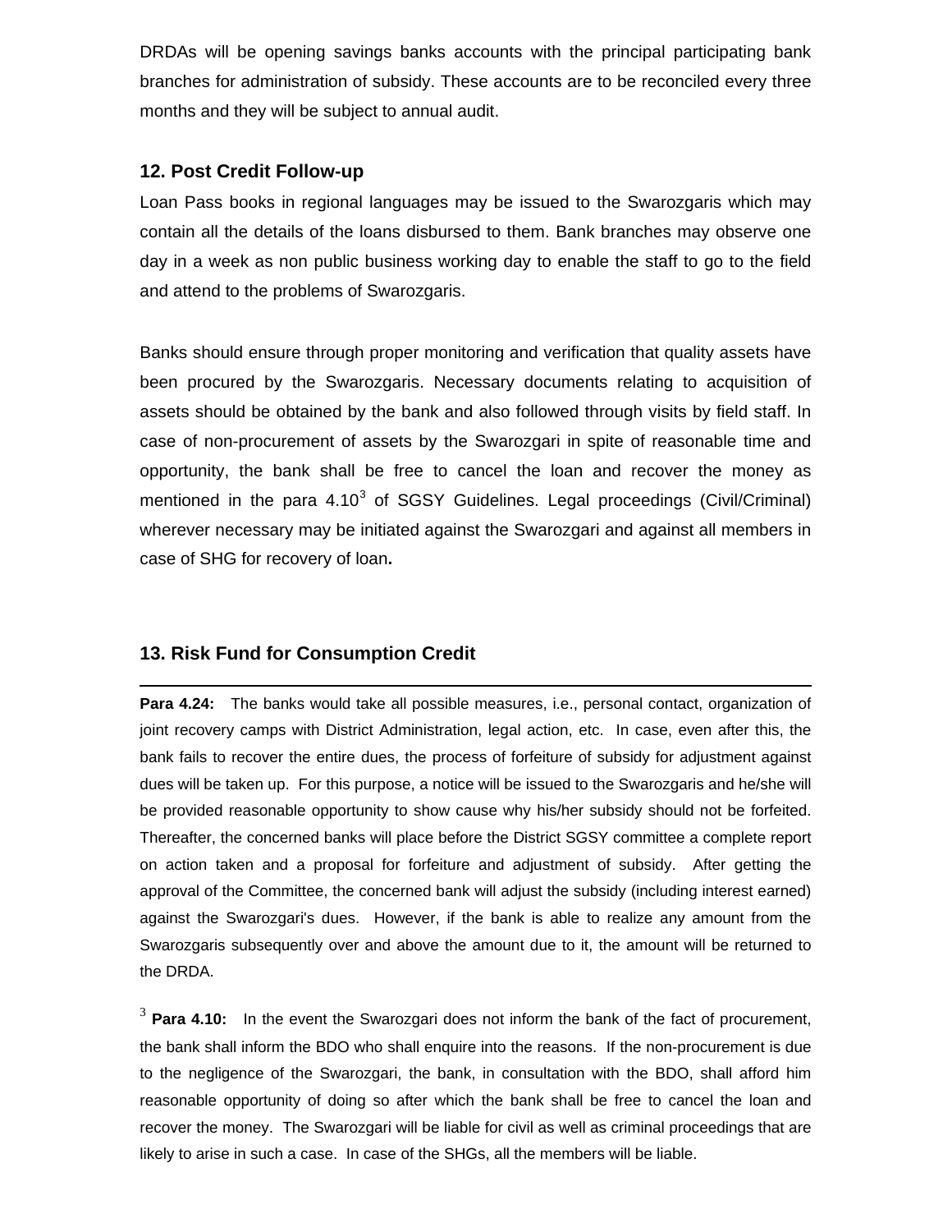DRDAs will be opening savings banks accounts with the principal participating bank branches for administration of subsidy. These accounts are to be reconciled every three months and they will be subject to annual audit.

## 12. Post Credit Follow-up

Loan Pass books in regional languages may be issued to the Swarozgaris which may contain all the details of the loans disbursed to them. Bank branches may observe one day in a week as non public business working day to enable the staff to go to the field and attend to the problems of Swarozgaris.

Banks should ensure through proper monitoring and verification that quality assets have been procured by the Swarozgaris. Necessary documents relating to acquisition of assets should be obtained by the bank and also followed through visits by field staff. In case of non-procurement of assets by the Swarozgari in spite of reasonable time and opportunity, the bank shall be free to cancel the loan and recover the money as mentioned in the para 4.10[3] of SGSY Guidelines. Legal proceedings (Civil/Criminal) wherever necessary may be initiated against the Swarozgari and against all members in case of SHG for recovery of loan**.**

## 13. Risk Fund for Consumption Credit

---

**Para 4.24:** The banks would take all possible measures, i.e., personal contact, organization of joint recovery camps with District Administration, legal action, etc. In case, even after this, the bank fails to recover the entire dues, the process of forfeiture of subsidy for adjustment against dues will be taken up. For this purpose, a notice will be issued to the Swarozgaris and he/she will be provided reasonable opportunity to show cause why his/her subsidy should not be forfeited. Thereafter, the concerned banks will place before the District SGSY committee a complete report on action taken and a proposal for forfeiture and adjustment of subsidy. After getting the approval of the Committee, the concerned bank will adjust the subsidy (including interest earned) against the Swarozgari's dues. However, if the bank is able to realize any amount from the Swarozgaris subsequently over and above the amount due to it, the amount will be returned to the DRDA.

[3] **Para 4.10:** In the event the Swarozgari does not inform the bank of the fact of procurement, the bank shall inform the BDO who shall enquire into the reasons. If the non-procurement is due to the negligence of the Swarozgari, the bank, in consultation with the BDO, shall afford him reasonable opportunity of doing so after which the bank shall be free to cancel the loan and recover the money. The Swarozgari will be liable for civil as well as criminal proceedings that are likely to arise in such a case. In case of the SHGs, all the members will be liable.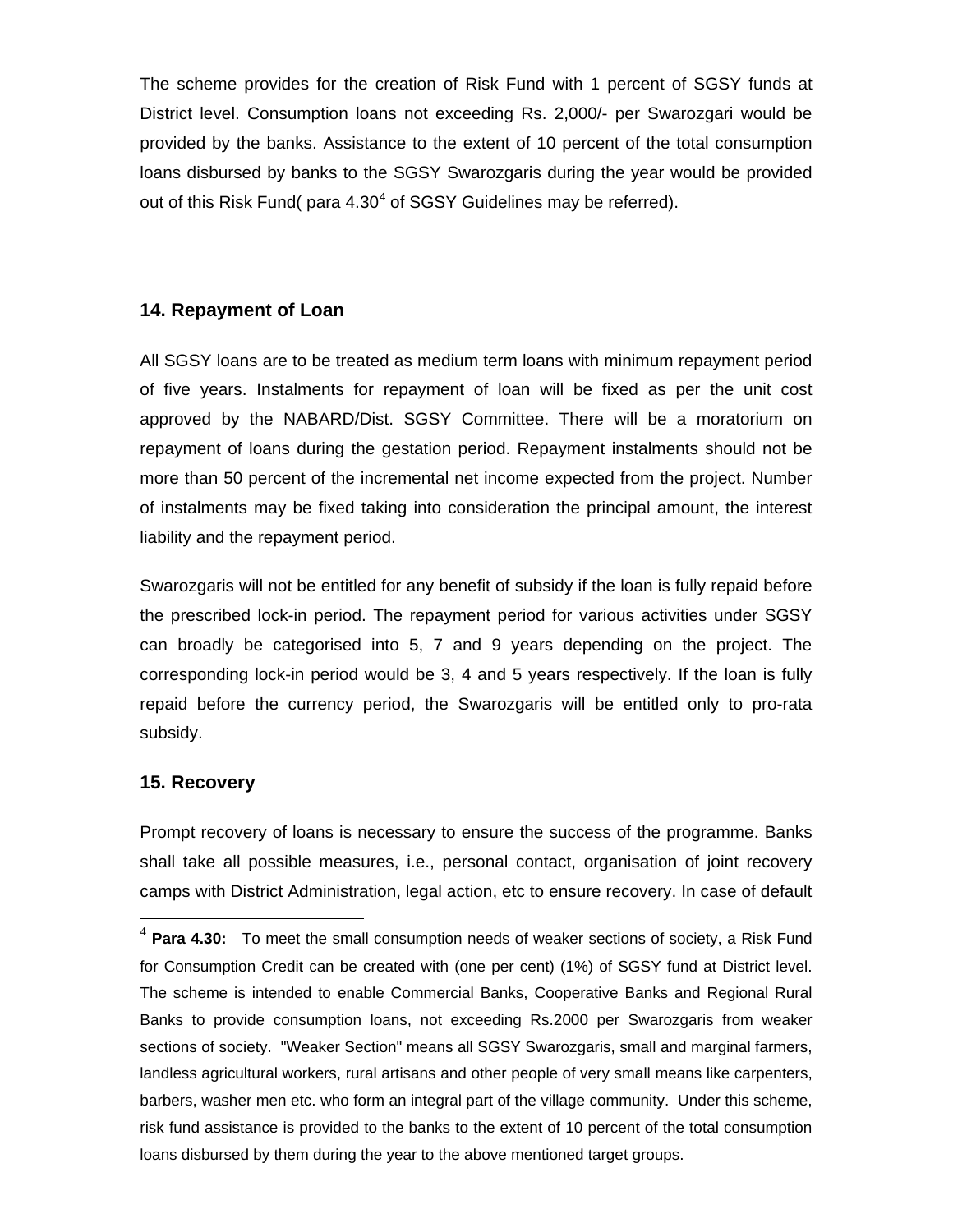The scheme provides for the creation of Risk Fund with 1 percent of SGSY funds at District level. Consumption loans not exceeding Rs. 2,000/- per Swarozgari would be provided by the banks. Assistance to the extent of 10 percent of the total consumption loans disbursed by banks to the SGSY Swarozgaris during the year would be provided out of this Risk Fund( para 4.30[4] of SGSY Guidelines may be referred).

### 14. Repayment of Loan

All SGSY loans are to be treated as medium term loans with minimum repayment period of five years. Instalments for repayment of loan will be fixed as per the unit cost approved by the NABARD/Dist. SGSY Committee. There will be a moratorium on repayment of loans during the gestation period. Repayment instalments should not be more than 50 percent of the incremental net income expected from the project. Number of instalments may be fixed taking into consideration the principal amount, the interest liability and the repayment period.

Swarozgaris will not be entitled for any benefit of subsidy if the loan is fully repaid before the prescribed lock-in period. The repayment period for various activities under SGSY can broadly be categorised into 5, 7 and 9 years depending on the project. The corresponding lock-in period would be 3, 4 and 5 years respectively. If the loan is fully repaid before the currency period, the Swarozgaris will be entitled only to pro-rata subsidy.

### 15. Recovery

Prompt recovery of loans is necessary to ensure the success of the programme. Banks shall take all possible measures, i.e., personal contact, organisation of joint recovery camps with District Administration, legal action, etc to ensure recovery. In case of default

---

[4] **Para 4.30:** To meet the small consumption needs of weaker sections of society, a Risk Fund for Consumption Credit can be created with (one per cent) (1%) of SGSY fund at District level. The scheme is intended to enable Commercial Banks, Cooperative Banks and Regional Rural Banks to provide consumption loans, not exceeding Rs.2000 per Swarozgaris from weaker sections of society. "Weaker Section" means all SGSY Swarozgaris, small and marginal farmers, landless agricultural workers, rural artisans and other people of very small means like carpenters, barbers, washer men etc. who form an integral part of the village community. Under this scheme, risk fund assistance is provided to the banks to the extent of 10 percent of the total consumption loans disbursed by them during the year to the above mentioned target groups.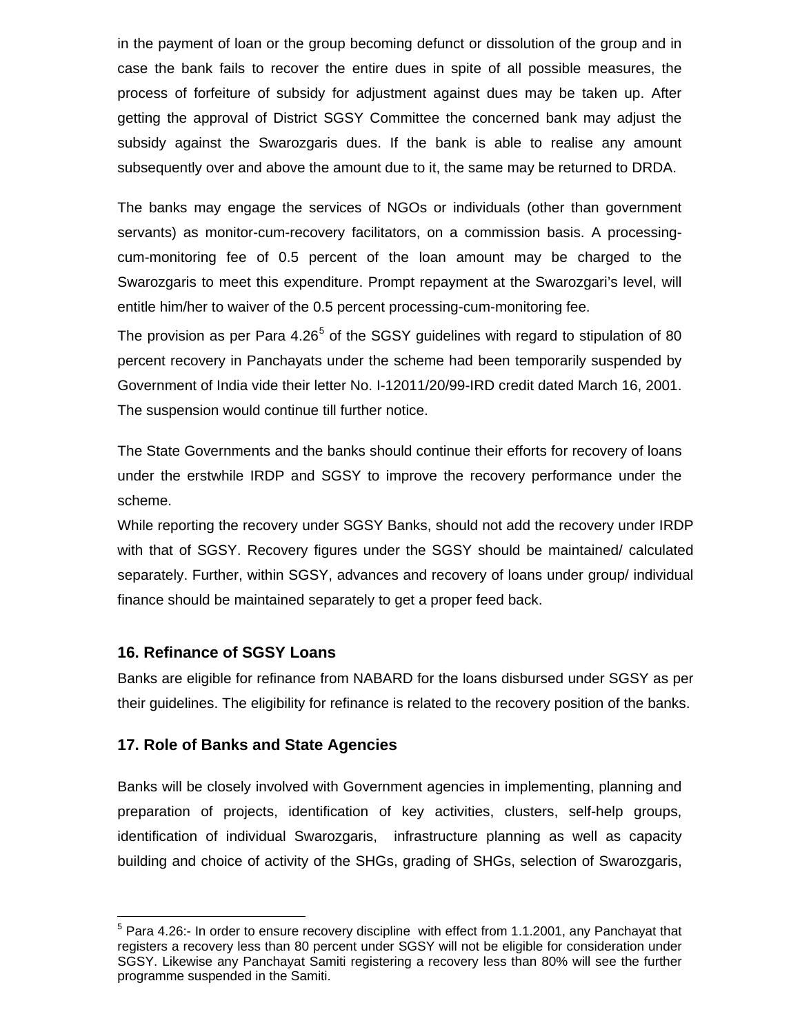in the payment of loan or the group becoming defunct or dissolution of the group and in case the bank fails to recover the entire dues in spite of all possible measures, the process of forfeiture of subsidy for adjustment against dues may be taken up. After getting the approval of District SGSY Committee the concerned bank may adjust the subsidy against the Swarozgaris dues. If the bank is able to realise any amount subsequently over and above the amount due to it, the same may be returned to DRDA.

The banks may engage the services of NGOs or individuals (other than government servants) as monitor-cum-recovery facilitators, on a commission basis. A processing-cum-monitoring fee of 0.5 percent of the loan amount may be charged to the Swarozgaris to meet this expenditure. Prompt repayment at the Swarozgari's level, will entitle him/her to waiver of the 0.5 percent processing-cum-monitoring fee.

The provision as per Para 4.26[5] of the SGSY guidelines with regard to stipulation of 80 percent recovery in Panchayats under the scheme had been temporarily suspended by Government of India vide their letter No. I-12011/20/99-IRD credit dated March 16, 2001. The suspension would continue till further notice.

The State Governments and the banks should continue their efforts for recovery of loans under the erstwhile IRDP and SGSY to improve the recovery performance under the scheme.

While reporting the recovery under SGSY Banks, should not add the recovery under IRDP with that of SGSY. Recovery figures under the SGSY should be maintained/ calculated separately. Further, within SGSY, advances and recovery of loans under group/ individual finance should be maintained separately to get a proper feed back.

### 16. Refinance of SGSY Loans

Banks are eligible for refinance from NABARD for the loans disbursed under SGSY as per their guidelines. The eligibility for refinance is related to the recovery position of the banks.

### 17. Role of Banks and State Agencies

Banks will be closely involved with Government agencies in implementing, planning and preparation of projects, identification of key activities, clusters, self-help groups, identification of individual Swarozgaris, infrastructure planning as well as capacity building and choice of activity of the SHGs, grading of SHGs, selection of Swarozgaris,

---

[5] Para 4.26:- In order to ensure recovery discipline with effect from 1.1.2001, any Panchayat that registers a recovery less than 80 percent under SGSY will not be eligible for consideration under SGSY. Likewise any Panchayat Samiti registering a recovery less than 80% will see the further programme suspended in the Samiti.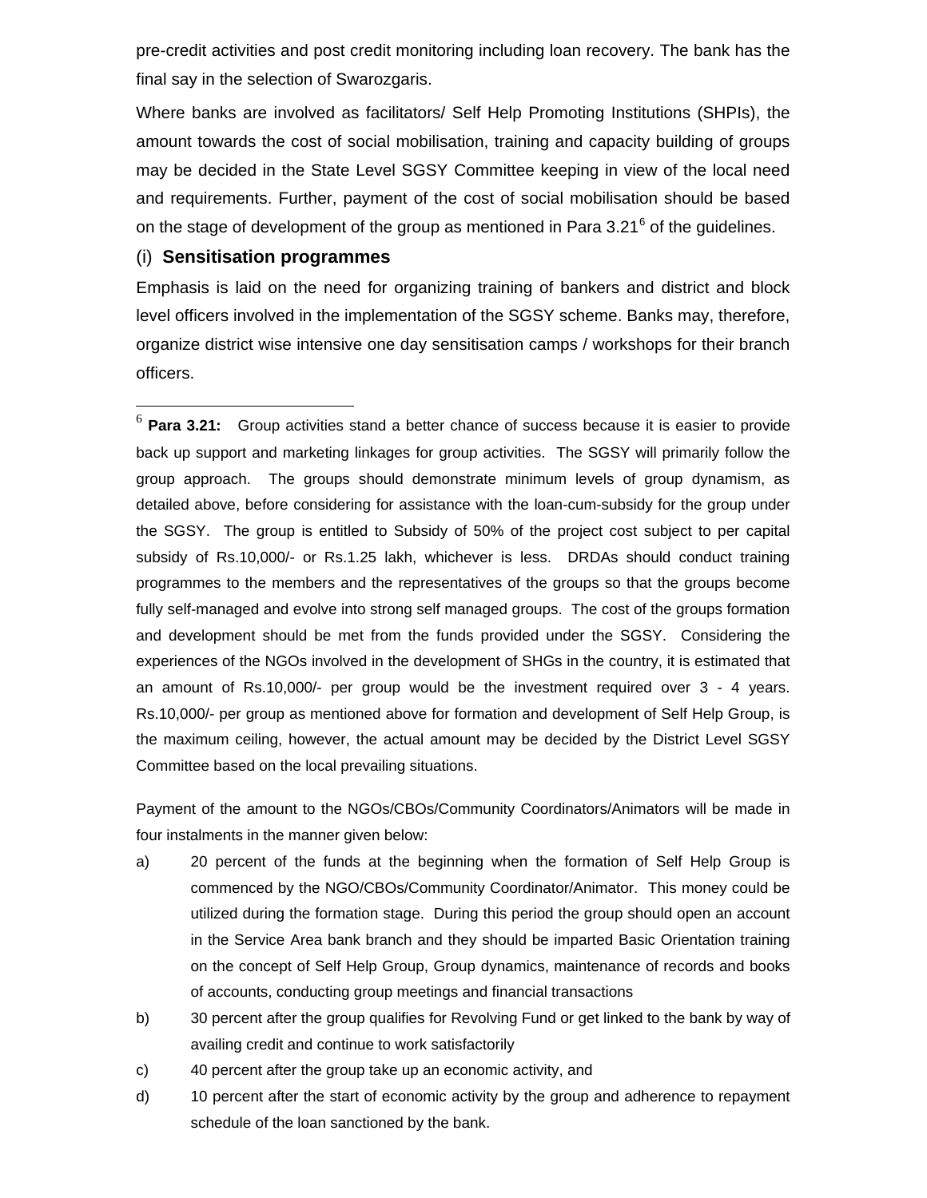pre-credit activities and post credit monitoring including loan recovery. The bank has the final say in the selection of Swarozgaris.

Where banks are involved as facilitators/ Self Help Promoting Institutions (SHPIs), the amount towards the cost of social mobilisation, training and capacity building of groups may be decided in the State Level SGSY Committee keeping in view of the local need and requirements. Further, payment of the cost of social mobilisation should be based on the stage of development of the group as mentioned in Para 3.21[6] of the guidelines.

### (i) **Sensitisation programmes**

Emphasis is laid on the need for organizing training of bankers and district and block level officers involved in the implementation of the SGSY scheme. Banks may, therefore, organize district wise intensive one day sensitisation camps / workshops for their branch officers.

---

[6] **Para 3.21:** Group activities stand a better chance of success because it is easier to provide back up support and marketing linkages for group activities. The SGSY will primarily follow the group approach. The groups should demonstrate minimum levels of group dynamism, as detailed above, before considering for assistance with the loan-cum-subsidy for the group under the SGSY. The group is entitled to Subsidy of 50% of the project cost subject to per capital subsidy of Rs.10,000/- or Rs.1.25 lakh, whichever is less. DRDAs should conduct training programmes to the members and the representatives of the groups so that the groups become fully self-managed and evolve into strong self managed groups. The cost of the groups formation and development should be met from the funds provided under the SGSY. Considering the experiences of the NGOs involved in the development of SHGs in the country, it is estimated that an amount of Rs.10,000/- per group would be the investment required over 3 - 4 years. Rs.10,000/- per group as mentioned above for formation and development of Self Help Group, is the maximum ceiling, however, the actual amount may be decided by the District Level SGSY Committee based on the local prevailing situations.

Payment of the amount to the NGOs/CBOs/Community Coordinators/Animators will be made in four instalments in the manner given below:

a) 20 percent of the funds at the beginning when the formation of Self Help Group is commenced by the NGO/CBOs/Community Coordinator/Animator. This money could be utilized during the formation stage. During this period the group should open an account in the Service Area bank branch and they should be imparted Basic Orientation training on the concept of Self Help Group, Group dynamics, maintenance of records and books of accounts, conducting group meetings and financial transactions

b) 30 percent after the group qualifies for Revolving Fund or get linked to the bank by way of availing credit and continue to work satisfactorily

c) 40 percent after the group take up an economic activity, and

d) 10 percent after the start of economic activity by the group and adherence to repayment schedule of the loan sanctioned by the bank.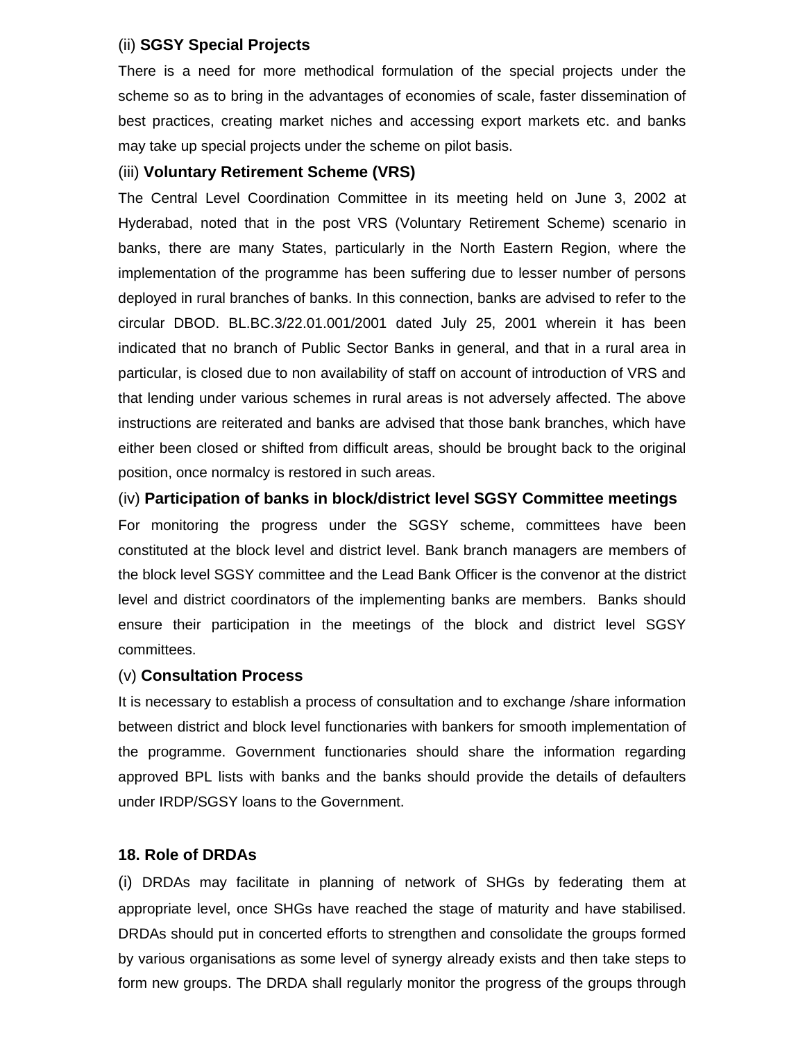(ii) **SGSY Special Projects**

There is a need for more methodical formulation of the special projects under the scheme so as to bring in the advantages of economies of scale, faster dissemination of best practices, creating market niches and accessing export markets etc. and banks may take up special projects under the scheme on pilot basis.

(iii) **Voluntary Retirement Scheme (VRS)**

The Central Level Coordination Committee in its meeting held on June 3, 2002 at Hyderabad, noted that in the post VRS (Voluntary Retirement Scheme) scenario in banks, there are many States, particularly in the North Eastern Region, where the implementation of the programme has been suffering due to lesser number of persons deployed in rural branches of banks. In this connection, banks are advised to refer to the circular DBOD. BL.BC.3/22.01.001/2001 dated July 25, 2001 wherein it has been indicated that no branch of Public Sector Banks in general, and that in a rural area in particular, is closed due to non availability of staff on account of introduction of VRS and that lending under various schemes in rural areas is not adversely affected. The above instructions are reiterated and banks are advised that those bank branches, which have either been closed or shifted from difficult areas, should be brought back to the original position, once normalcy is restored in such areas.

(iv) **Participation of banks in block/district level SGSY Committee meetings**

For monitoring the progress under the SGSY scheme, committees have been constituted at the block level and district level. Bank branch managers are members of the block level SGSY committee and the Lead Bank Officer is the convenor at the district level and district coordinators of the implementing banks are members. Banks should ensure their participation in the meetings of the block and district level SGSY committees.

(v) **Consultation Process**

It is necessary to establish a process of consultation and to exchange /share information between district and block level functionaries with bankers for smooth implementation of the programme. Government functionaries should share the information regarding approved BPL lists with banks and the banks should provide the details of defaulters under IRDP/SGSY loans to the Government.

## 18. Role of DRDAs

(i) DRDAs may facilitate in planning of network of SHGs by federating them at appropriate level, once SHGs have reached the stage of maturity and have stabilised. DRDAs should put in concerted efforts to strengthen and consolidate the groups formed by various organisations as some level of synergy already exists and then take steps to form new groups. The DRDA shall regularly monitor the progress of the groups through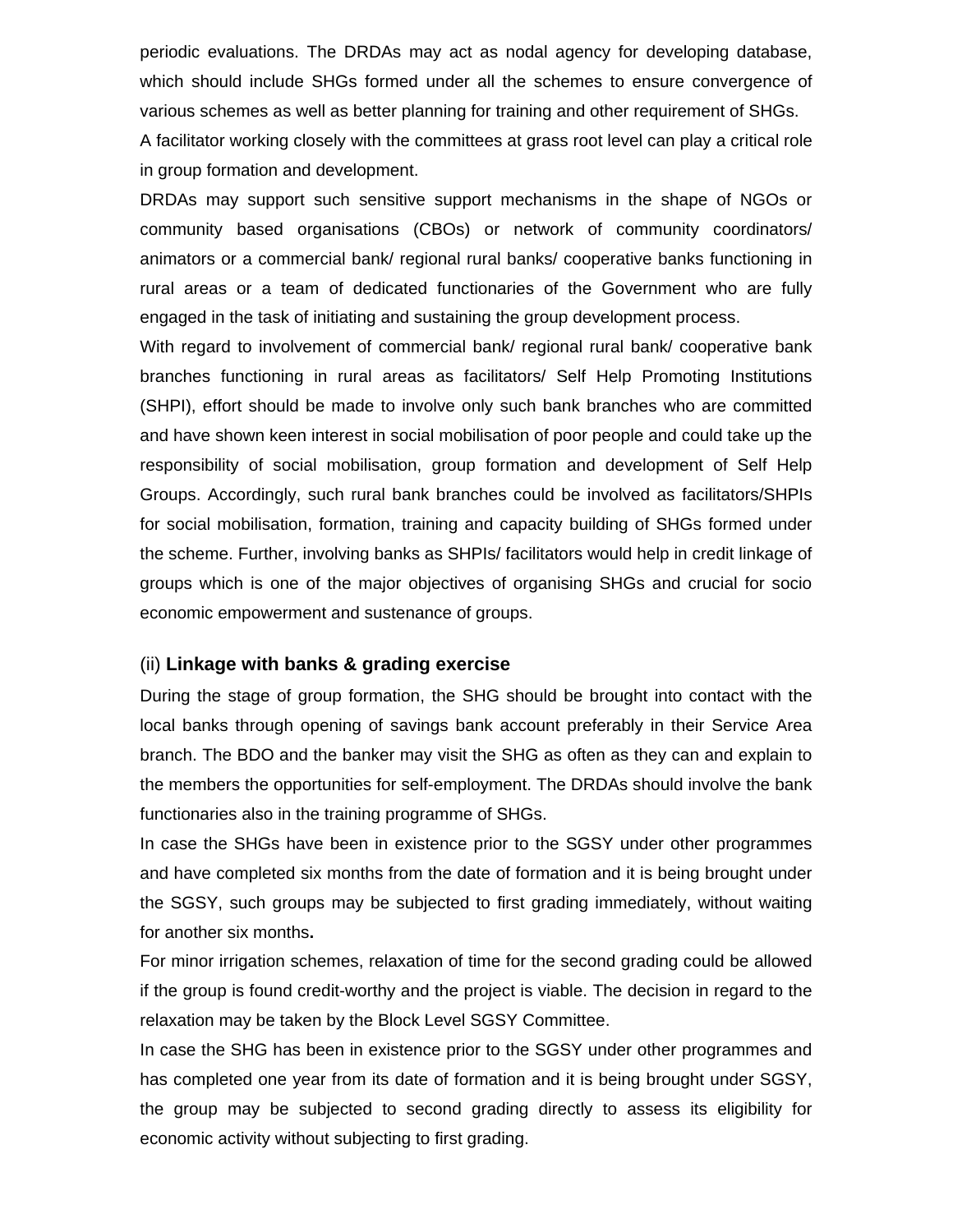periodic evaluations. The DRDAs may act as nodal agency for developing database, which should include SHGs formed under all the schemes to ensure convergence of various schemes as well as better planning for training and other requirement of SHGs.

A facilitator working closely with the committees at grass root level can play a critical role in group formation and development.

DRDAs may support such sensitive support mechanisms in the shape of NGOs or community based organisations (CBOs) or network of community coordinators/ animators or a commercial bank/ regional rural banks/ cooperative banks functioning in rural areas or a team of dedicated functionaries of the Government who are fully engaged in the task of initiating and sustaining the group development process.

With regard to involvement of commercial bank/ regional rural bank/ cooperative bank branches functioning in rural areas as facilitators/ Self Help Promoting Institutions (SHPI), effort should be made to involve only such bank branches who are committed and have shown keen interest in social mobilisation of poor people and could take up the responsibility of social mobilisation, group formation and development of Self Help Groups. Accordingly, such rural bank branches could be involved as facilitators/SHPIs for social mobilisation, formation, training and capacity building of SHGs formed under the scheme. Further, involving banks as SHPIs/ facilitators would help in credit linkage of groups which is one of the major objectives of organising SHGs and crucial for socio economic empowerment and sustenance of groups.

### (ii) **Linkage with banks & grading exercise**

During the stage of group formation, the SHG should be brought into contact with the local banks through opening of savings bank account preferably in their Service Area branch. The BDO and the banker may visit the SHG as often as they can and explain to the members the opportunities for self-employment. The DRDAs should involve the bank functionaries also in the training programme of SHGs.

In case the SHGs have been in existence prior to the SGSY under other programmes and have completed six months from the date of formation and it is being brought under the SGSY, such groups may be subjected to first grading immediately, without waiting for another six months**.**

For minor irrigation schemes, relaxation of time for the second grading could be allowed if the group is found credit-worthy and the project is viable. The decision in regard to the relaxation may be taken by the Block Level SGSY Committee.

In case the SHG has been in existence prior to the SGSY under other programmes and has completed one year from its date of formation and it is being brought under SGSY, the group may be subjected to second grading directly to assess its eligibility for economic activity without subjecting to first grading.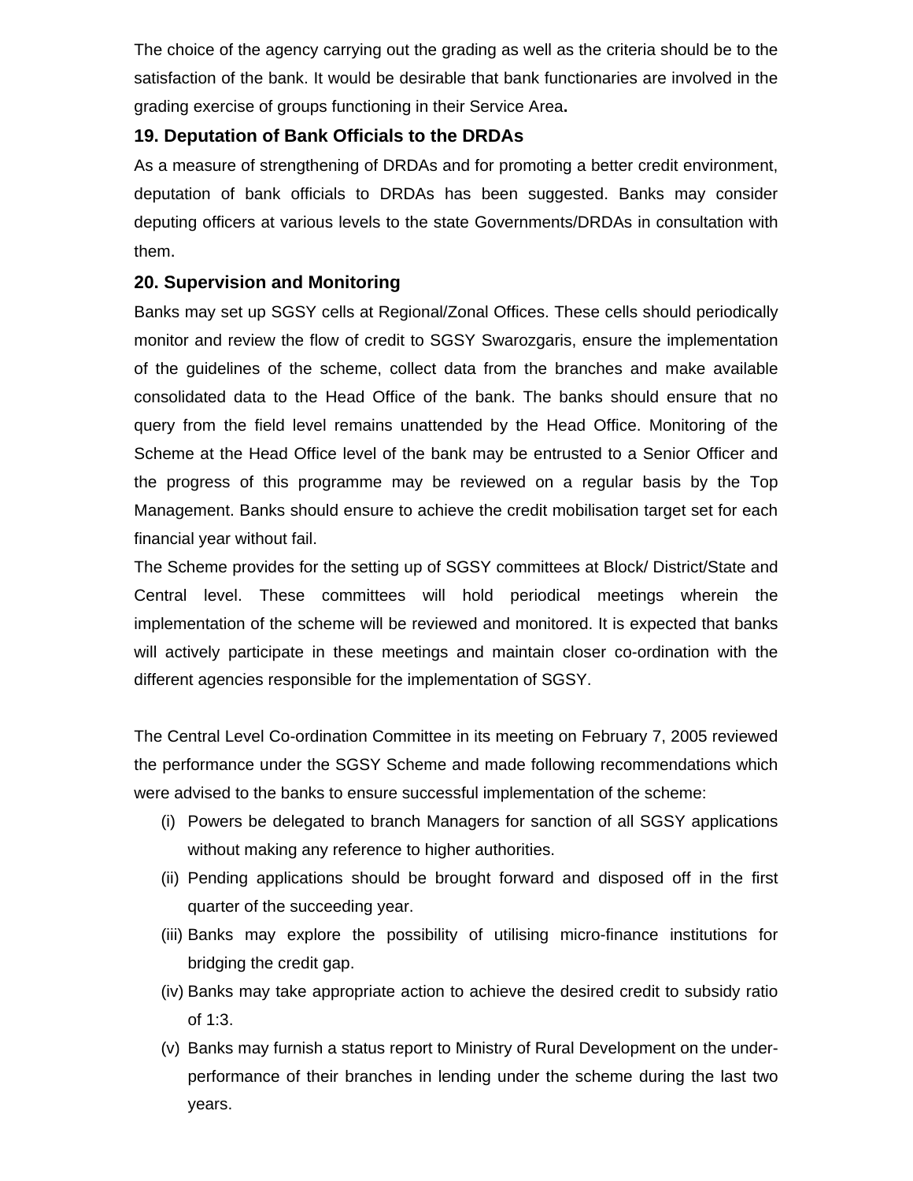The choice of the agency carrying out the grading as well as the criteria should be to the satisfaction of the bank. It would be desirable that bank functionaries are involved in the grading exercise of groups functioning in their Service Area**.**

### 19. Deputation of Bank Officials to the DRDAs

As a measure of strengthening of DRDAs and for promoting a better credit environment, deputation of bank officials to DRDAs has been suggested. Banks may consider deputing officers at various levels to the state Governments/DRDAs in consultation with them.

### 20. Supervision and Monitoring

Banks may set up SGSY cells at Regional/Zonal Offices. These cells should periodically monitor and review the flow of credit to SGSY Swarozgaris, ensure the implementation of the guidelines of the scheme, collect data from the branches and make available consolidated data to the Head Office of the bank. The banks should ensure that no query from the field level remains unattended by the Head Office. Monitoring of the Scheme at the Head Office level of the bank may be entrusted to a Senior Officer and the progress of this programme may be reviewed on a regular basis by the Top Management. Banks should ensure to achieve the credit mobilisation target set for each financial year without fail.

The Scheme provides for the setting up of SGSY committees at Block/ District/State and Central level. These committees will hold periodical meetings wherein the implementation of the scheme will be reviewed and monitored. It is expected that banks will actively participate in these meetings and maintain closer co-ordination with the different agencies responsible for the implementation of SGSY.

The Central Level Co-ordination Committee in its meeting on February 7, 2005 reviewed the performance under the SGSY Scheme and made following recommendations which were advised to the banks to ensure successful implementation of the scheme:

(i) Powers be delegated to branch Managers for sanction of all SGSY applications without making any reference to higher authorities.

(ii) Pending applications should be brought forward and disposed off in the first quarter of the succeeding year.

(iii) Banks may explore the possibility of utilising micro-finance institutions for bridging the credit gap.

(iv) Banks may take appropriate action to achieve the desired credit to subsidy ratio of 1:3.

(v) Banks may furnish a status report to Ministry of Rural Development on the under-performance of their branches in lending under the scheme during the last two years.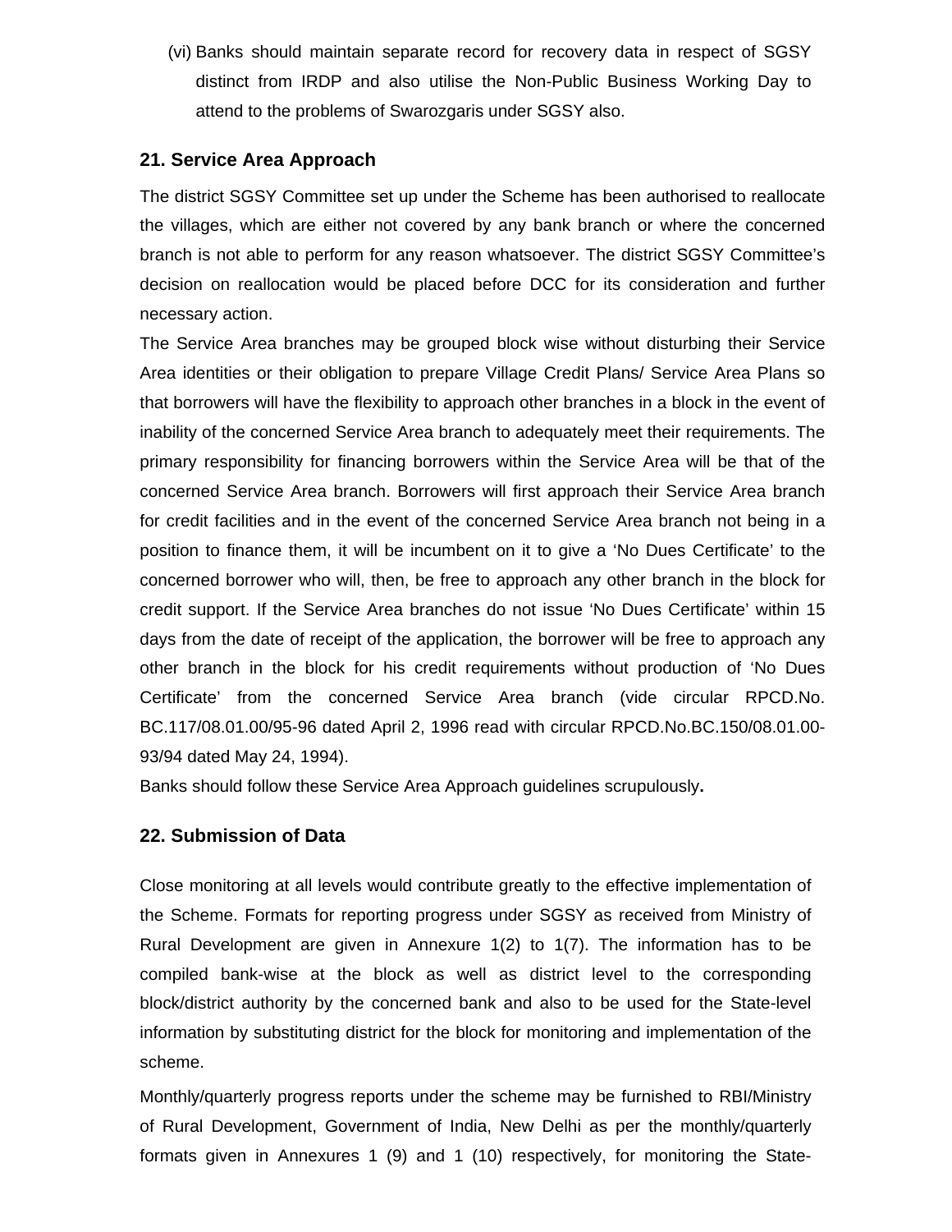(vi) Banks should maintain separate record for recovery data in respect of SGSY distinct from IRDP and also utilise the Non-Public Business Working Day to attend to the problems of Swarozgaris under SGSY also.

## 21. Service Area Approach

The district SGSY Committee set up under the Scheme has been authorised to reallocate the villages, which are either not covered by any bank branch or where the concerned branch is not able to perform for any reason whatsoever. The district SGSY Committee's decision on reallocation would be placed before DCC for its consideration and further necessary action.

The Service Area branches may be grouped block wise without disturbing their Service Area identities or their obligation to prepare Village Credit Plans/ Service Area Plans so that borrowers will have the flexibility to approach other branches in a block in the event of inability of the concerned Service Area branch to adequately meet their requirements. The primary responsibility for financing borrowers within the Service Area will be that of the concerned Service Area branch. Borrowers will first approach their Service Area branch for credit facilities and in the event of the concerned Service Area branch not being in a position to finance them, it will be incumbent on it to give a 'No Dues Certificate' to the concerned borrower who will, then, be free to approach any other branch in the block for credit support. If the Service Area branches do not issue 'No Dues Certificate' within 15 days from the date of receipt of the application, the borrower will be free to approach any other branch in the block for his credit requirements without production of 'No Dues Certificate' from the concerned Service Area branch (vide circular RPCD.No. BC.117/08.01.00/95-96 dated April 2, 1996 read with circular RPCD.No.BC.150/08.01.00-93/94 dated May 24, 1994).

Banks should follow these Service Area Approach guidelines scrupulously**.**

## 22. Submission of Data

Close monitoring at all levels would contribute greatly to the effective implementation of the Scheme. Formats for reporting progress under SGSY as received from Ministry of Rural Development are given in Annexure 1(2) to 1(7). The information has to be compiled bank-wise at the block as well as district level to the corresponding block/district authority by the concerned bank and also to be used for the State-level information by substituting district for the block for monitoring and implementation of the scheme.

Monthly/quarterly progress reports under the scheme may be furnished to RBI/Ministry of Rural Development, Government of India, New Delhi as per the monthly/quarterly formats given in Annexures 1 (9) and 1 (10) respectively, for monitoring the State-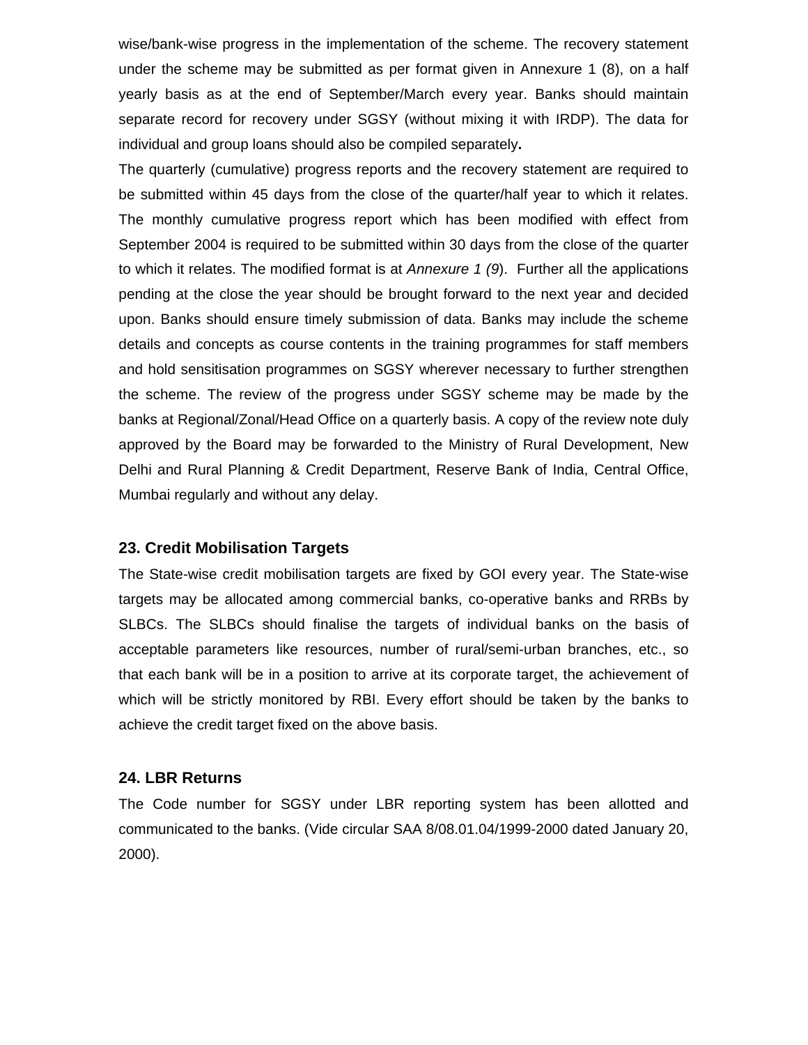wise/bank-wise progress in the implementation of the scheme. The recovery statement under the scheme may be submitted as per format given in Annexure 1 (8), on a half yearly basis as at the end of September/March every year. Banks should maintain separate record for recovery under SGSY (without mixing it with IRDP). The data for individual and group loans should also be compiled separately**.**

The quarterly (cumulative) progress reports and the recovery statement are required to be submitted within 45 days from the close of the quarter/half year to which it relates. The monthly cumulative progress report which has been modified with effect from September 2004 is required to be submitted within 30 days from the close of the quarter to which it relates. The modified format is at *Annexure 1 (9*). Further all the applications pending at the close the year should be brought forward to the next year and decided upon. Banks should ensure timely submission of data. Banks may include the scheme details and concepts as course contents in the training programmes for staff members and hold sensitisation programmes on SGSY wherever necessary to further strengthen the scheme. The review of the progress under SGSY scheme may be made by the banks at Regional/Zonal/Head Office on a quarterly basis. A copy of the review note duly approved by the Board may be forwarded to the Ministry of Rural Development, New Delhi and Rural Planning & Credit Department, Reserve Bank of India, Central Office, Mumbai regularly and without any delay.

### 23. Credit Mobilisation Targets

The State-wise credit mobilisation targets are fixed by GOI every year. The State-wise targets may be allocated among commercial banks, co-operative banks and RRBs by SLBCs. The SLBCs should finalise the targets of individual banks on the basis of acceptable parameters like resources, number of rural/semi-urban branches, etc., so that each bank will be in a position to arrive at its corporate target, the achievement of which will be strictly monitored by RBI. Every effort should be taken by the banks to achieve the credit target fixed on the above basis.

### 24. LBR Returns

The Code number for SGSY under LBR reporting system has been allotted and communicated to the banks. (Vide circular SAA 8/08.01.04/1999-2000 dated January 20, 2000).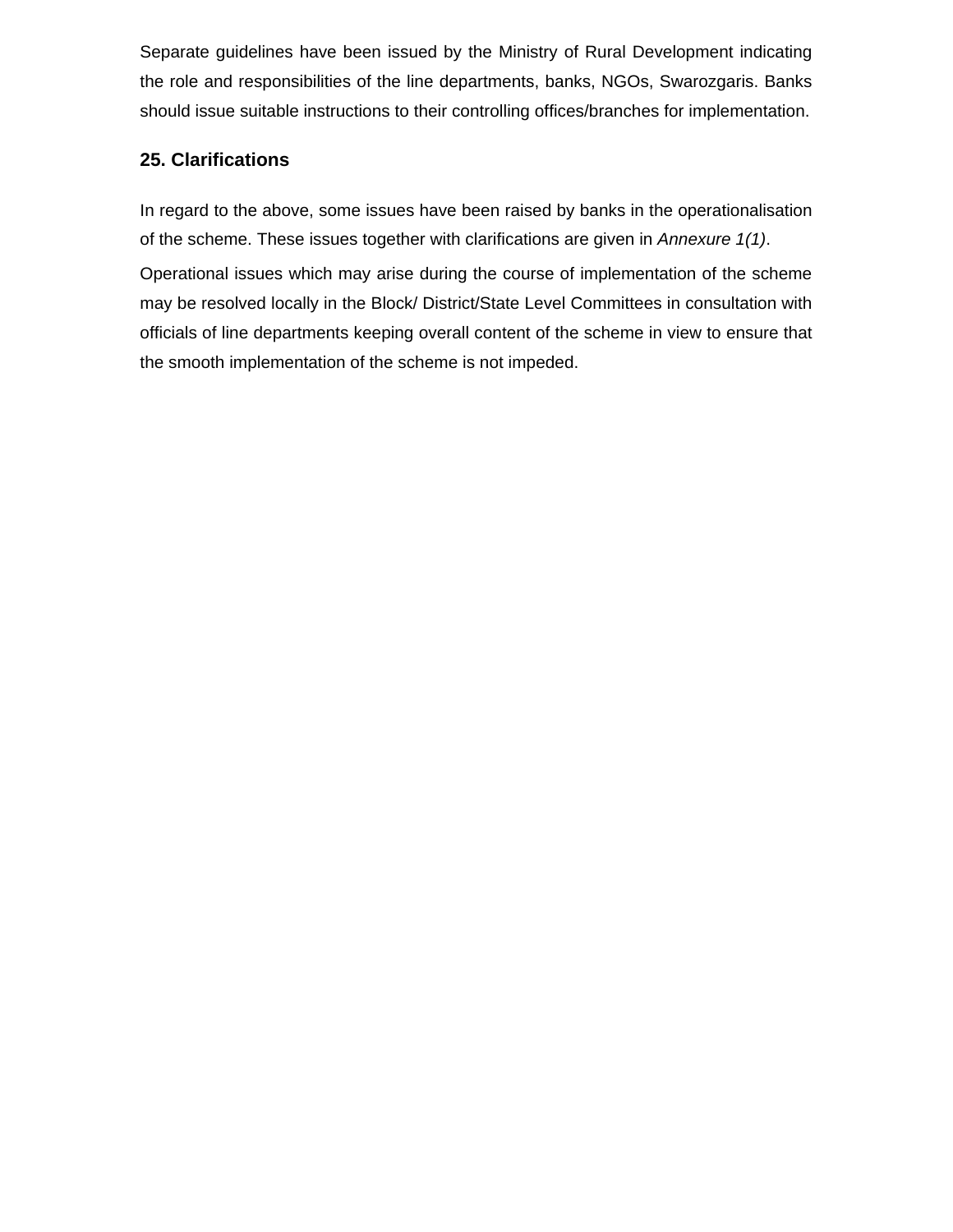Separate guidelines have been issued by the Ministry of Rural Development indicating the role and responsibilities of the line departments, banks, NGOs, Swarozgaris. Banks should issue suitable instructions to their controlling offices/branches for implementation.

## 25. Clarifications

In regard to the above, some issues have been raised by banks in the operationalisation of the scheme. These issues together with clarifications are given in *Annexure 1(1)*.

Operational issues which may arise during the course of implementation of the scheme may be resolved locally in the Block/ District/State Level Committees in consultation with officials of line departments keeping overall content of the scheme in view to ensure that the smooth implementation of the scheme is not impeded.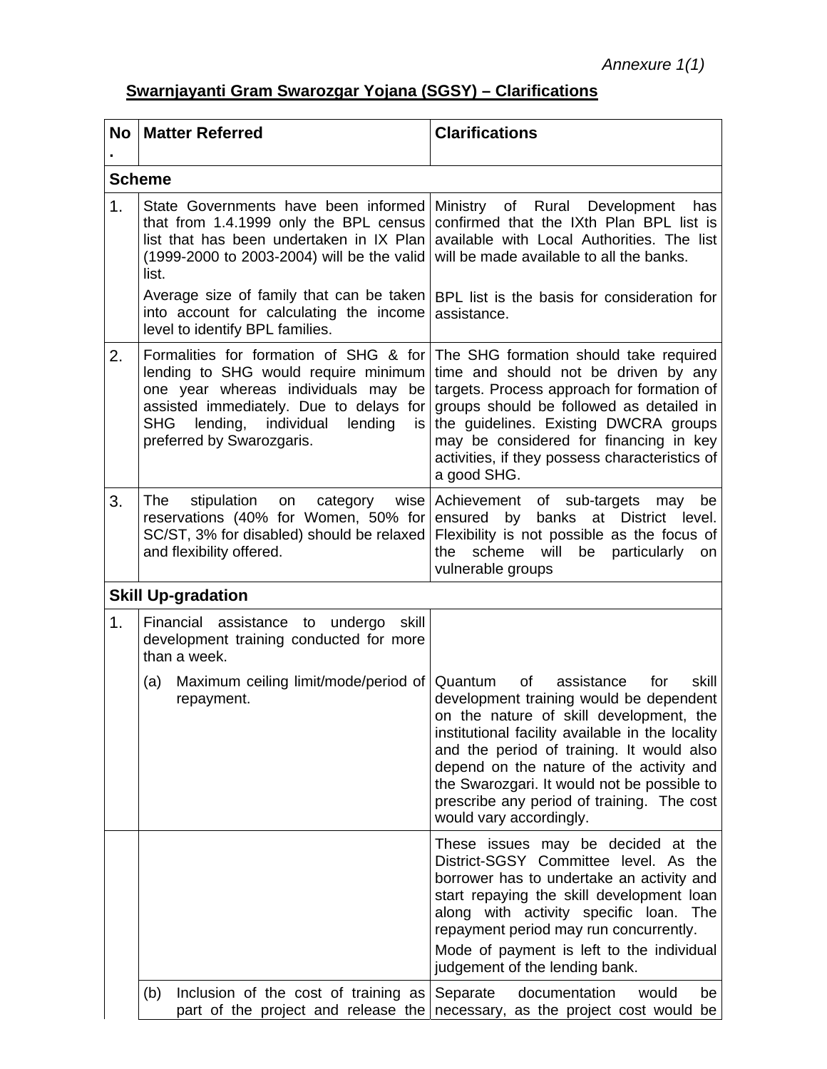*Annexure 1(1)*

## Swarnjayanti Gram Swarozgar Yojana (SGSY) – Clarifications

| No. | Matter Referred | Clarifications |
|---|---|---|
| **Scheme** | | |
| 1. | State Governments have been informed that from 1.4.1999 only the BPL census list that has been undertaken in IX Plan (1999-2000 to 2003-2004) will be the valid list. | Ministry of Rural Development has confirmed that the IXth Plan BPL list is available with Local Authorities. The list will be made available to all the banks. |
| | Average size of family that can be taken into account for calculating the income level to identify BPL families. | BPL list is the basis for consideration for assistance. |
| 2. | Formalities for formation of SHG & for lending to SHG would require minimum one year whereas individuals may be assisted immediately. Due to delays for SHG lending, individual lending is preferred by Swarozgaris. | The SHG formation should take required time and should not be driven by any targets. Process approach for formation of groups should be followed as detailed in the guidelines. Existing DWCRA groups may be considered for financing in key activities, if they possess characteristics of a good SHG. |
| 3. | The stipulation on category wise reservations (40% for Women, 50% for SC/ST, 3% for disabled) should be relaxed and flexibility offered. | Achievement of sub-targets may be ensured by banks at District level. Flexibility is not possible as the focus of the scheme will be particularly on vulnerable groups |
| **Skill Up-gradation** | | |
| 1. | Financial assistance to undergo skill development training conducted for more than a week. | |
| | (a) Maximum ceiling limit/mode/period of repayment. | Quantum of assistance for skill development training would be dependent on the nature of skill development, the institutional facility available in the locality and the period of training. It would also depend on the nature of the activity and the Swarozgari. It would not be possible to prescribe any period of training. The cost would vary accordingly. |
| | | These issues may be decided at the District-SGSY Committee level. As the borrower has to undertake an activity and start repaying the skill development loan along with activity specific loan. The repayment period may run concurrently. Mode of payment is left to the individual judgement of the lending bank. |
| | (b) Inclusion of the cost of training as part of the project and release the | Separate documentation would be necessary, as the project cost would be |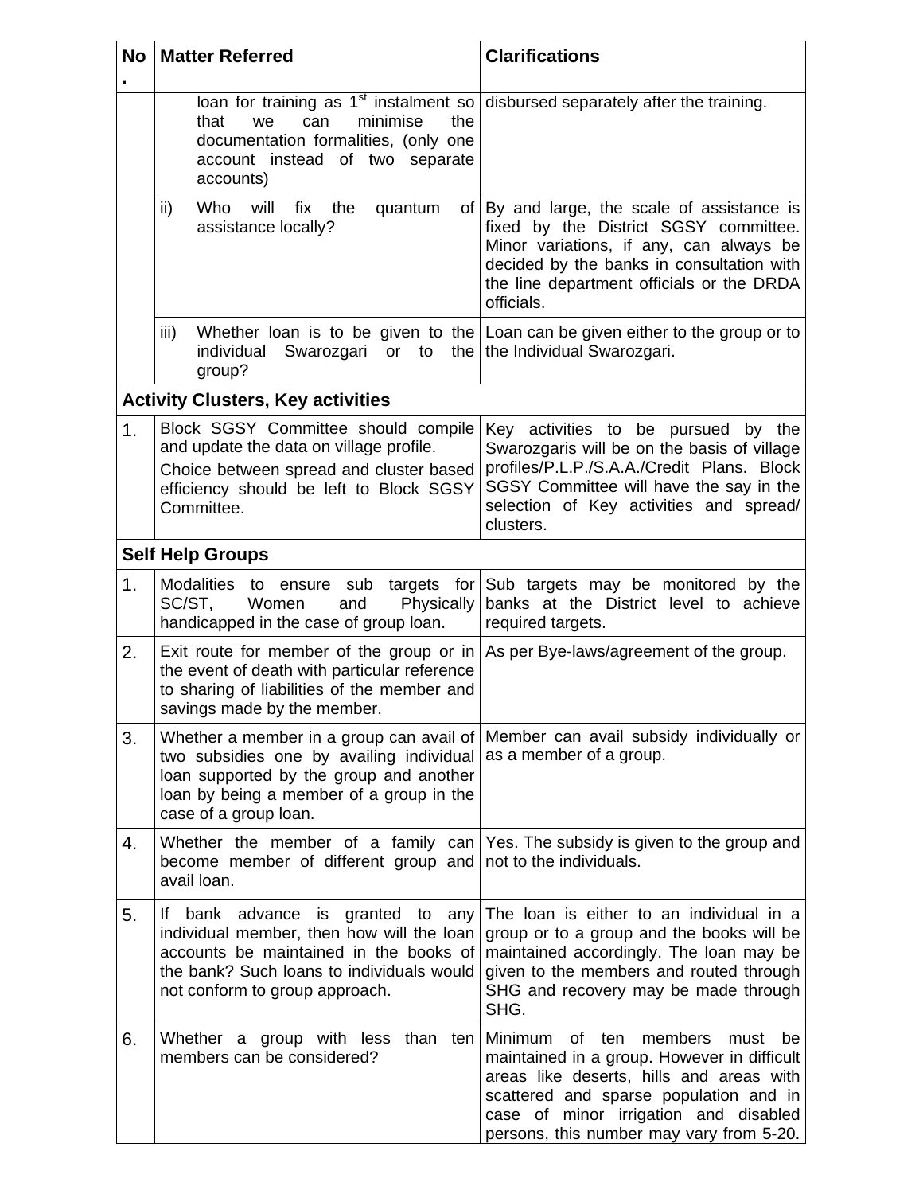| No. | Matter Referred | Clarifications |
|---|---|---|
| | loan for training as 1st instalment so that we can minimise the documentation formalities, (only one account instead of two separate accounts) | disbursed separately after the training. |
| | ii) Who will fix the quantum of assistance locally? | By and large, the scale of assistance is fixed by the District SGSY committee. Minor variations, if any, can always be decided by the banks in consultation with the line department officials or the DRDA officials. |
| | iii) Whether loan is to be given to the individual Swarozgari or to the group? | Loan can be given either to the group or to the Individual Swarozgari. |
| **Activity Clusters, Key activities** | | |
| 1. | Block SGSY Committee should compile and update the data on village profile. Choice between spread and cluster based efficiency should be left to Block SGSY Committee. | Key activities to be pursued by the Swarozgaris will be on the basis of village profiles/P.L.P./S.A.A./Credit Plans. Block SGSY Committee will have the say in the selection of Key activities and spread/ clusters. |
| **Self Help Groups** | | |
| 1. | Modalities to ensure sub targets for SC/ST, Women and Physically handicapped in the case of group loan. | Sub targets may be monitored by the banks at the District level to achieve required targets. |
| 2. | Exit route for member of the group or in the event of death with particular reference to sharing of liabilities of the member and savings made by the member. | As per Bye-laws/agreement of the group. |
| 3. | Whether a member in a group can avail of two subsidies one by availing individual loan supported by the group and another loan by being a member of a group in the case of a group loan. | Member can avail subsidy individually or as a member of a group. |
| 4. | Whether the member of a family can become member of different group and avail loan. | Yes. The subsidy is given to the group and not to the individuals. |
| 5. | If bank advance is granted to any individual member, then how will the loan accounts be maintained in the books of the bank? Such loans to individuals would not conform to group approach. | The loan is either to an individual in a group or to a group and the books will be maintained accordingly. The loan may be given to the members and routed through SHG and recovery may be made through SHG. |
| 6. | Whether a group with less than ten members can be considered? | Minimum of ten members must be maintained in a group. However in difficult areas like deserts, hills and areas with scattered and sparse population and in case of minor irrigation and disabled persons, this number may vary from 5-20. |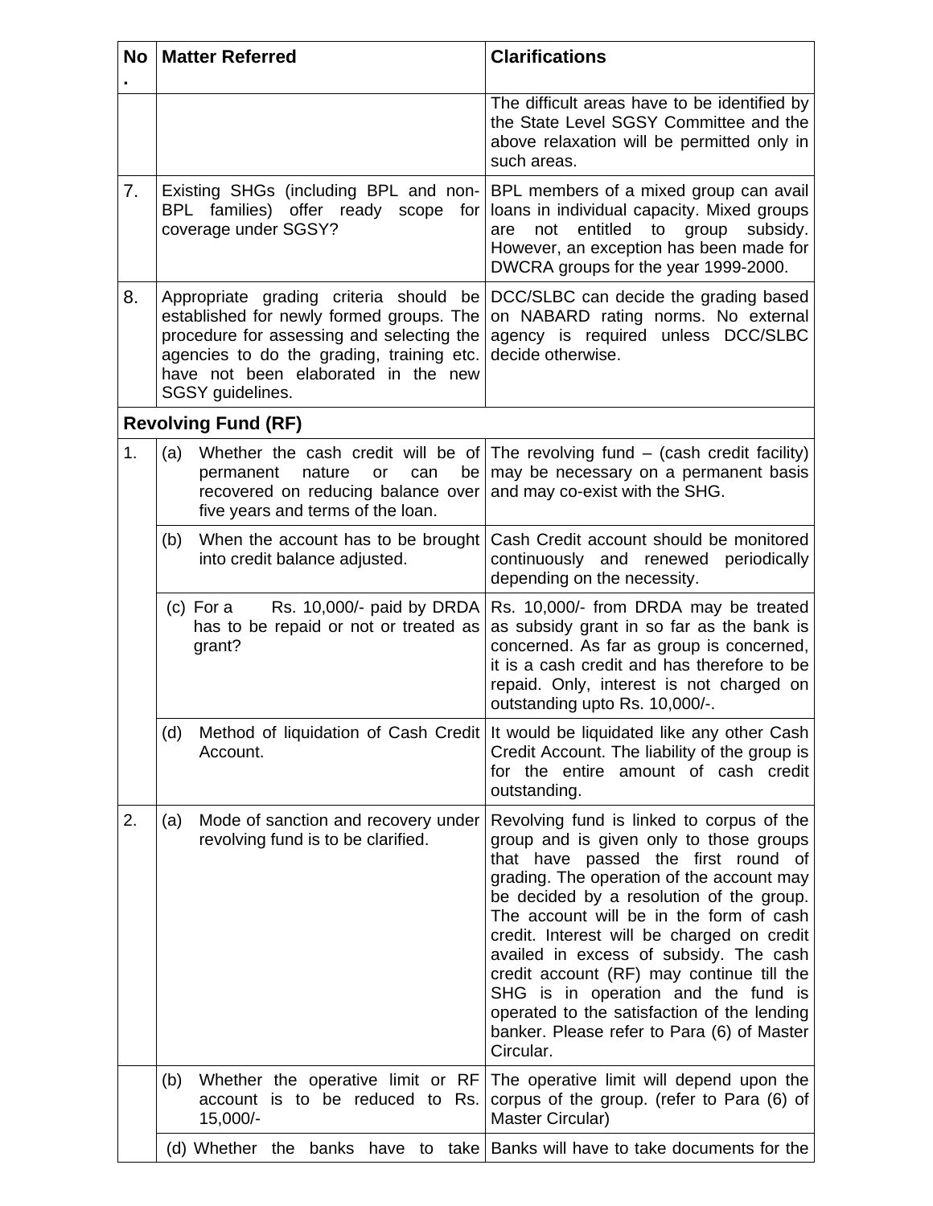| No. | Matter Referred | Clarifications |
| --- | --- | --- |
| | | The difficult areas have to be identified by the State Level SGSY Committee and the above relaxation will be permitted only in such areas. |
| 7. | Existing SHGs (including BPL and non-BPL families) offer ready scope for coverage under SGSY? | BPL members of a mixed group can avail loans in individual capacity. Mixed groups are not entitled to group subsidy. However, an exception has been made for DWCRA groups for the year 1999-2000. |
| 8. | Appropriate grading criteria should be established for newly formed groups. The procedure for assessing and selecting the agencies to do the grading, training etc. have not been elaborated in the new SGSY guidelines. | DCC/SLBC can decide the grading based on NABARD rating norms. No external agency is required unless DCC/SLBC decide otherwise. |
| **Revolving Fund (RF)** | | |
| 1. | (a) Whether the cash credit will be of permanent nature or can be recovered on reducing balance over five years and terms of the loan. | The revolving fund – (cash credit facility) may be necessary on a permanent basis and may co-exist with the SHG. |
| | (b) When the account has to be brought into credit balance adjusted. | Cash Credit account should be monitored continuously and renewed periodically depending on the necessity. |
| | (c) For a Rs. 10,000/- paid by DRDA has to be repaid or not or treated as grant? | Rs. 10,000/- from DRDA may be treated as subsidy grant in so far as the bank is concerned. As far as group is concerned, it is a cash credit and has therefore to be repaid. Only, interest is not charged on outstanding upto Rs. 10,000/-. |
| | (d) Method of liquidation of Cash Credit Account. | It would be liquidated like any other Cash Credit Account. The liability of the group is for the entire amount of cash credit outstanding. |
| 2. | (a) Mode of sanction and recovery under revolving fund is to be clarified. | Revolving fund is linked to corpus of the group and is given only to those groups that have passed the first round of grading. The operation of the account may be decided by a resolution of the group. The account will be in the form of cash credit. Interest will be charged on credit availed in excess of subsidy. The cash credit account (RF) may continue till the SHG is in operation and the fund is operated to the satisfaction of the lending banker. Please refer to Para (6) of Master Circular. |
| | (b) Whether the operative limit or RF account is to be reduced to Rs. 15,000/- | The operative limit will depend upon the corpus of the group. (refer to Para (6) of Master Circular) |
| | (d) Whether the banks have to take | Banks will have to take documents for the |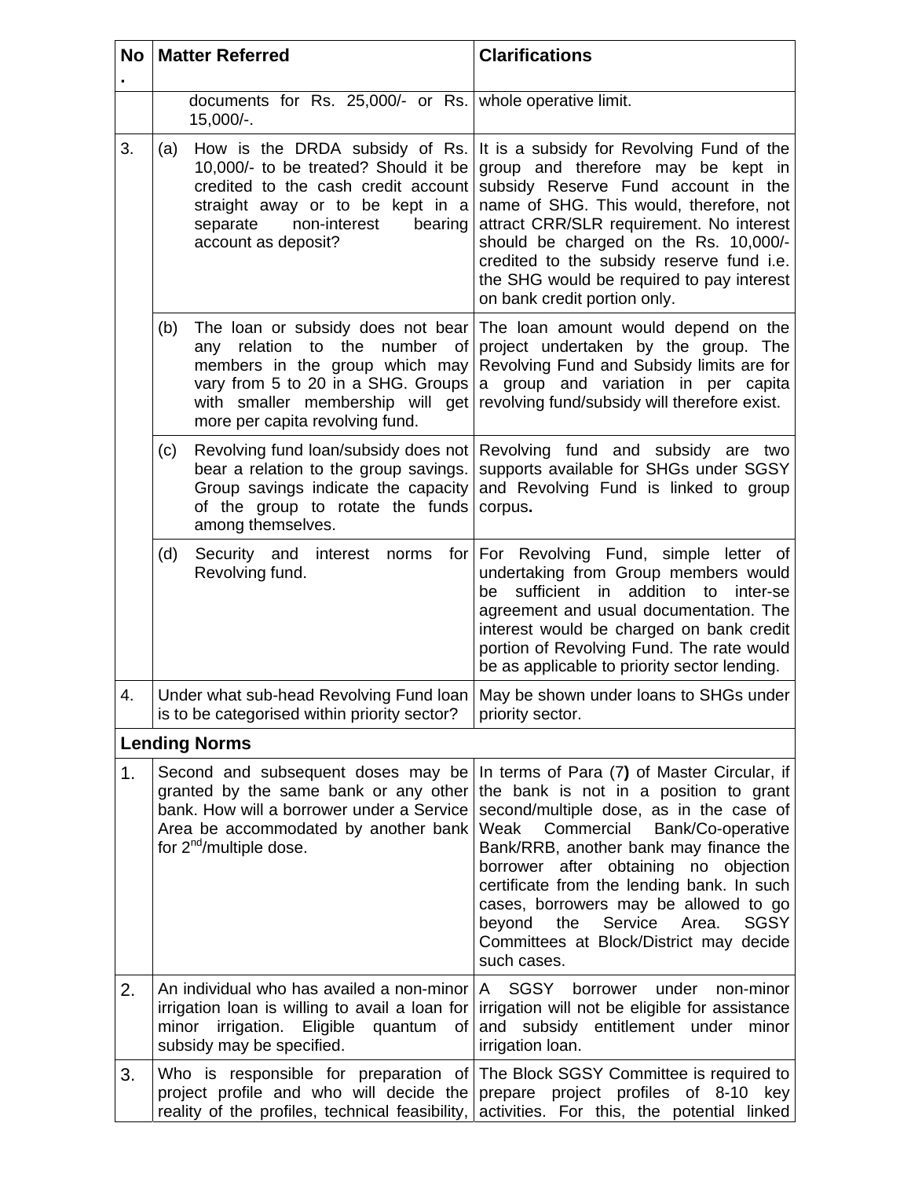| No. | Matter Referred | Clarifications |
|---|---|---|
| | documents for Rs. 25,000/- or Rs. 15,000/-. | whole operative limit. |
| 3. | (a) How is the DRDA subsidy of Rs. 10,000/- to be treated? Should it be credited to the cash credit account straight away or to be kept in a separate non-interest bearing account as deposit? | It is a subsidy for Revolving Fund of the group and therefore may be kept in subsidy Reserve Fund account in the name of SHG. This would, therefore, not attract CRR/SLR requirement. No interest should be charged on the Rs. 10,000/- credited to the subsidy reserve fund i.e. the SHG would be required to pay interest on bank credit portion only. |
| | (b) The loan or subsidy does not bear any relation to the number of members in the group which may vary from 5 to 20 in a SHG. Groups with smaller membership will get more per capita revolving fund. | The loan amount would depend on the project undertaken by the group. The Revolving Fund and Subsidy limits are for a group and variation in per capita revolving fund/subsidy will therefore exist. |
| | (c) Revolving fund loan/subsidy does not bear a relation to the group savings. Group savings indicate the capacity of the group to rotate the funds among themselves. | Revolving fund and subsidy are two supports available for SHGs under SGSY and Revolving Fund is linked to group corpus**.** |
| | (d) Security and interest norms for Revolving fund. | For Revolving Fund, simple letter of undertaking from Group members would be sufficient in addition to inter-se agreement and usual documentation. The interest would be charged on bank credit portion of Revolving Fund. The rate would be as applicable to priority sector lending. |
| 4. | Under what sub-head Revolving Fund loan is to be categorised within priority sector? | May be shown under loans to SHGs under priority sector. |
| **Lending Norms** | | |
| 1. | Second and subsequent doses may be granted by the same bank or any other bank. How will a borrower under a Service Area be accommodated by another bank for 2nd/multiple dose. | In terms of Para (7**)** of Master Circular, if the bank is not in a position to grant second/multiple dose, as in the case of Weak Commercial Bank/Co-operative Bank/RRB, another bank may finance the borrower after obtaining no objection certificate from the lending bank. In such cases, borrowers may be allowed to go beyond the Service Area. SGSY Committees at Block/District may decide such cases. |
| 2. | An individual who has availed a non-minor irrigation loan is willing to avail a loan for minor irrigation. Eligible quantum of subsidy may be specified. | A SGSY borrower under non-minor irrigation will not be eligible for assistance and subsidy entitlement under minor irrigation loan. |
| 3. | Who is responsible for preparation of project profile and who will decide the reality of the profiles, technical feasibility, | The Block SGSY Committee is required to prepare project profiles of 8-10 key activities. For this, the potential linked |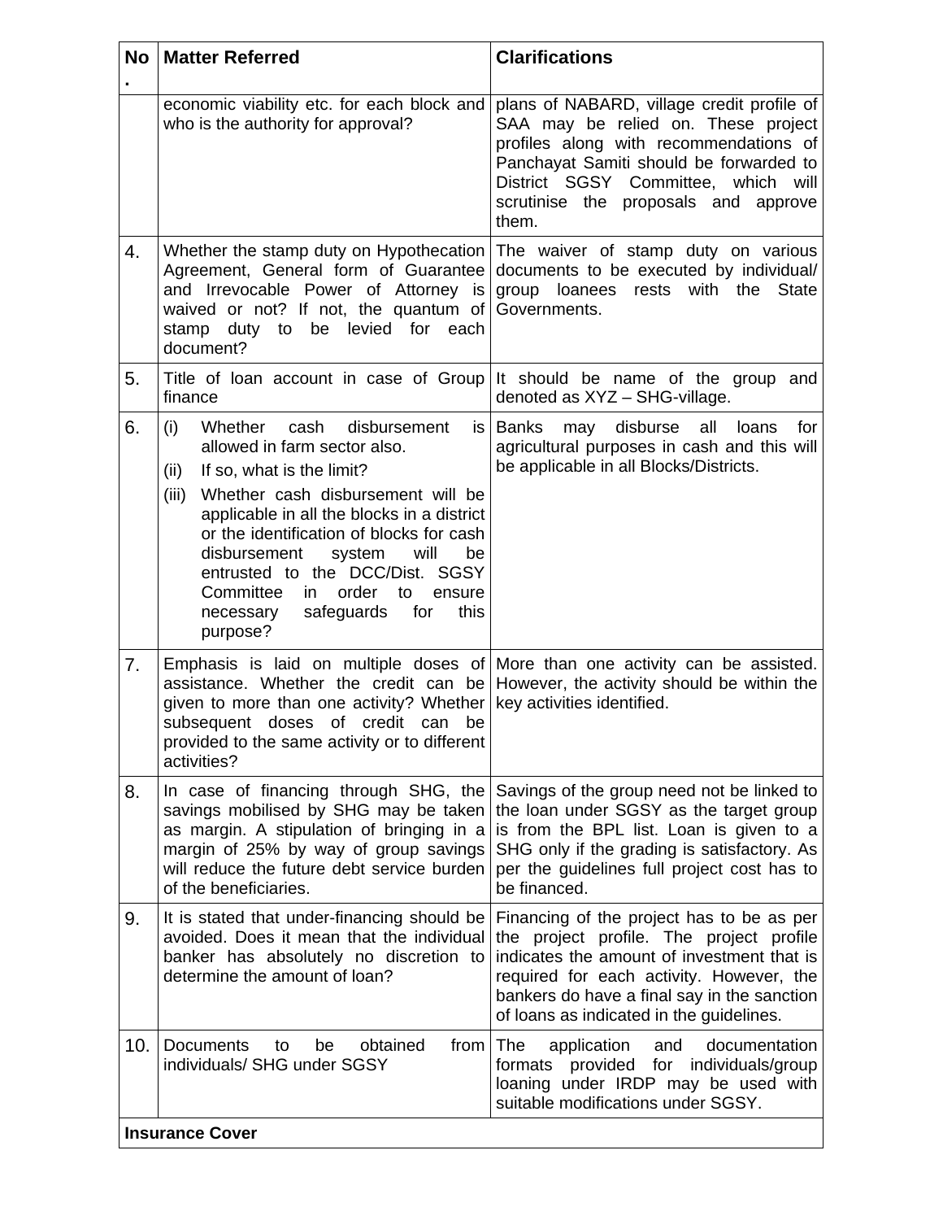| No. | Matter Referred | Clarifications |
| --- | --- | --- |
| | economic viability etc. for each block and who is the authority for approval? | plans of NABARD, village credit profile of SAA may be relied on. These project profiles along with recommendations of Panchayat Samiti should be forwarded to District SGSY Committee, which will scrutinise the proposals and approve them. |
| 4. | Whether the stamp duty on Hypothecation Agreement, General form of Guarantee and Irrevocable Power of Attorney is waived or not? If not, the quantum of stamp duty to be levied for each document? | The waiver of stamp duty on various documents to be executed by individual/ group loanees rests with the State Governments. |
| 5. | Title of loan account in case of Group finance | It should be name of the group and denoted as XYZ – SHG-village. |
| 6. | (i) Whether cash disbursement is allowed in farm sector also.<br>(ii) If so, what is the limit?<br>(iii) Whether cash disbursement will be applicable in all the blocks in a district or the identification of blocks for cash disbursement system will be entrusted to the DCC/Dist. SGSY Committee in order to ensure necessary safeguards for this purpose? | Banks may disburse all loans for agricultural purposes in cash and this will be applicable in all Blocks/Districts. |
| 7. | Emphasis is laid on multiple doses of assistance. Whether the credit can be given to more than one activity? Whether subsequent doses of credit can be provided to the same activity or to different activities? | More than one activity can be assisted. However, the activity should be within the key activities identified. |
| 8. | In case of financing through SHG, the savings mobilised by SHG may be taken as margin. A stipulation of bringing in a margin of 25% by way of group savings will reduce the future debt service burden of the beneficiaries. | Savings of the group need not be linked to the loan under SGSY as the target group is from the BPL list. Loan is given to a SHG only if the grading is satisfactory. As per the guidelines full project cost has to be financed. |
| 9. | It is stated that under-financing should be avoided. Does it mean that the individual banker has absolutely no discretion to determine the amount of loan? | Financing of the project has to be as per the project profile. The project profile indicates the amount of investment that is required for each activity. However, the bankers do have a final say in the sanction of loans as indicated in the guidelines. |
| 10. | Documents to be obtained from individuals/ SHG under SGSY | The application and documentation formats provided for individuals/group loaning under IRDP may be used with suitable modifications under SGSY. |
| **Insurance Cover** | | |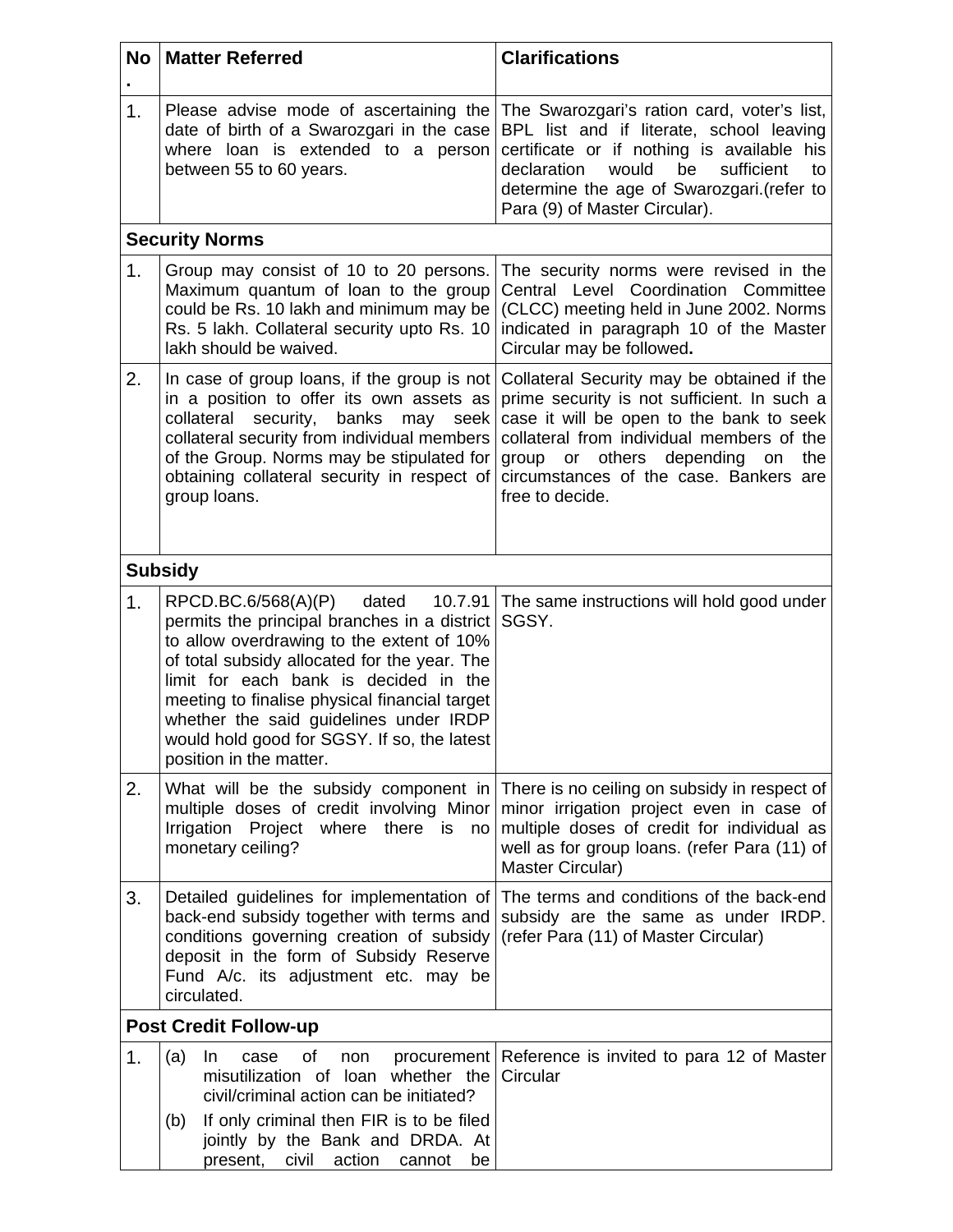| No. | Matter Referred | Clarifications |
|---|---|---|
| 1. | Please advise mode of ascertaining the date of birth of a Swarozgari in the case where loan is extended to a person between 55 to 60 years. | The Swarozgari's ration card, voter's list, BPL list and if literate, school leaving certificate or if nothing is available his declaration would be sufficient to determine the age of Swarozgari.(refer to Para (9) of Master Circular). |
| **Security Norms** | | |
| 1. | Group may consist of 10 to 20 persons. Maximum quantum of loan to the group could be Rs. 10 lakh and minimum may be Rs. 5 lakh. Collateral security upto Rs. 10 lakh should be waived. | The security norms were revised in the Central Level Coordination Committee (CLCC) meeting held in June 2002. Norms indicated in paragraph 10 of the Master Circular may be followed**.** |
| 2. | In case of group loans, if the group is not in a position to offer its own assets as collateral security, banks may seek collateral security from individual members of the Group. Norms may be stipulated for obtaining collateral security in respect of group loans. | Collateral Security may be obtained if the prime security is not sufficient. In such a case it will be open to the bank to seek collateral from individual members of the group or others depending on the circumstances of the case. Bankers are free to decide. |
| **Subsidy** | | |
| 1. | RPCD.BC.6/568(A)(P) dated 10.7.91 permits the principal branches in a district to allow overdrawing to the extent of 10% of total subsidy allocated for the year. The limit for each bank is decided in the meeting to finalise physical financial target whether the said guidelines under IRDP would hold good for SGSY. If so, the latest position in the matter. | The same instructions will hold good under SGSY. |
| 2. | What will be the subsidy component in multiple doses of credit involving Minor Irrigation Project where there is no monetary ceiling? | There is no ceiling on subsidy in respect of minor irrigation project even in case of multiple doses of credit for individual as well as for group loans. (refer Para (11) of Master Circular) |
| 3. | Detailed guidelines for implementation of back-end subsidy together with terms and conditions governing creation of subsidy deposit in the form of Subsidy Reserve Fund A/c. its adjustment etc. may be circulated. | The terms and conditions of the back-end subsidy are the same as under IRDP. (refer Para (11) of Master Circular) |
| **Post Credit Follow-up** | | |
| 1. | (a) In case of non procurement misutilization of loan whether the civil/criminal action can be initiated?<br>(b) If only criminal then FIR is to be filed jointly by the Bank and DRDA. At present, civil action cannot be | Reference is invited to para 12 of Master Circular |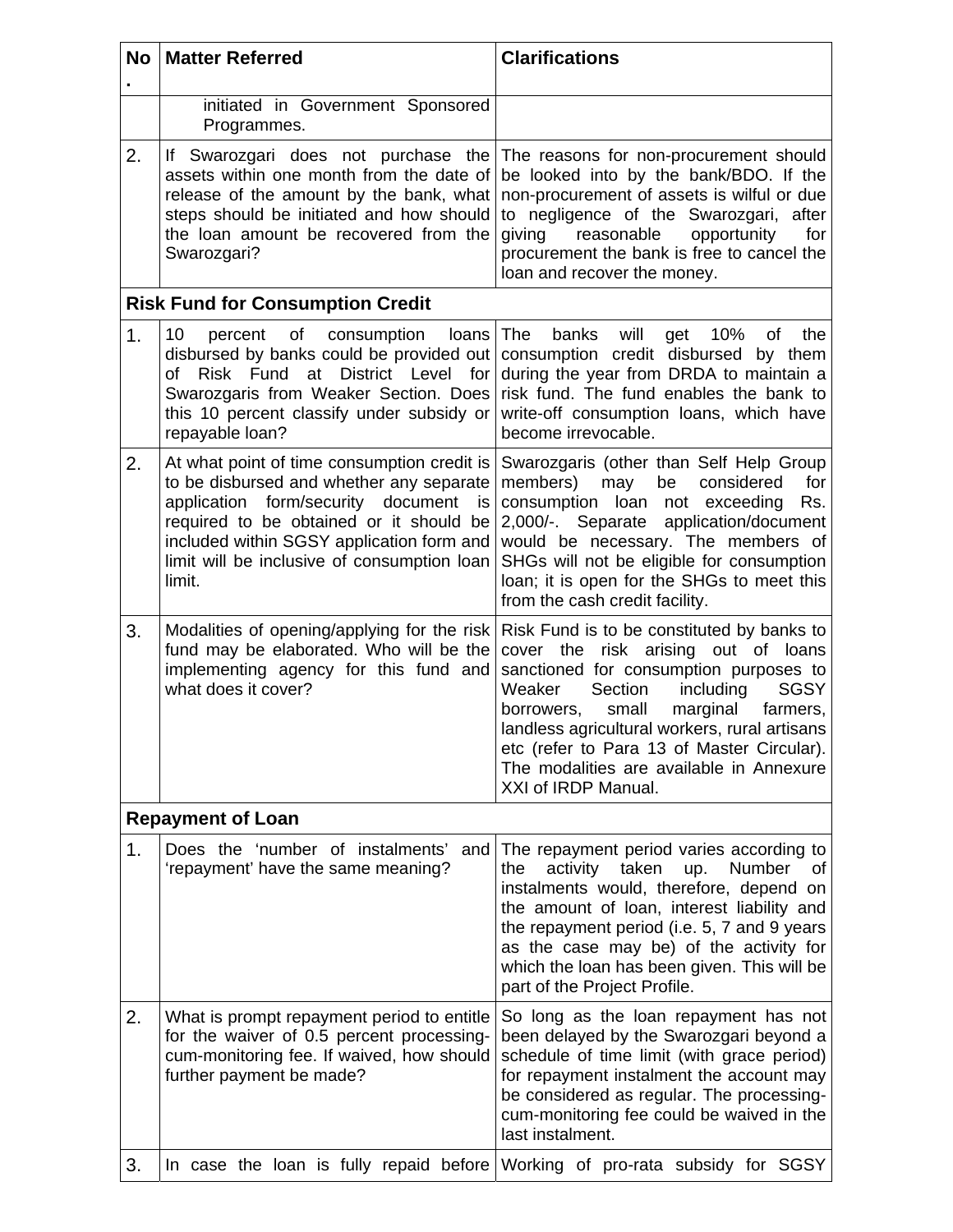| No. | Matter Referred | Clarifications |
|---|---|---|
| | initiated in Government Sponsored Programmes. | |
| 2. | If Swarozgari does not purchase the assets within one month from the date of release of the amount by the bank, what steps should be initiated and how should the loan amount be recovered from the Swarozgari? | The reasons for non-procurement should be looked into by the bank/BDO. If the non-procurement of assets is wilful or due to negligence of the Swarozgari, after giving reasonable opportunity for procurement the bank is free to cancel the loan and recover the money. |
| **Risk Fund for Consumption Credit** | | |
| 1. | 10 percent of consumption loans disbursed by banks could be provided out of Risk Fund at District Level for Swarozgaris from Weaker Section. Does this 10 percent classify under subsidy or repayable loan? | The banks will get 10% of the consumption credit disbursed by them during the year from DRDA to maintain a risk fund. The fund enables the bank to write-off consumption loans, which have become irrevocable. |
| 2. | At what point of time consumption credit is to be disbursed and whether any separate application form/security document is required to be obtained or it should be included within SGSY application form and limit will be inclusive of consumption loan limit. | Swarozgaris (other than Self Help Group members) may be considered for consumption loan not exceeding Rs. 2,000/-. Separate application/document would be necessary. The members of SHGs will not be eligible for consumption loan; it is open for the SHGs to meet this from the cash credit facility. |
| 3. | Modalities of opening/applying for the risk fund may be elaborated. Who will be the implementing agency for this fund and what does it cover? | Risk Fund is to be constituted by banks to cover the risk arising out of loans sanctioned for consumption purposes to Weaker Section including SGSY borrowers, small marginal farmers, landless agricultural workers, rural artisans etc (refer to Para 13 of Master Circular). The modalities are available in Annexure XXI of IRDP Manual. |
| **Repayment of Loan** | | |
| 1. | Does the 'number of instalments' and 'repayment' have the same meaning? | The repayment period varies according to the activity taken up. Number of instalments would, therefore, depend on the amount of loan, interest liability and the repayment period (i.e. 5, 7 and 9 years as the case may be) of the activity for which the loan has been given. This will be part of the Project Profile. |
| 2. | What is prompt repayment period to entitle for the waiver of 0.5 percent processing-cum-monitoring fee. If waived, how should further payment be made? | So long as the loan repayment has not been delayed by the Swarozgari beyond a schedule of time limit (with grace period) for repayment instalment the account may be considered as regular. The processing-cum-monitoring fee could be waived in the last instalment. |
| 3. | In case the loan is fully repaid before | Working of pro-rata subsidy for SGSY |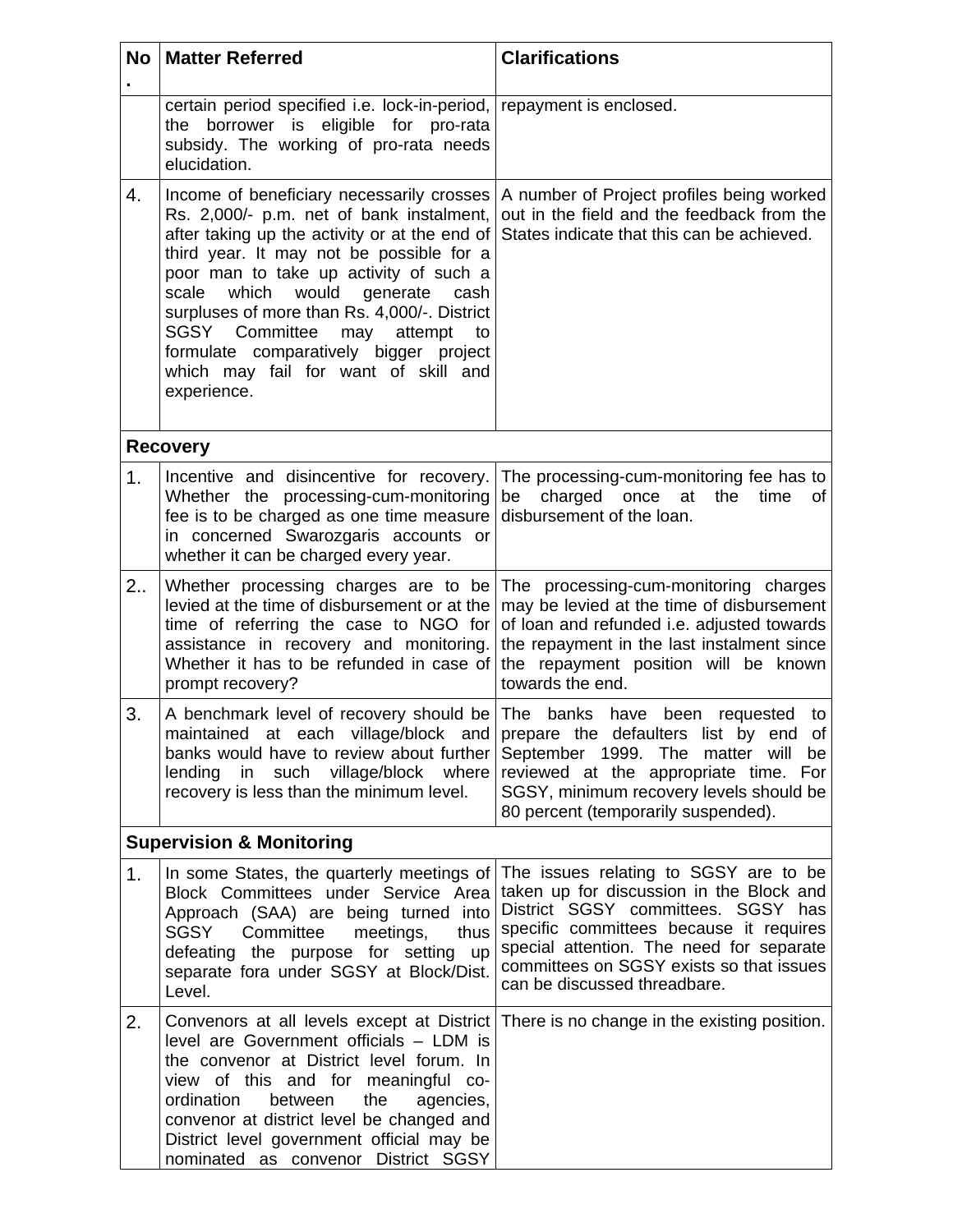| No. | Matter Referred | Clarifications |
|---|---|---|
| | certain period specified i.e. lock-in-period, the borrower is eligible for pro-rata subsidy. The working of pro-rata needs elucidation. | repayment is enclosed. |
| 4. | Income of beneficiary necessarily crosses Rs. 2,000/- p.m. net of bank instalment, after taking up the activity or at the end of third year. It may not be possible for a poor man to take up activity of such a scale which would generate cash surpluses of more than Rs. 4,000/-. District SGSY Committee may attempt to formulate comparatively bigger project which may fail for want of skill and experience. | A number of Project profiles being worked out in the field and the feedback from the States indicate that this can be achieved. |
| **Recovery** | | |
| 1. | Incentive and disincentive for recovery. Whether the processing-cum-monitoring fee is to be charged as one time measure in concerned Swarozgaris accounts or whether it can be charged every year. | The processing-cum-monitoring fee has to be charged once at the time of disbursement of the loan. |
| 2.. | Whether processing charges are to be levied at the time of disbursement or at the time of referring the case to NGO for assistance in recovery and monitoring. Whether it has to be refunded in case of prompt recovery? | The processing-cum-monitoring charges may be levied at the time of disbursement of loan and refunded i.e. adjusted towards the repayment in the last instalment since the repayment position will be known towards the end. |
| 3. | A benchmark level of recovery should be maintained at each village/block and banks would have to review about further lending in such village/block where recovery is less than the minimum level. | The banks have been requested to prepare the defaulters list by end of September 1999. The matter will be reviewed at the appropriate time. For SGSY, minimum recovery levels should be 80 percent (temporarily suspended). |
| **Supervision & Monitoring** | | |
| 1. | In some States, the quarterly meetings of Block Committees under Service Area Approach (SAA) are being turned into SGSY Committee meetings, thus defeating the purpose for setting up separate fora under SGSY at Block/Dist. Level. | The issues relating to SGSY are to be taken up for discussion in the Block and District SGSY committees. SGSY has specific committees because it requires special attention. The need for separate committees on SGSY exists so that issues can be discussed threadbare. |
| 2. | Convenors at all levels except at District level are Government officials – LDM is the convenor at District level forum. In view of this and for meaningful co-ordination between the agencies, convenor at district level be changed and District level government official may be nominated as convenor District SGSY | There is no change in the existing position. |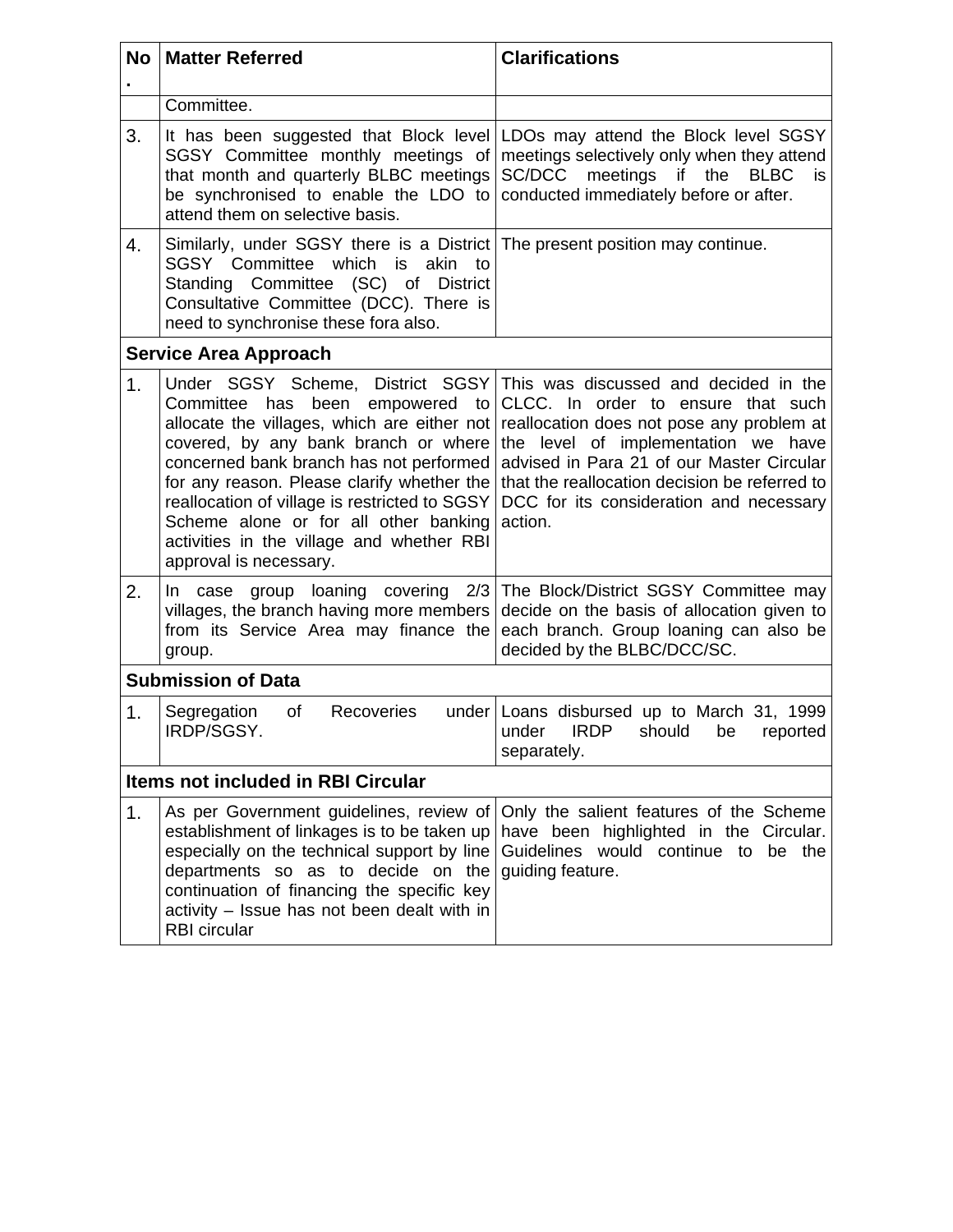| No. | Matter Referred | Clarifications |
|---|---|---|
| | Committee. | |
| 3. | It has been suggested that Block level SGSY Committee monthly meetings of that month and quarterly BLBC meetings be synchronised to enable the LDO to attend them on selective basis. | LDOs may attend the Block level SGSY meetings selectively only when they attend SC/DCC meetings if the BLBC is conducted immediately before or after. |
| 4. | Similarly, under SGSY there is a District SGSY Committee which is akin to Standing Committee (SC) of District Consultative Committee (DCC). There is need to synchronise these fora also. | The present position may continue. |
| **Service Area Approach** | | |
| 1. | Under SGSY Scheme, District SGSY Committee has been empowered to allocate the villages, which are either not covered, by any bank branch or where concerned bank branch has not performed for any reason. Please clarify whether the reallocation of village is restricted to SGSY Scheme alone or for all other banking activities in the village and whether RBI approval is necessary. | This was discussed and decided in the CLCC. In order to ensure that such reallocation does not pose any problem at the level of implementation we have advised in Para 21 of our Master Circular that the reallocation decision be referred to DCC for its consideration and necessary action. |
| 2. | In case group loaning covering 2/3 villages, the branch having more members from its Service Area may finance the group. | The Block/District SGSY Committee may decide on the basis of allocation given to each branch. Group loaning can also be decided by the BLBC/DCC/SC. |
| **Submission of Data** | | |
| 1. | Segregation of Recoveries under IRDP/SGSY. | Loans disbursed up to March 31, 1999 under IRDP should be reported separately. |
| **Items not included in RBI Circular** | | |
| 1. | As per Government guidelines, review of establishment of linkages is to be taken up especially on the technical support by line departments so as to decide on the continuation of financing the specific key activity – Issue has not been dealt with in RBI circular | Only the salient features of the Scheme have been highlighted in the Circular. Guidelines would continue to be the guiding feature. |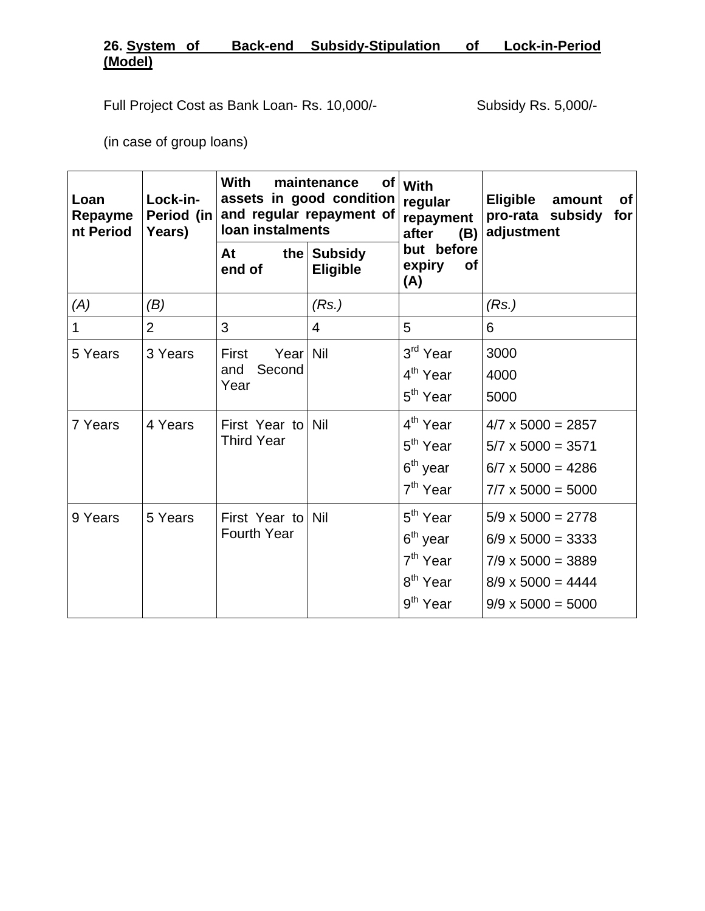**26. System of Back-end Subsidy-Stipulation of Lock-in-Period (Model)**

Full Project Cost as Bank Loan- Rs. 10,000/- Subsidy Rs. 5,000/-

(in case of group loans)

| Loan Repayment Period | Lock-in-Period (in Years) | With maintenance of assets in good condition and regular repayment of loan instalments | | With regular repayment after (B) but before expiry of (A) | Eligible amount of pro-rata subsidy for adjustment |
|---|---|---|---|---|---|
| | | At the end of | Subsidy Eligible | | |
| *(A)* | *(B)* | | *(Rs.)* | | *(Rs.)* |
| 1 | 2 | 3 | 4 | 5 | 6 |
| 5 Years | 3 Years | First Year and Second Year | Nil | 3rd Year<br>4th Year<br>5th Year | 3000<br>4000<br>5000 |
| 7 Years | 4 Years | First Year to Third Year | Nil | 4th Year<br>5th Year<br>6th year<br>7th Year | 4/7 x 5000 = 2857<br>5/7 x 5000 = 3571<br>6/7 x 5000 = 4286<br>7/7 x 5000 = 5000 |
| 9 Years | 5 Years | First Year to Fourth Year | Nil | 5th Year<br>6th year<br>7th Year<br>8th Year<br>9th Year | 5/9 x 5000 = 2778<br>6/9 x 5000 = 3333<br>7/9 x 5000 = 3889<br>8/9 x 5000 = 4444<br>9/9 x 5000 = 5000 |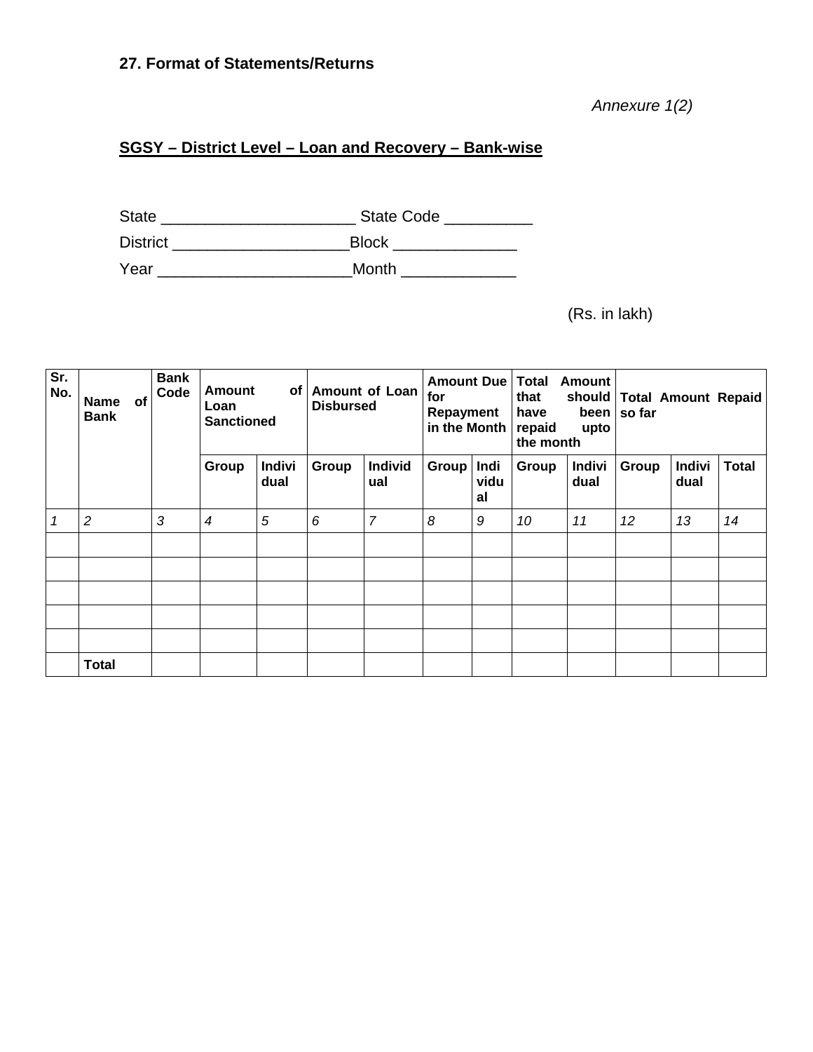**27. Format of Statements/Returns**

*Annexure 1(2)*

**SGSY – District Level – Loan and Recovery – Bank-wise**

State _____________________ State Code __________

District ___________________Block ______________

Year _____________________Month _____________

(Rs. in lakh)

| Sr. No. | Name of Bank | Bank Code | Amount of Loan Sanctioned | | Amount of Loan Disbursed | | Amount Due for Repayment in the Month | | Total Amount that should have been repaid upto the month | | Total Amount Repaid so far | | |
|---|---|---|---|---|---|---|---|---|---|---|---|---|---|
| | | | Group | Individual | Group | Individual | Group | Individual | Group | Individual | Group | Individual | Total |
| *1* | *2* | *3* | *4* | *5* | *6* | *7* | *8* | *9* | *10* | *11* | *12* | *13* | *14* |
| | | | | | | | | | | | | | |
| | | | | | | | | | | | | | |
| | | | | | | | | | | | | | |
| | | | | | | | | | | | | | |
| | | | | | | | | | | | | | |
| | **Total** | | | | | | | | | | | | |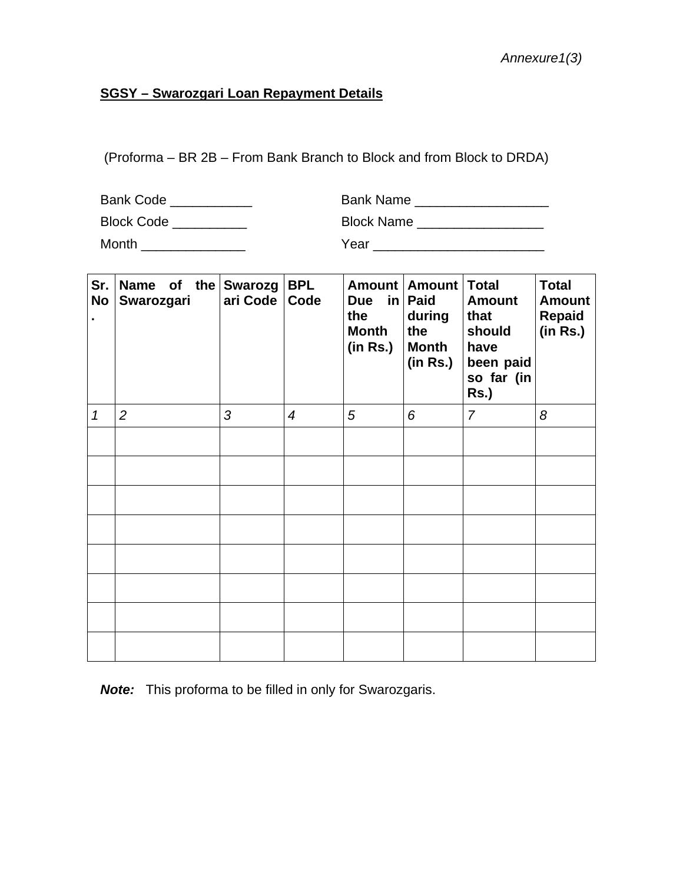*Annexure1(3)*

**SGSY – Swarozgari Loan Repayment Details**

(Proforma – BR 2B – From Bank Branch to Block and from Block to DRDA)

Bank Code ___________ Bank Name __________________

Block Code __________ Block Name _________________

Month ______________ Year _______________________

| Sr. No. | Name of the Swarozgari | Swarozgari Code | BPL Code | Amount Due in the Month (in Rs.) | Amount Paid during the Month (in Rs.) | Total Amount that should have been paid so far (in Rs.) | Total Amount Repaid (in Rs.) |
|---|---|---|---|---|---|---|---|
| *1* | *2* | *3* | *4* | *5* | *6* | *7* | *8* |
| | | | | | | | |
| | | | | | | | |
| | | | | | | | |
| | | | | | | | |
| | | | | | | | |
| | | | | | | | |
| | | | | | | | |
| | | | | | | | |

***Note:*** This proforma to be filled in only for Swarozgaris.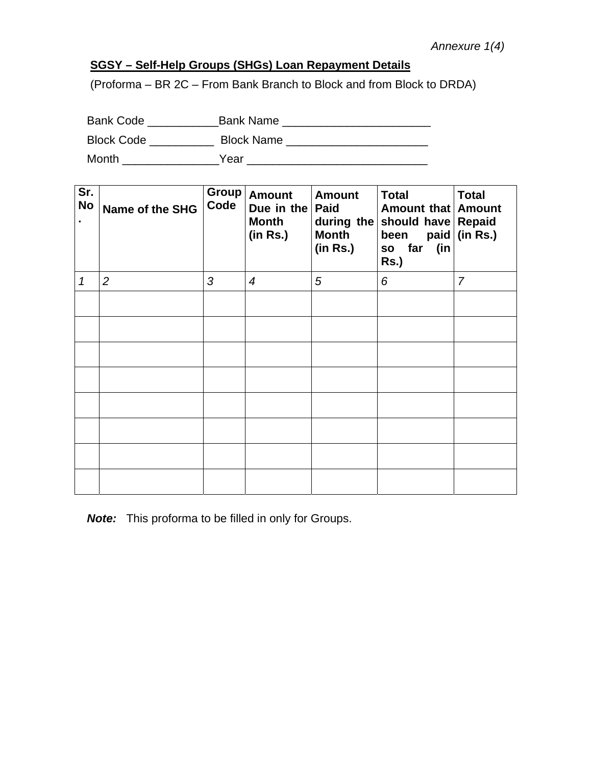*Annexure 1(4)*

**SGSY – Self-Help Groups (SHGs) Loan Repayment Details**

(Proforma – BR 2C – From Bank Branch to Block and from Block to DRDA)

Bank Code ___________Bank Name _______________________

Block Code __________ Block Name ______________________

Month _______________Year ____________________________

| Sr. No. | Name of the SHG | Group Code | Amount Due in the Month (in Rs.) | Amount Paid during the Month (in Rs.) | Total Amount that should have been paid so far (in Rs.) | Total Amount Repaid (in Rs.) |
|---|---|---|---|---|---|---|
| *1* | *2* | *3* | *4* | *5* | *6* | *7* |
| | | | | | | |
| | | | | | | |
| | | | | | | |
| | | | | | | |
| | | | | | | |
| | | | | | | |
| | | | | | | |
| | | | | | | |

***Note:*** This proforma to be filled in only for Groups.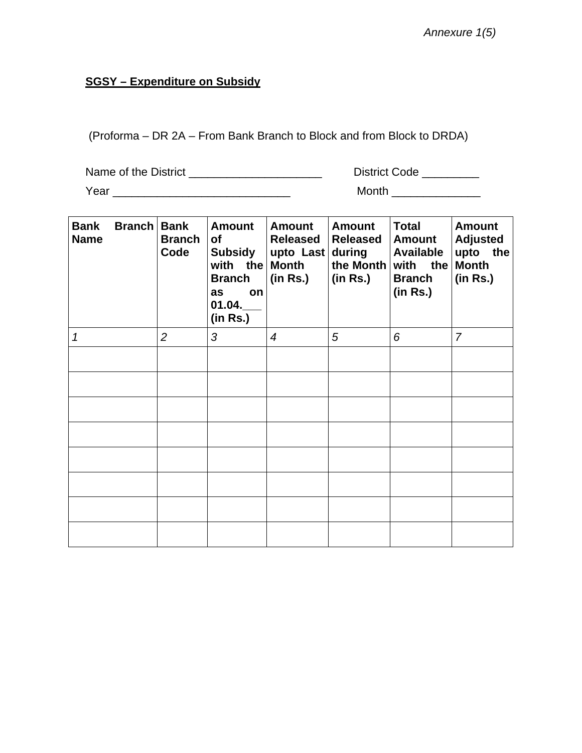*Annexure 1(5)*

**SGSY – Expenditure on Subsidy**

(Proforma – DR 2A – From Bank Branch to Block and from Block to DRDA)

Name of the District ____________________ District Code _________

Year ___________________________ Month ______________

| **Bank Branch Name** | **Bank Branch Code** | **Amount of Subsidy with the Branch as on 01.04.___ (in Rs.)** | **Amount Released upto Last Month (in Rs.)** | **Amount Released during the Month (in Rs.)** | **Total Amount Available with the Branch (in Rs.)** | **Amount Adjusted upto the Month (in Rs.)** |
|---|---|---|---|---|---|---|
| *1* | *2* | *3* | *4* | *5* | *6* | *7* |
| | | | | | | |
| | | | | | | |
| | | | | | | |
| | | | | | | |
| | | | | | | |
| | | | | | | |
| | | | | | | |
| | | | | | | |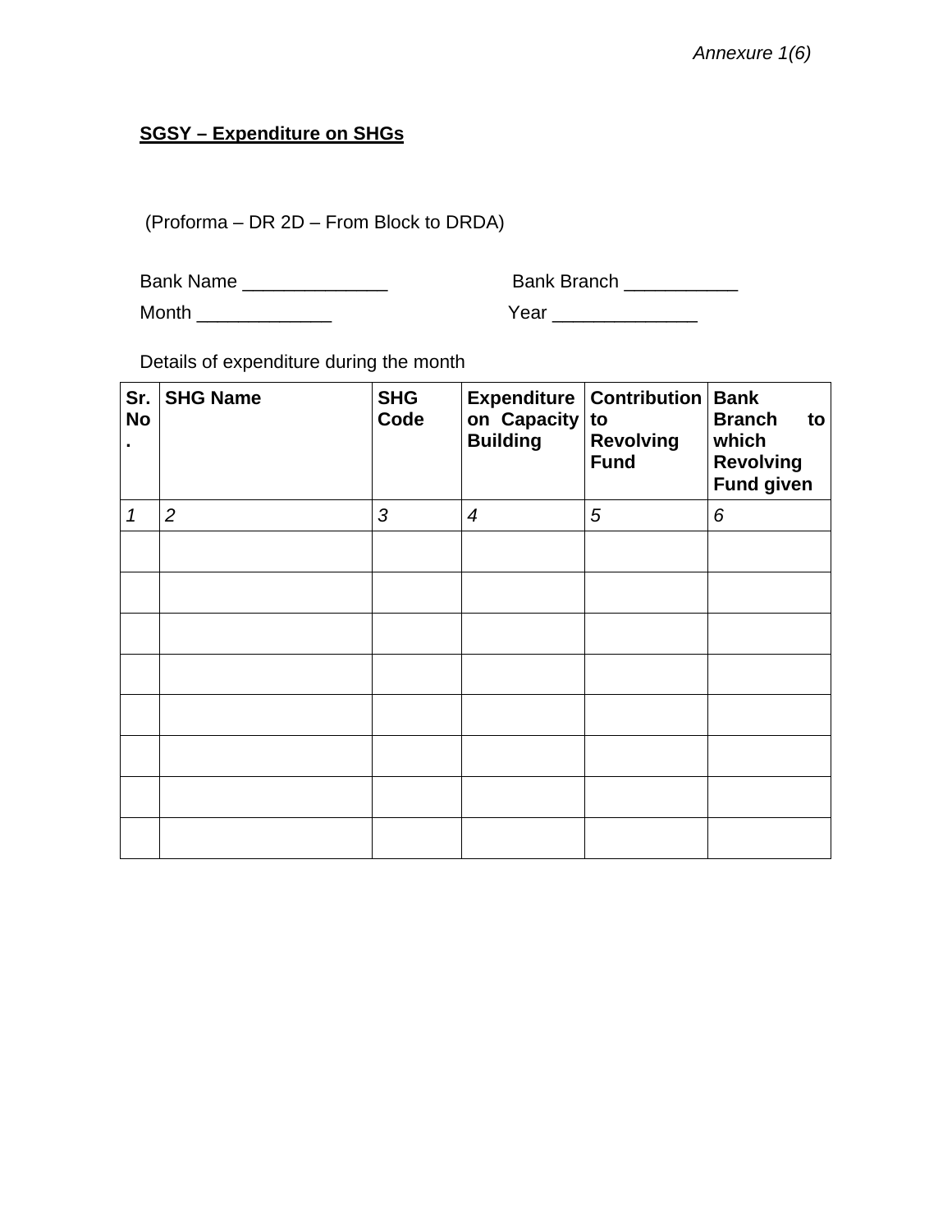*Annexure 1(6)*

**SGSY – Expenditure on SHGs**

(Proforma – DR 2D – From Block to DRDA)

Bank Name ______________ Bank Branch ___________

Month _____________ Year ______________

Details of expenditure during the month

| Sr. No. | SHG Name | SHG Code | Expenditure on Capacity Building | Contribution to Revolving Fund | Bank Branch to which Revolving Fund given |
|---|---|---|---|---|---|
| *1* | *2* | *3* | *4* | *5* | *6* |
| | | | | | |
| | | | | | |
| | | | | | |
| | | | | | |
| | | | | | |
| | | | | | |
| | | | | | |
| | | | | | |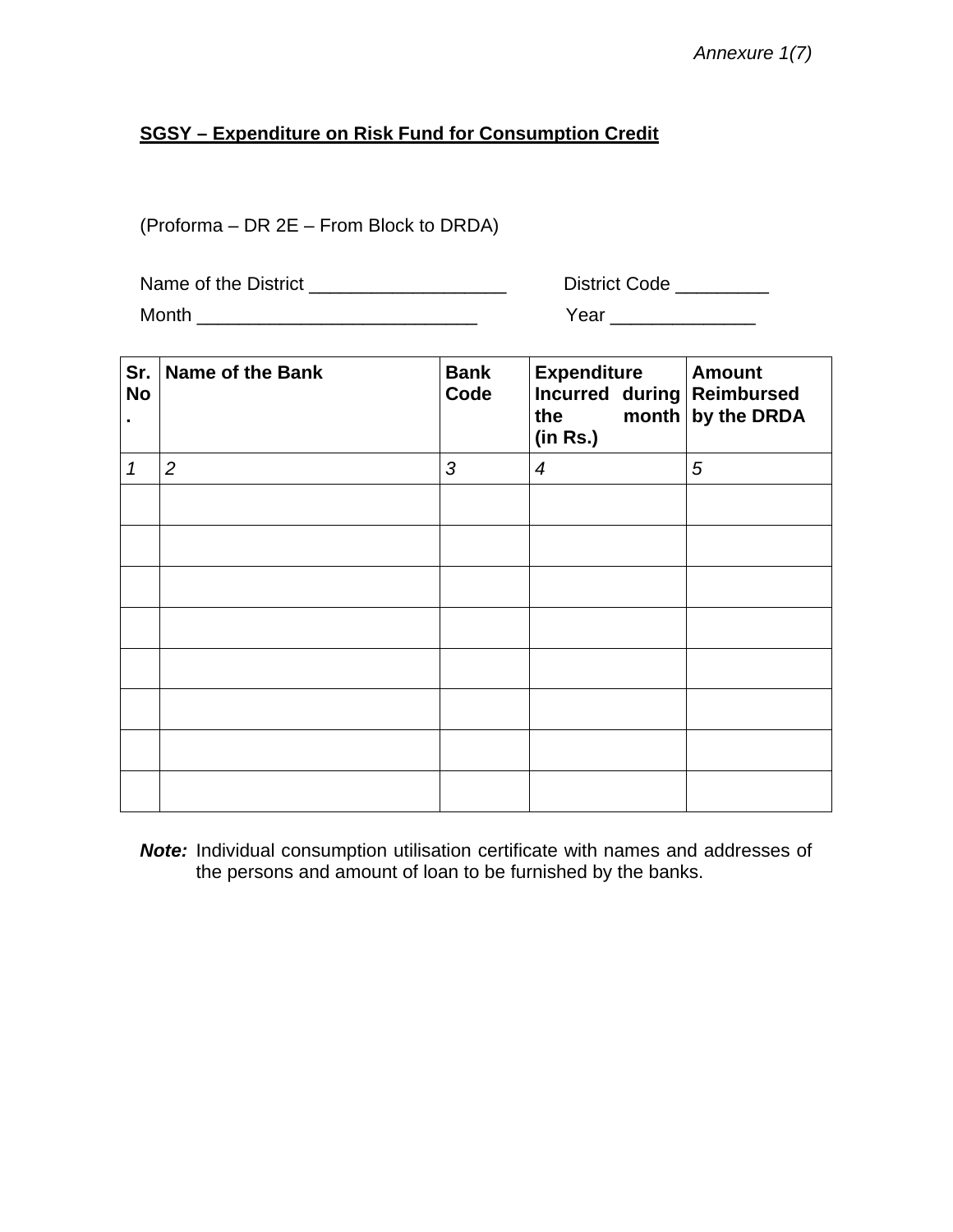*Annexure 1(7)*

**SGSY – Expenditure on Risk Fund for Consumption Credit**

(Proforma – DR 2E – From Block to DRDA)

Name of the District ___________________ District Code _________

Month ___________________________ Year ______________

| Sr. No. | Name of the Bank | Bank Code | Expenditure Incurred during the month (in Rs.) | Amount Reimbursed by the DRDA |
|---|---|---|---|---|
| *1* | *2* | *3* | *4* | *5* |
| | | | | |
| | | | | |
| | | | | |
| | | | | |
| | | | | |
| | | | | |
| | | | | |
| | | | | |

***Note:*** Individual consumption utilisation certificate with names and addresses of the persons and amount of loan to be furnished by the banks.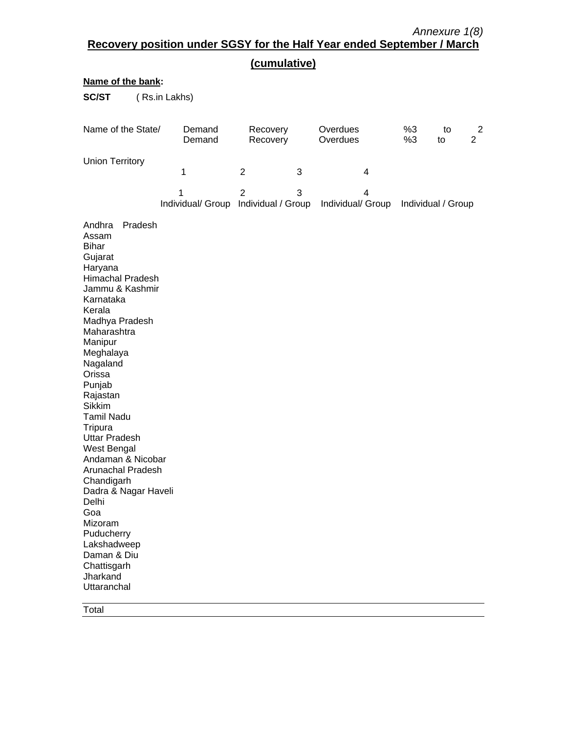*Annexure 1(8)*

**Recovery position under SGSY for the Half Year ended September / March (cumulative)**

**Name of the bank:**

**SC/ST** ( Rs.in Lakhs)

| Name of the State/ Union Territory | Demand | Recovery | Overdues | %3 to 2 |
|---|---|---|---|---|
| | 1 | 2 | 3 | 4 |
| | Individual/ Group | Individual / Group | Individual/ Group | Individual / Group |
| Andhra Pradesh | | | | |
| Assam | | | | |
| Bihar | | | | |
| Gujarat | | | | |
| Haryana | | | | |
| Himachal Pradesh | | | | |
| Jammu & Kashmir | | | | |
| Karnataka | | | | |
| Kerala | | | | |
| Madhya Pradesh | | | | |
| Maharashtra | | | | |
| Manipur | | | | |
| Meghalaya | | | | |
| Nagaland | | | | |
| Orissa | | | | |
| Punjab | | | | |
| Rajastan | | | | |
| Sikkim | | | | |
| Tamil Nadu | | | | |
| Tripura | | | | |
| Uttar Pradesh | | | | |
| West Bengal | | | | |
| Andaman & Nicobar | | | | |
| Arunachal Pradesh | | | | |
| Chandigarh | | | | |
| Dadra & Nagar Haveli | | | | |
| Delhi | | | | |
| Goa | | | | |
| Mizoram | | | | |
| Puducherry | | | | |
| Lakshadweep | | | | |
| Daman & Diu | | | | |
| Chattisgarh | | | | |
| Jharkand | | | | |
| Uttaranchal | | | | |
| Total | | | | |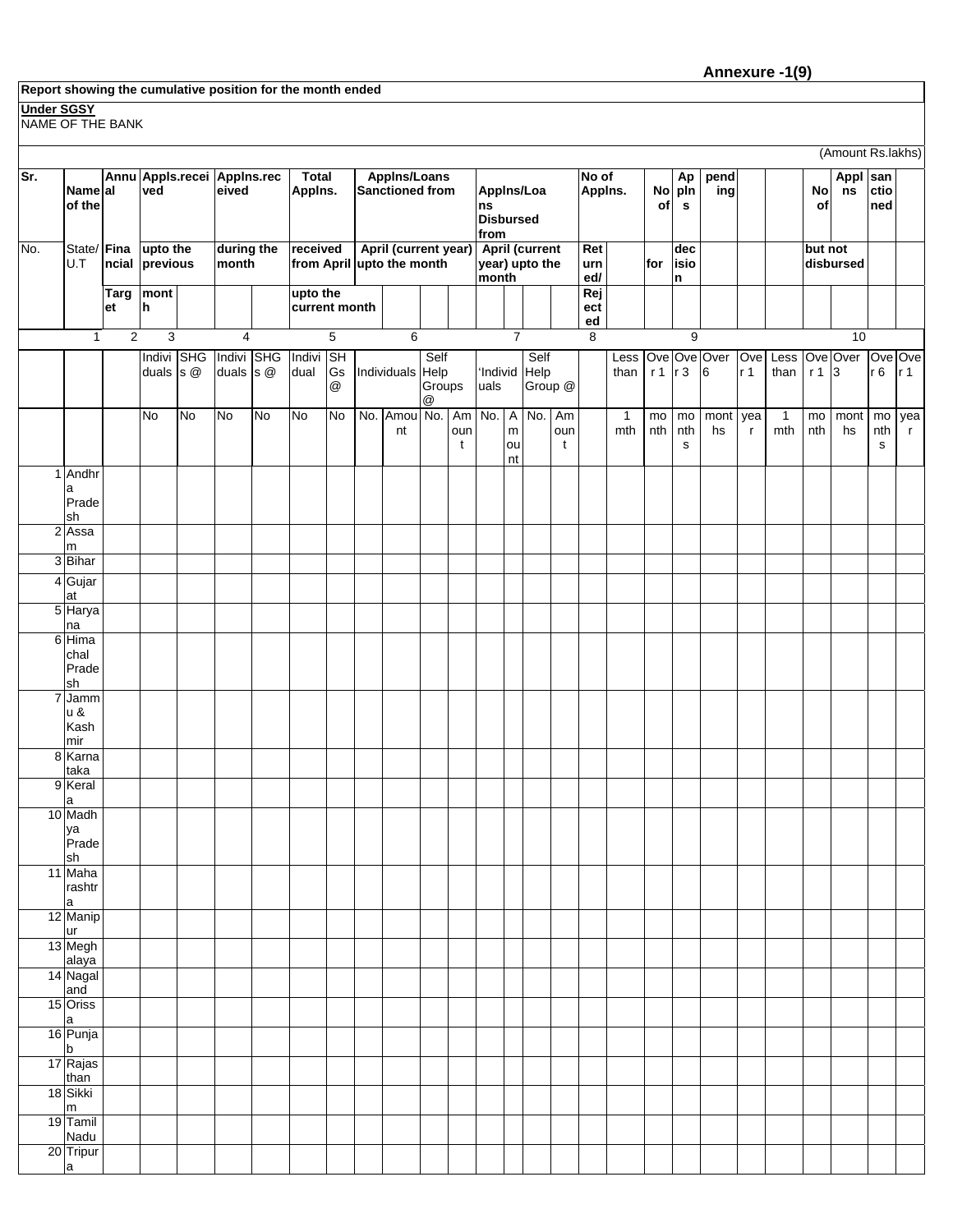**Annexure -1(9)**

**Report showing the cumulative position for the month ended**

**Under SGSY**

NAME OF THE BANK

(Amount Rs.lakhs)

| Sr. No. | Name of the State/ U.T | Annual Financial Target | Appls.received upto the previous month | | Applns.received during the month | | Total Applns. received from April upto the current month | | Applns/Loans Sanctioned from April (current year) upto the month | | | | Applns/Loans Disbursed from April (current year) upto the month | | | | No of Applns. Returned/ Rejected | No of Applns for decision pending | | | | | No of Applns sanctioned but not disbursed | | | | |
|---|---|---|---|---|---|---|---|---|---|---|---|---|---|---|---|---|---|---|---|---|---|---|---|---|---|---|---|
| | 1 | 2 | 3 | | 4 | | 5 | | 6 | | | | 7 | | | | 8 | 9 | | | | | 10 | | | | |
| | | | Individuals | SHGs @ | Individuals | SHGs @ | Individual | SHGs @ | Individuals | | Self Help Groups @ | | 'Individuals | | Self Help Group @ | | | Less than | Over 1 | Over 3 | Over 6 | Over 1 | Less than | Over 1 | Over 3 | Over 6 | Over 1 |
| | | | No | No | No | No | No | No | No. | Amount | No. | Amount | No. | Amount | No. | Amount | | 1 mth | month | months | months | year | 1 mth | month | months | months | year |
| 1 | Andhra Pradesh | | | | | | | | | | | | | | | | | | | | | | | | | | |
| 2 | Assam | | | | | | | | | | | | | | | | | | | | | | | | | | |
| 3 | Bihar | | | | | | | | | | | | | | | | | | | | | | | | | | |
| 4 | Gujarat | | | | | | | | | | | | | | | | | | | | | | | | | | |
| 5 | Haryana | | | | | | | | | | | | | | | | | | | | | | | | | | |
| 6 | Himachal Pradesh | | | | | | | | | | | | | | | | | | | | | | | | | | |
| 7 | Jammu & Kashmir | | | | | | | | | | | | | | | | | | | | | | | | | | |
| 8 | Karnataka | | | | | | | | | | | | | | | | | | | | | | | | | | |
| 9 | Kerala | | | | | | | | | | | | | | | | | | | | | | | | | | |
| 10 | Madhya Pradesh | | | | | | | | | | | | | | | | | | | | | | | | | | |
| 11 | Maharashtra | | | | | | | | | | | | | | | | | | | | | | | | | | |
| 12 | Manipur | | | | | | | | | | | | | | | | | | | | | | | | | | |
| 13 | Meghalaya | | | | | | | | | | | | | | | | | | | | | | | | | | |
| 14 | Nagaland | | | | | | | | | | | | | | | | | | | | | | | | | | |
| 15 | Orissa | | | | | | | | | | | | | | | | | | | | | | | | | | |
| 16 | Punjab | | | | | | | | | | | | | | | | | | | | | | | | | | |
| 17 | Rajasthan | | | | | | | | | | | | | | | | | | | | | | | | | | |
| 18 | Sikkim | | | | | | | | | | | | | | | | | | | | | | | | | | |
| 19 | Tamil Nadu | | | | | | | | | | | | | | | | | | | | | | | | | | |
| 20 | Tripura | | | | | | | | | | | | | | | | | | | | | | | | | | |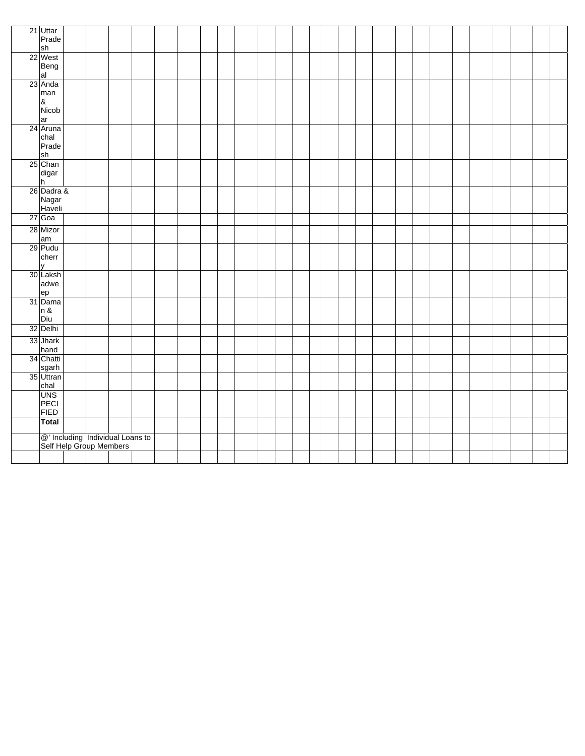| | | | | | | | | | | | | | | | | | | | | | | | | | | | |
|---|---|---|---|---|---|---|---|---|---|---|---|---|---|---|---|---|---|---|---|---|---|---|---|---|---|---|---|
| 21 | Uttar Pradesh | | | | | | | | | | | | | | | | | | | | | | | | | | |
| 22 | West Bengal | | | | | | | | | | | | | | | | | | | | | | | | | | |
| 23 | Andaman & Nicobar | | | | | | | | | | | | | | | | | | | | | | | | | | |
| 24 | Arunachal Pradesh | | | | | | | | | | | | | | | | | | | | | | | | | | |
| 25 | Chandigarh | | | | | | | | | | | | | | | | | | | | | | | | | | |
| 26 | Dadra & Nagar Haveli | | | | | | | | | | | | | | | | | | | | | | | | | | |
| 27 | Goa | | | | | | | | | | | | | | | | | | | | | | | | | | |
| 28 | Mizoram | | | | | | | | | | | | | | | | | | | | | | | | | | |
| 29 | Puducherry | | | | | | | | | | | | | | | | | | | | | | | | | | |
| 30 | Lakshadweep | | | | | | | | | | | | | | | | | | | | | | | | | | |
| 31 | Daman & Diu | | | | | | | | | | | | | | | | | | | | | | | | | | |
| 32 | Delhi | | | | | | | | | | | | | | | | | | | | | | | | | | |
| 33 | Jharkhand | | | | | | | | | | | | | | | | | | | | | | | | | | |
| 34 | Chattisgarh | | | | | | | | | | | | | | | | | | | | | | | | | | |
| 35 | Uttranchal | | | | | | | | | | | | | | | | | | | | | | | | | | |
| | UNSPECIFIED | | | | | | | | | | | | | | | | | | | | | | | | | | |
| | **Total** | | | | | | | | | | | | | | | | | | | | | | | | | | |
| | @' Including Individual Loans to Self Help Group Members | | | | | | | | | | | | | | | | | | | | | | | | | | |
| | | | | | | | | | | | | | | | | | | | | | | | | | | | |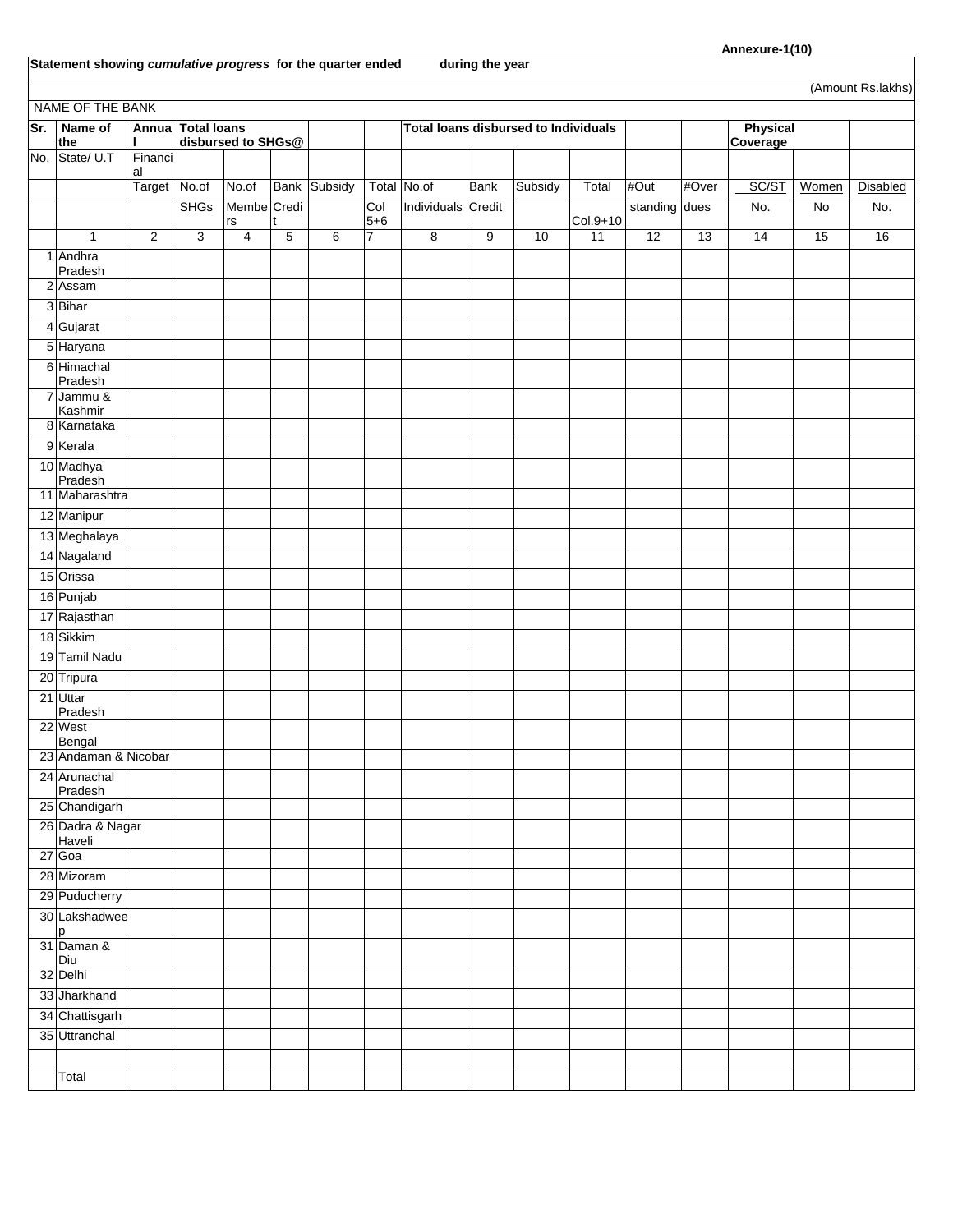**Annexure-1(10)**

**Statement showing *cumulative progress* for the quarter ended during the year**

(Amount Rs.lakhs)

NAME OF THE BANK

| Sr. | Name of the | Annual | Total loans disbursed to SHGs@ | | | | | Total loans disbursed to Individuals | | | | | | Physical Coverage | | |
|---|---|---|---|---|---|---|---|---|---|---|---|---|---|---|---|---|
| No. | State/ U.T | Financial | | | | | | | | | | | | | | |
| | | Target | No.of | No.of | Bank | Subsidy | Total | No.of | Bank | Subsidy | Total | #Out | #Over | SC/ST | Women | Disabled |
| | | | SHGs | Members | Credit | | Col 5+6 | Individuals | Credit | | Col.9+10 | standing | dues | No. | No | No. |
| | 1 | 2 | 3 | 4 | 5 | 6 | 7 | 8 | 9 | 10 | 11 | 12 | 13 | 14 | 15 | 16 |
| 1 | Andhra Pradesh | | | | | | | | | | | | | | | |
| 2 | Assam | | | | | | | | | | | | | | | |
| 3 | Bihar | | | | | | | | | | | | | | | |
| 4 | Gujarat | | | | | | | | | | | | | | | |
| 5 | Haryana | | | | | | | | | | | | | | | |
| 6 | Himachal Pradesh | | | | | | | | | | | | | | | |
| 7 | Jammu & Kashmir | | | | | | | | | | | | | | | |
| 8 | Karnataka | | | | | | | | | | | | | | | |
| 9 | Kerala | | | | | | | | | | | | | | | |
| 10 | Madhya Pradesh | | | | | | | | | | | | | | | |
| 11 | Maharashtra | | | | | | | | | | | | | | | |
| 12 | Manipur | | | | | | | | | | | | | | | |
| 13 | Meghalaya | | | | | | | | | | | | | | | |
| 14 | Nagaland | | | | | | | | | | | | | | | |
| 15 | Orissa | | | | | | | | | | | | | | | |
| 16 | Punjab | | | | | | | | | | | | | | | |
| 17 | Rajasthan | | | | | | | | | | | | | | | |
| 18 | Sikkim | | | | | | | | | | | | | | | |
| 19 | Tamil Nadu | | | | | | | | | | | | | | | |
| 20 | Tripura | | | | | | | | | | | | | | | |
| 21 | Uttar Pradesh | | | | | | | | | | | | | | | |
| 22 | West Bengal | | | | | | | | | | | | | | | |
| 23 | Andaman & Nicobar | | | | | | | | | | | | | | | |
| 24 | Arunachal Pradesh | | | | | | | | | | | | | | | |
| 25 | Chandigarh | | | | | | | | | | | | | | | |
| 26 | Dadra & Nagar Haveli | | | | | | | | | | | | | | | |
| 27 | Goa | | | | | | | | | | | | | | | |
| 28 | Mizoram | | | | | | | | | | | | | | | |
| 29 | Puducherry | | | | | | | | | | | | | | | |
| 30 | Lakshadweep | | | | | | | | | | | | | | | |
| 31 | Daman & Diu | | | | | | | | | | | | | | | |
| 32 | Delhi | | | | | | | | | | | | | | | |
| 33 | Jharkhand | | | | | | | | | | | | | | | |
| 34 | Chattisgarh | | | | | | | | | | | | | | | |
| 35 | Uttranchal | | | | | | | | | | | | | | | |
| | | | | | | | | | | | | | | | | |
| | Total | | | | | | | | | | | | | | | |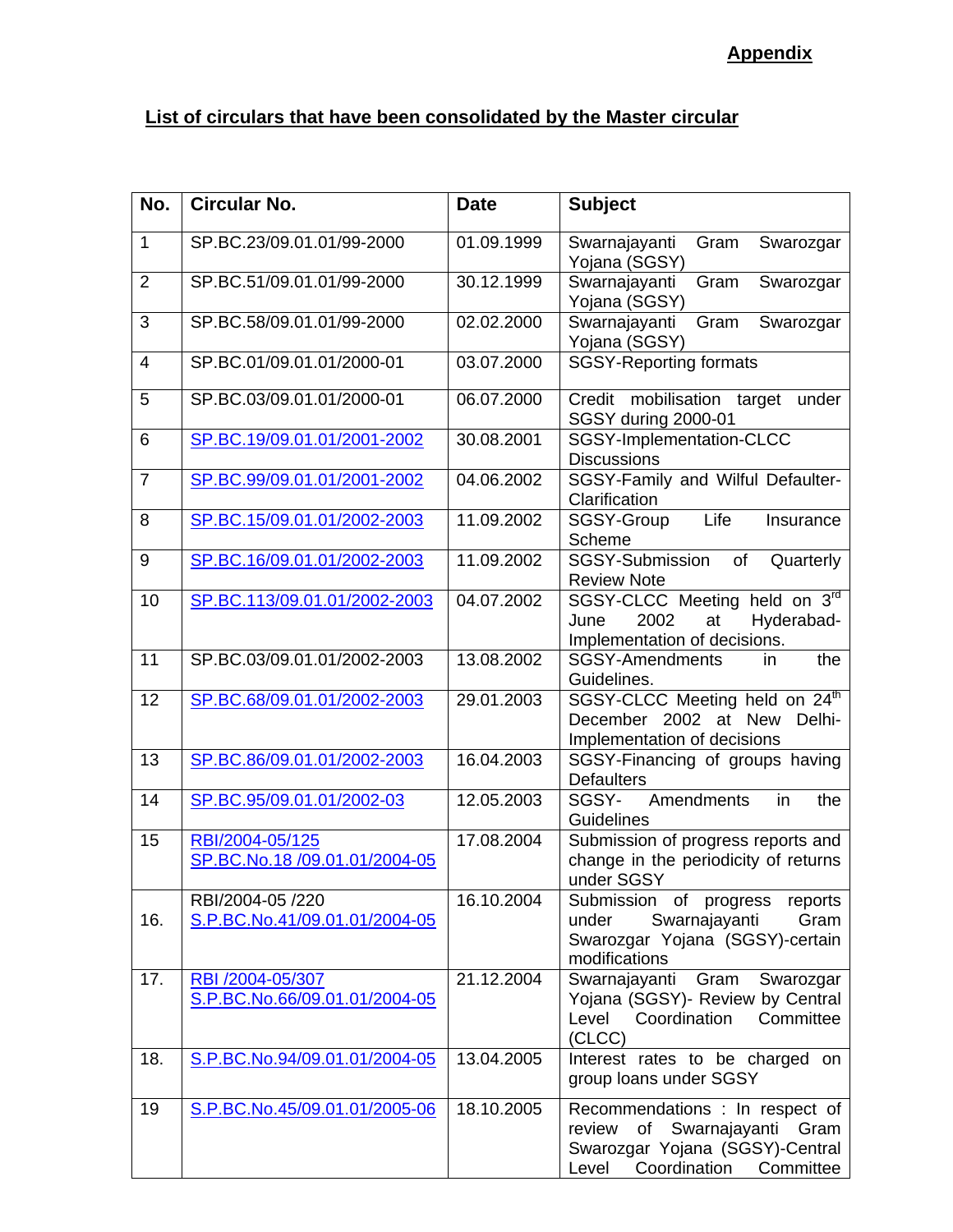**Appendix**

## List of circulars that have been consolidated by the Master circular

| No. | Circular No. | Date | Subject |
|---|---|---|---|
| 1 | SP.BC.23/09.01.01/99-2000 | 01.09.1999 | Swarnajayanti Gram Swarozgar Yojana (SGSY) |
| 2 | SP.BC.51/09.01.01/99-2000 | 30.12.1999 | Swarnajayanti Gram Swarozgar Yojana (SGSY) |
| 3 | SP.BC.58/09.01.01/99-2000 | 02.02.2000 | Swarnajayanti Gram Swarozgar Yojana (SGSY) |
| 4 | SP.BC.01/09.01.01/2000-01 | 03.07.2000 | SGSY-Reporting formats |
| 5 | SP.BC.03/09.01.01/2000-01 | 06.07.2000 | Credit mobilisation target under SGSY during 2000-01 |
| 6 | SP.BC.19/09.01.01/2001-2002 | 30.08.2001 | SGSY-Implementation-CLCC Discussions |
| 7 | SP.BC.99/09.01.01/2001-2002 | 04.06.2002 | SGSY-Family and Wilful Defaulter-Clarification |
| 8 | SP.BC.15/09.01.01/2002-2003 | 11.09.2002 | SGSY-Group Life Insurance Scheme |
| 9 | SP.BC.16/09.01.01/2002-2003 | 11.09.2002 | SGSY-Submission of Quarterly Review Note |
| 10 | SP.BC.113/09.01.01/2002-2003 | 04.07.2002 | SGSY-CLCC Meeting held on 3rd June 2002 at Hyderabad-Implementation of decisions. |
| 11 | SP.BC.03/09.01.01/2002-2003 | 13.08.2002 | SGSY-Amendments in the Guidelines. |
| 12 | SP.BC.68/09.01.01/2002-2003 | 29.01.2003 | SGSY-CLCC Meeting held on 24th December 2002 at New Delhi-Implementation of decisions |
| 13 | SP.BC.86/09.01.01/2002-2003 | 16.04.2003 | SGSY-Financing of groups having Defaulters |
| 14 | SP.BC.95/09.01.01/2002-03 | 12.05.2003 | SGSY- Amendments in the Guidelines |
| 15 | RBI/2004-05/125 SP.BC.No.18 /09.01.01/2004-05 | 17.08.2004 | Submission of progress reports and change in the periodicity of returns under SGSY |
| 16. | RBI/2004-05 /220 S.P.BC.No.41/09.01.01/2004-05 | 16.10.2004 | Submission of progress reports under Swarnajayanti Gram Swarozgar Yojana (SGSY)-certain modifications |
| 17. | RBI /2004-05/307 S.P.BC.No.66/09.01.01/2004-05 | 21.12.2004 | Swarnajayanti Gram Swarozgar Yojana (SGSY)- Review by Central Level Coordination Committee (CLCC) |
| 18. | S.P.BC.No.94/09.01.01/2004-05 | 13.04.2005 | Interest rates to be charged on group loans under SGSY |
| 19 | S.P.BC.No.45/09.01.01/2005-06 | 18.10.2005 | Recommendations : In respect of review of Swarnajayanti Gram Swarozgar Yojana (SGSY)-Central Level Coordination Committee |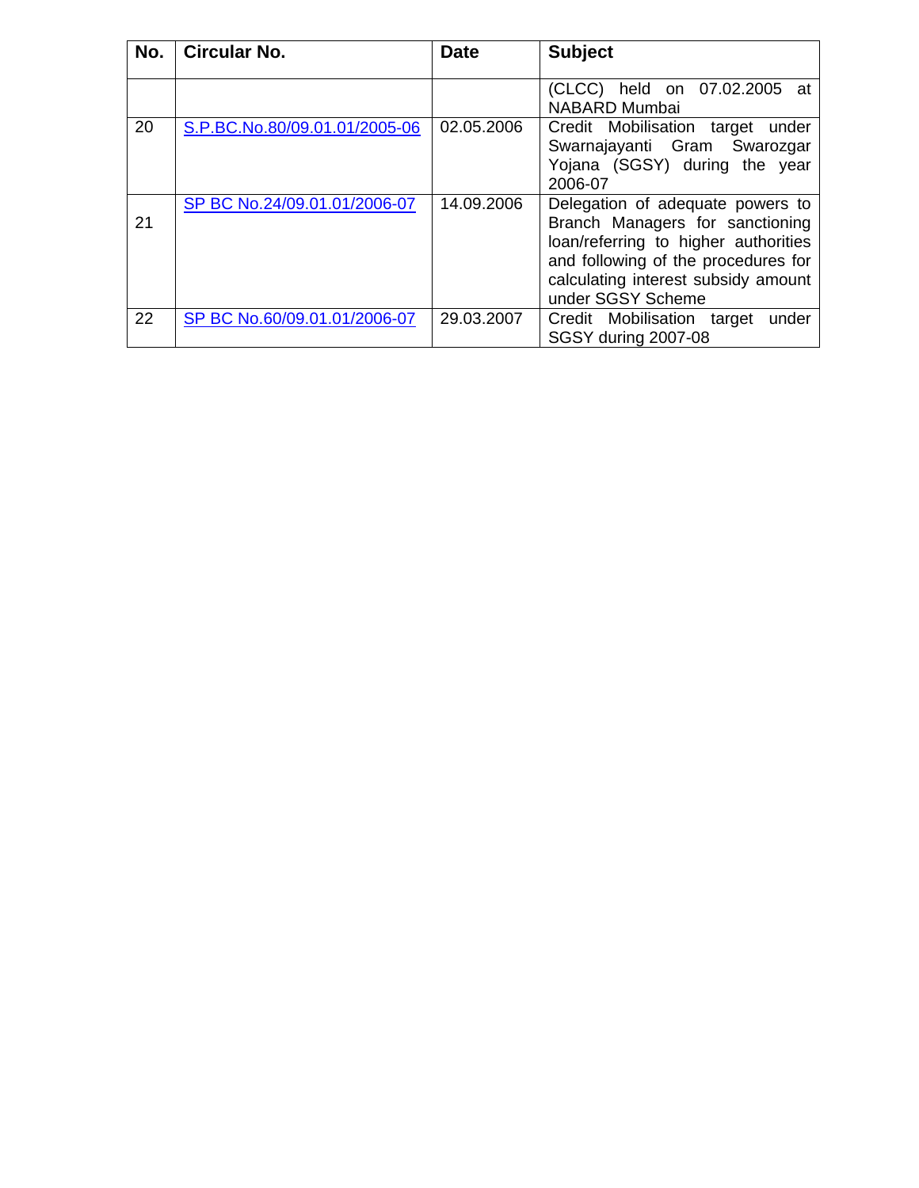| No. | Circular No. | Date | Subject |
|---|---|---|---|
| | | | (CLCC) held on 07.02.2005 at NABARD Mumbai |
| 20 | S.P.BC.No.80/09.01.01/2005-06 | 02.05.2006 | Credit Mobilisation target under Swarnajayanti Gram Swarozgar Yojana (SGSY) during the year 2006-07 |
| 21 | SP BC No.24/09.01.01/2006-07 | 14.09.2006 | Delegation of adequate powers to Branch Managers for sanctioning loan/referring to higher authorities and following of the procedures for calculating interest subsidy amount under SGSY Scheme |
| 22 | SP BC No.60/09.01.01/2006-07 | 29.03.2007 | Credit Mobilisation target under SGSY during 2007-08 |